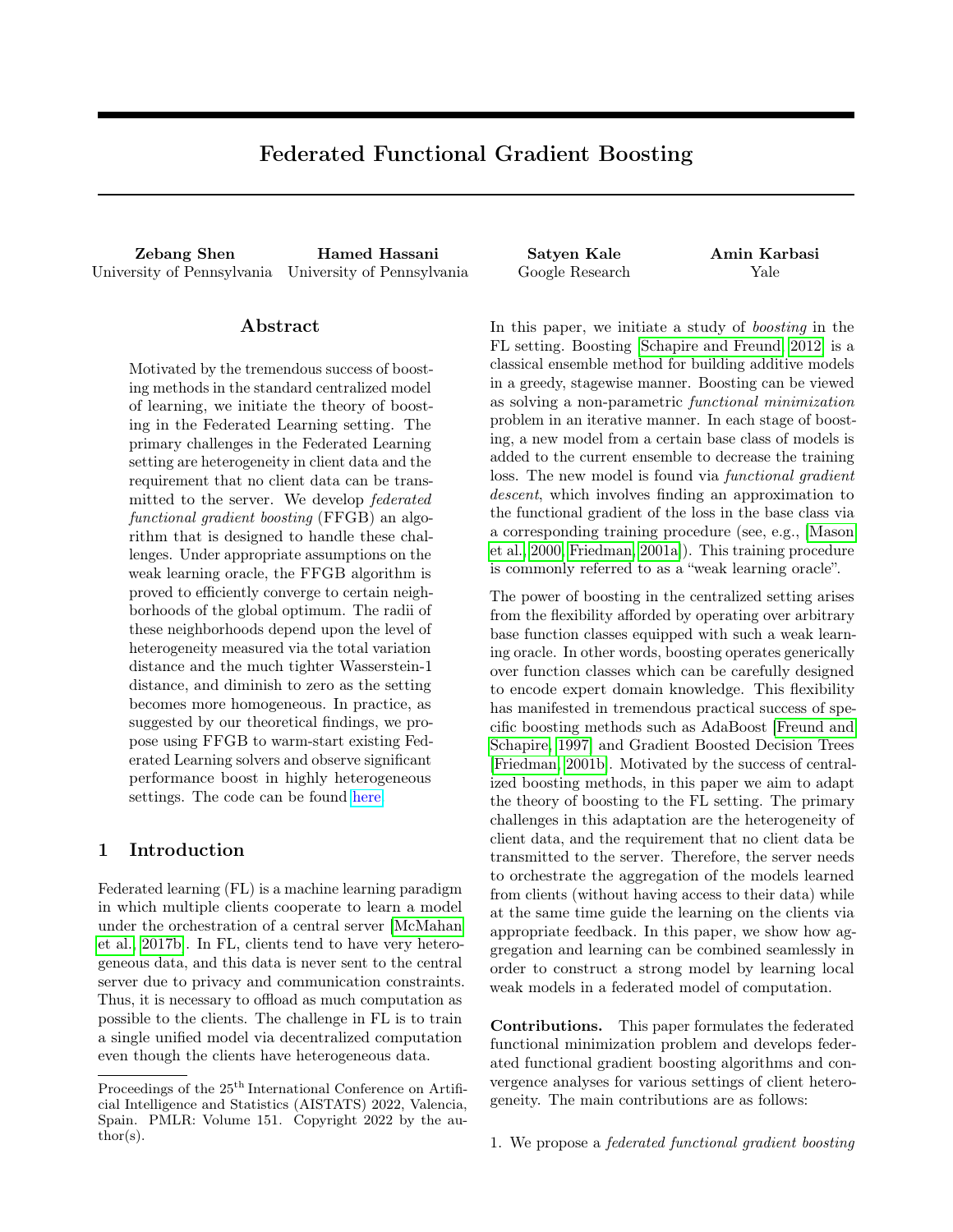# Federated Functional Gradient Boosting

**Zebang Shen**
University of Pennsylvania

**Hamed Hassani**
University of Pennsylvania

**Satyen Kale**
Google Research

**Amin Karbasi**
Yale

## Abstract

Motivated by the tremendous success of boosting methods in the standard centralized model of learning, we initiate the theory of boosting in the Federated Learning setting. The primary challenges in the Federated Learning setting are heterogeneity in client data and the requirement that no client data can be transmitted to the server. We develop *federated functional gradient boosting* (FFGB) an algorithm that is designed to handle these challenges. Under appropriate assumptions on the weak learning oracle, the FFGB algorithm is proved to efficiently converge to certain neighborhoods of the global optimum. The radii of these neighborhoods depend upon the level of heterogeneity measured via the total variation distance and the much tighter Wasserstein-1 distance, and diminish to zero as the setting becomes more homogeneous. In practice, as suggested by our theoretical findings, we propose using FFGB to warm-start existing Federated Learning solvers and observe significant performance boost in highly heterogeneous settings. The code can be found here.

## 1 Introduction

Federated learning (FL) is a machine learning paradigm in which multiple clients cooperate to learn a model under the orchestration of a central server [McMahan et al., 2017b]. In FL, clients tend to have very heterogeneous data, and this data is never sent to the central server due to privacy and communication constraints. Thus, it is necessary to offload as much computation as possible to the clients. The challenge in FL is to train a single unified model via decentralized computation even though the clients have heterogeneous data.

In this paper, we initiate a study of *boosting* in the FL setting. Boosting [Schapire and Freund, 2012] is a classical ensemble method for building additive models in a greedy, stagewise manner. Boosting can be viewed as solving a non-parametric *functional minimization* problem in an iterative manner. In each stage of boosting, a new model from a certain base class of models is added to the current ensemble to decrease the training loss. The new model is found via *functional gradient descent*, which involves finding an approximation to the functional gradient of the loss in the base class via a corresponding training procedure (see, e.g., [Mason et al., 2000, Friedman, 2001a]). This training procedure is commonly referred to as a "weak learning oracle".

The power of boosting in the centralized setting arises from the flexibility afforded by operating over arbitrary base function classes equipped with such a weak learning oracle. In other words, boosting operates generically over function classes which can be carefully designed to encode expert domain knowledge. This flexibility has manifested in tremendous practical success of specific boosting methods such as AdaBoost [Freund and Schapire, 1997] and Gradient Boosted Decision Trees [Friedman, 2001b]. Motivated by the success of centralized boosting methods, in this paper we aim to adapt the theory of boosting to the FL setting. The primary challenges in this adaptation are the heterogeneity of client data, and the requirement that no client data be transmitted to the server. Therefore, the server needs to orchestrate the aggregation of the models learned from clients (without having access to their data) while at the same time guide the learning on the clients via appropriate feedback. In this paper, we show how aggregation and learning can be combined seamlessly in order to construct a strong model by learning local weak models in a federated model of computation.

**Contributions.** This paper formulates the federated functional minimization problem and develops federated functional gradient boosting algorithms and convergence analyses for various settings of client heterogeneity. The main contributions are as follows:

1. We propose a *federated functional gradient boosting*

Proceedings of the 25[th] International Conference on Artificial Intelligence and Statistics (AISTATS) 2022, Valencia, Spain. PMLR: Volume 151. Copyright 2022 by the author(s).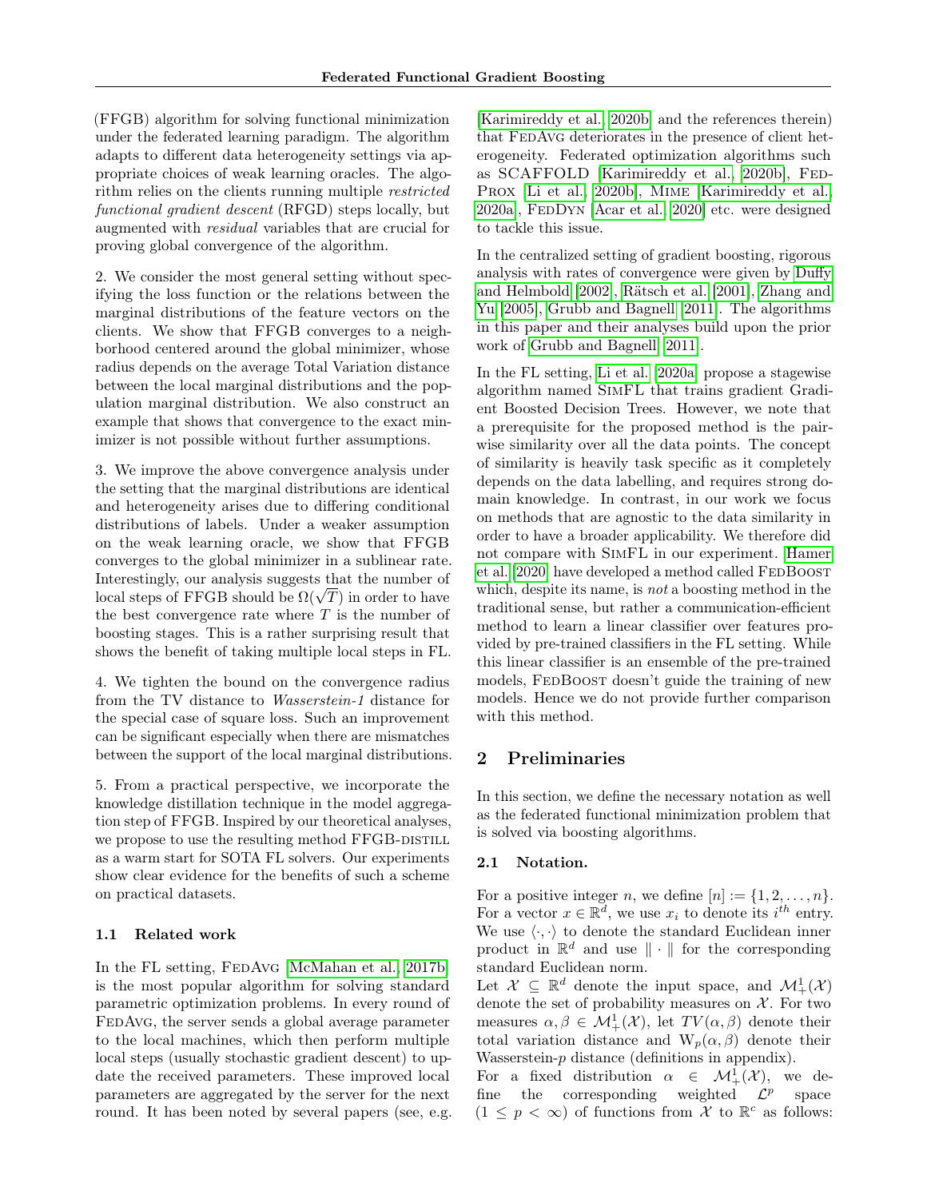(FFGB) algorithm for solving functional minimization under the federated learning paradigm. The algorithm adapts to different data heterogeneity settings via appropriate choices of weak learning oracles. The algorithm relies on the clients running multiple *restricted functional gradient descent* (RFGD) steps locally, but augmented with *residual* variables that are crucial for proving global convergence of the algorithm.

2. We consider the most general setting without specifying the loss function or the relations between the marginal distributions of the feature vectors on the clients. We show that FFGB converges to a neighborhood centered around the global minimizer, whose radius depends on the average Total Variation distance between the local marginal distributions and the population marginal distribution. We also construct an example that shows that convergence to the exact minimizer is not possible without further assumptions.

3. We improve the above convergence analysis under the setting that the marginal distributions are identical and heterogeneity arises due to differing conditional distributions of labels. Under a weaker assumption on the weak learning oracle, we show that FFGB converges to the global minimizer in a sublinear rate. Interestingly, our analysis suggests that the number of local steps of FFGB should be $\Omega(\sqrt{T})$ in order to have the best convergence rate where $T$ is the number of boosting stages. This is a rather surprising result that shows the benefit of taking multiple local steps in FL.

4. We tighten the bound on the convergence radius from the TV distance to *Wasserstein-1* distance for the special case of square loss. Such an improvement can be significant especially when there are mismatches between the support of the local marginal distributions.

5. From a practical perspective, we incorporate the knowledge distillation technique in the model aggregation step of FFGB. Inspired by our theoretical analyses, we propose to use the resulting method FFGB-DISTILL as a warm start for SOTA FL solvers. Our experiments show clear evidence for the benefits of such a scheme on practical datasets.

### 1.1 Related work

In the FL setting, FEDAVG [McMahan et al., 2017b] is the most popular algorithm for solving standard parametric optimization problems. In every round of FEDAVG, the server sends a global average parameter to the local machines, which then perform multiple local steps (usually stochastic gradient descent) to update the received parameters. These improved local parameters are aggregated by the server for the next round. It has been noted by several papers (see, e.g. [Karimireddy et al., 2020b] and the references therein) that FEDAVG deteriorates in the presence of client heterogeneity. Federated optimization algorithms such as SCAFFOLD [Karimireddy et al., 2020b], FEDPROX [Li et al., 2020b], MIME [Karimireddy et al., 2020a], FEDDYN [Acar et al., 2020] etc. were designed to tackle this issue.

In the centralized setting of gradient boosting, rigorous analysis with rates of convergence were given by Duffy and Helmbold [2002], Rätsch et al. [2001], Zhang and Yu [2005], Grubb and Bagnell [2011]. The algorithms in this paper and their analyses build upon the prior work of Grubb and Bagnell [2011].

In the FL setting, Li et al. [2020a] propose a stagewise algorithm named SIMFL that trains gradient Gradient Boosted Decision Trees. However, we note that a prerequisite for the proposed method is the pairwise similarity over all the data points. The concept of similarity is heavily task specific as it completely depends on the data labelling, and requires strong domain knowledge. In contrast, in our work we focus on methods that are agnostic to the data similarity in order to have a broader applicability. We therefore did not compare with SIMFL in our experiment. Hamer et al. [2020] have developed a method called FEDBOOST which, despite its name, is *not* a boosting method in the traditional sense, but rather a communication-efficient method to learn a linear classifier over features provided by pre-trained classifiers in the FL setting. While this linear classifier is an ensemble of the pre-trained models, FEDBOOST doesn't guide the training of new models. Hence we do not provide further comparison with this method.

## 2 Preliminaries

In this section, we define the necessary notation as well as the federated functional minimization problem that is solved via boosting algorithms.

### 2.1 Notation.

For a positive integer $n$, we define $[n] := \{1, 2, \ldots, n\}$. For a vector $x \in \mathbb{R}^d$, we use $x_i$ to denote its $i^{th}$ entry. We use $\langle \cdot, \cdot \rangle$ to denote the standard Euclidean inner product in $\mathbb{R}^d$ and use $\| \cdot \|$ for the corresponding standard Euclidean norm.

Let $\mathcal{X} \subseteq \mathbb{R}^d$ denote the input space, and $\mathcal{M}_+^1(\mathcal{X})$ denote the set of probability measures on $\mathcal{X}$. For two measures $\alpha, \beta \in \mathcal{M}_+^1(\mathcal{X})$, let $TV(\alpha, \beta)$ denote their total variation distance and $\mathrm{W}_p(\alpha, \beta)$ denote their Wasserstein-$p$ distance (definitions in appendix).

For a fixed distribution $\alpha \in \mathcal{M}_+^1(\mathcal{X})$, we define the corresponding weighted $\mathcal{L}^p$ space $(1 \leq p < \infty)$ of functions from $\mathcal{X}$ to $\mathbb{R}^c$ as follows: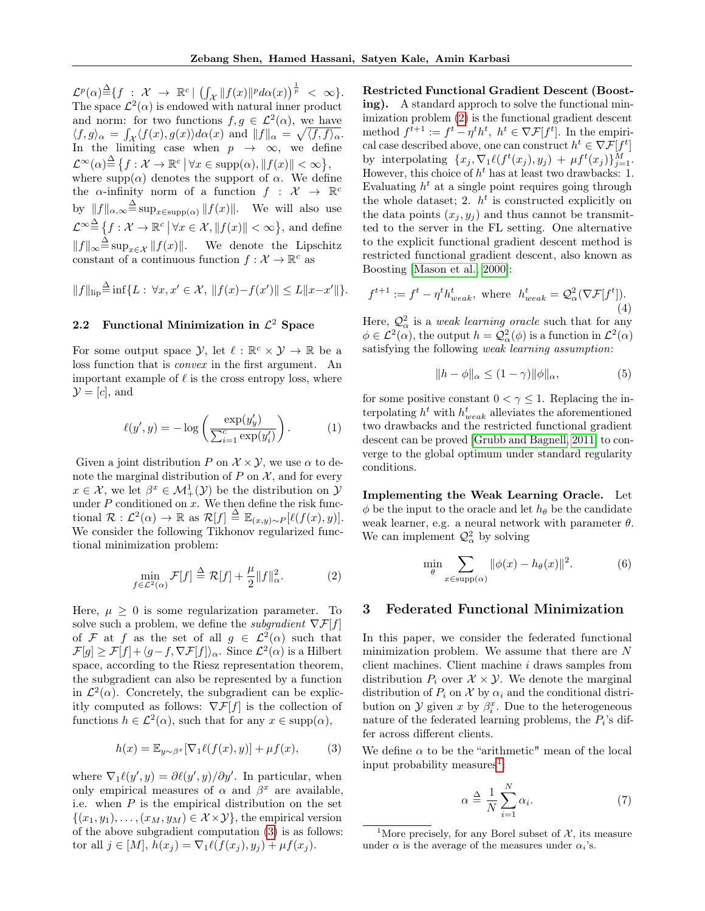$\mathcal{L}^p(\alpha) \overset{\Delta}{=} \{f : \mathcal{X} \to \mathbb{R}^c \mid \left(\int_{\mathcal{X}} \|f(x)\|^p d\alpha(x)\right)^{\frac{1}{p}} < \infty\}$. The space $\mathcal{L}^2(\alpha)$ is endowed with natural inner product and norm: for two functions $f, g \in \mathcal{L}^2(\alpha)$, we have $\langle f, g\rangle_\alpha = \int_{\mathcal{X}} \langle f(x), g(x)\rangle d\alpha(x)$ and $\|f\|_\alpha = \sqrt{\langle f, f\rangle_\alpha}$. In the limiting case when $p \to \infty$, we define $\mathcal{L}^\infty(\alpha) \overset{\Delta}{=} \{f : \mathcal{X} \to \mathbb{R}^c \,|\, \forall x \in \mathrm{supp}(\alpha), \|f(x)\| < \infty\}$, where $\mathrm{supp}(\alpha)$ denotes the support of $\alpha$. We define the $\alpha$-infinity norm of a function $f : \mathcal{X} \to \mathbb{R}^c$ by $\|f\|_{\alpha,\infty} \overset{\Delta}{=} \sup_{x\in\mathrm{supp}(\alpha)} \|f(x)\|$. We will also use $\mathcal{L}^\infty \overset{\Delta}{=} \{f : \mathcal{X} \to \mathbb{R}^c \,|\, \forall x \in \mathcal{X}, \|f(x)\| < \infty\}$, and define $\|f\|_\infty \overset{\Delta}{=} \sup_{x\in\mathcal{X}} \|f(x)\|$. We denote the Lipschitz constant of a continuous function $f : \mathcal{X} \to \mathbb{R}^c$ as

$$\|f\|_{\mathrm{lip}} \overset{\Delta}{=} \inf\{L : \forall x, x' \in \mathcal{X}, \|f(x) - f(x')\| \le L\|x - x'\|\}.$$

### 2.2 Functional Minimization in $\mathcal{L}^2$ Space

For some output space $\mathcal{Y}$, let $\ell : \mathbb{R}^c \times \mathcal{Y} \to \mathbb{R}$ be a loss function that is *convex* in the first argument. An important example of $\ell$ is the cross entropy loss, where $\mathcal{Y} = [c]$, and

$$\ell(y', y) = -\log\left(\frac{\exp(y'_y)}{\sum_{i=1}^c \exp(y'_i)}\right). \tag{1}$$

Given a joint distribution $P$ on $\mathcal{X} \times \mathcal{Y}$, we use $\alpha$ to denote the marginal distribution of $P$ on $\mathcal{X}$, and for every $x \in \mathcal{X}$, we let $\beta^x \in \mathcal{M}^1_+(\mathcal{Y})$ be the distribution on $\mathcal{Y}$ under $P$ conditioned on $x$. We then define the risk functional $\mathcal{R} : \mathcal{L}^2(\alpha) \to \mathbb{R}$ as $\mathcal{R}[f] \overset{\Delta}{=} \mathbb{E}_{(x,y)\sim P}[\ell(f(x), y)]$. We consider the following Tikhonov regularized functional minimization problem:

$$\min_{f\in\mathcal{L}^2(\alpha)} \mathcal{F}[f] \overset{\Delta}{=} \mathcal{R}[f] + \frac{\mu}{2}\|f\|_\alpha^2. \tag{2}$$

Here, $\mu \ge 0$ is some regularization parameter. To solve such a problem, we define the *subgradient* $\nabla\mathcal{F}[f]$ of $\mathcal{F}$ at $f$ as the set of all $g \in \mathcal{L}^2(\alpha)$ such that $\mathcal{F}[g] \ge \mathcal{F}[f] + \langle g - f, \nabla\mathcal{F}[f]\rangle_\alpha$. Since $\mathcal{L}^2(\alpha)$ is a Hilbert space, according to the Riesz representation theorem, the subgradient can also be represented by a function in $\mathcal{L}^2(\alpha)$. Concretely, the subgradient can be explicitly computed as follows: $\nabla\mathcal{F}[f]$ is the collection of functions $h \in \mathcal{L}^2(\alpha)$, such that for any $x \in \mathrm{supp}(\alpha)$,

$$h(x) = \mathbb{E}_{y\sim\beta^x}[\nabla_1\ell(f(x), y)] + \mu f(x), \tag{3}$$

where $\nabla_1\ell(y', y) = \partial\ell(y', y)/\partial y'$. In particular, when only empirical measures of $\alpha$ and $\beta^x$ are available, i.e. when $P$ is the empirical distribution on the set $\{(x_1, y_1), \ldots, (x_M, y_M) \in \mathcal{X}\times\mathcal{Y}\}$, the empirical version of the above subgradient computation (3) is as follows: for all $j \in [M]$, $h(x_j) = \nabla_1\ell(f(x_j), y_j) + \mu f(x_j)$.

**Restricted Functional Gradient Descent (Boosting).** A standard approch to solve the functional minimization problem (2) is the functional gradient descent method $f^{t+1} := f^t - \eta^t h^t$, $h^t \in \nabla\mathcal{F}[f^t]$. In the empirical case described above, one can construct $h^t \in \nabla\mathcal{F}[f^t]$ by interpolating $\{x_j, \nabla_1\ell(f^t(x_j), y_j) + \mu f^t(x_j)\}_{j=1}^M$. However, this choice of $h^t$ has at least two drawbacks: 1. Evaluating $h^t$ at a single point requires going through the whole dataset; 2. $h^t$ is constructed explicitly on the data points $(x_j, y_j)$ and thus cannot be transmitted to the server in the FL setting. One alternative to the explicit functional gradient descent method is restricted functional gradient descent, also known as Boosting [Mason et al., 2000]:

$$f^{t+1} := f^t - \eta^t h^t_{weak}, \text{ where } h^t_{weak} = \mathcal{Q}^2_\alpha(\nabla\mathcal{F}[f^t]). \tag{4}$$

Here, $\mathcal{Q}^2_\alpha$ is a *weak learning oracle* such that for any $\phi \in \mathcal{L}^2(\alpha)$, the output $h = \mathcal{Q}^2_\alpha(\phi)$ is a function in $\mathcal{L}^2(\alpha)$ satisfying the following *weak learning assumption*:

$$\|h - \phi\|_\alpha \le (1 - \gamma)\|\phi\|_\alpha, \tag{5}$$

for some positive constant $0 < \gamma \le 1$. Replacing the interpolating $h^t$ with $h^t_{weak}$ alleviates the aforementioned two drawbacks and the restricted functional gradient descent can be proved [Grubb and Bagnell, 2011] to converge to the global optimum under standard regularity conditions.

**Implementing the Weak Learning Oracle.** Let $\phi$ be the input to the oracle and let $h_\theta$ be the candidate weak learner, e.g. a neural network with parameter $\theta$. We can implement $\mathcal{Q}^2_\alpha$ by solving

$$\min_\theta \sum_{x\in\mathrm{supp}(\alpha)} \|\phi(x) - h_\theta(x)\|^2. \tag{6}$$

## 3 Federated Functional Minimization

In this paper, we consider the federated functional minimization problem. We assume that there are $N$ client machines. Client machine $i$ draws samples from distribution $P_i$ over $\mathcal{X} \times \mathcal{Y}$. We denote the marginal distribution of $P_i$ on $\mathcal{X}$ by $\alpha_i$ and the conditional distribution on $\mathcal{Y}$ given $x$ by $\beta^x_i$. Due to the heterogeneous nature of the federated learning problems, the $P_i$'s differ across different clients.

We define $\alpha$ to be the "arithmetic" mean of the local input probability measures[1]:

$$\alpha \overset{\Delta}{=} \frac{1}{N}\sum_{i=1}^N \alpha_i. \tag{7}$$

[1] More precisely, for any Borel subset of $\mathcal{X}$, its measure under $\alpha$ is the average of the measures under $\alpha_i$'s.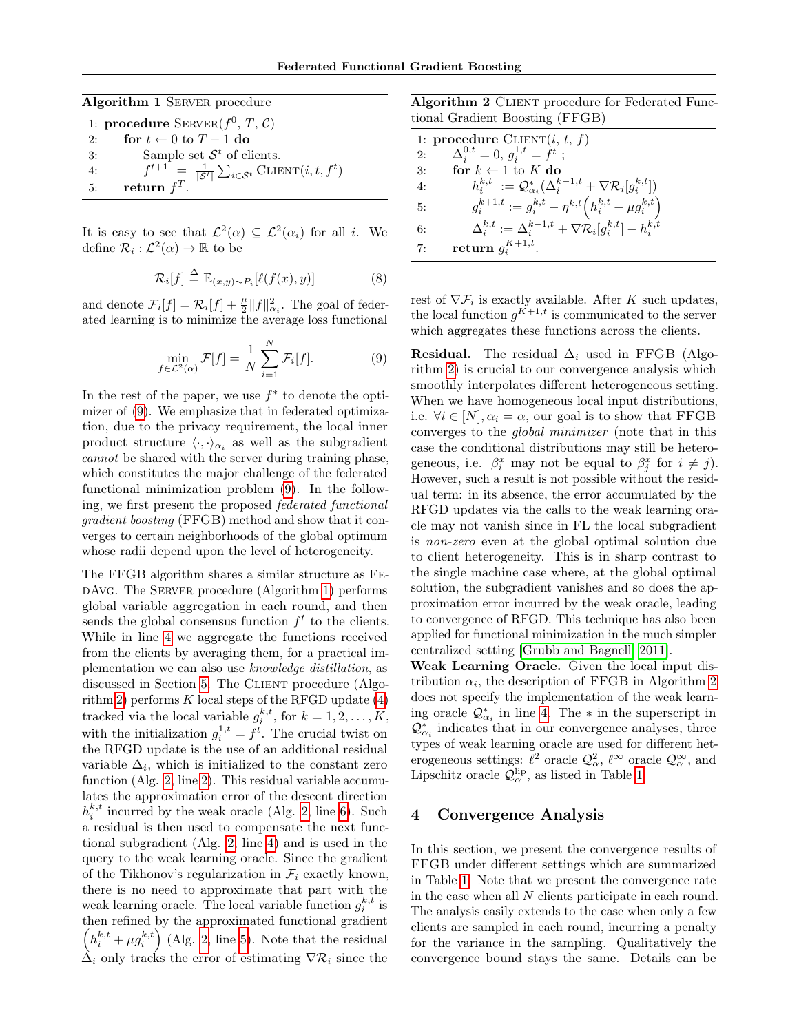**Algorithm 1** Server procedure

```
1: procedure SERVER(f^0, T, C)
2:     for t ← 0 to T − 1 do
3:         Sample set S^t of clients.
4:         f^{t+1} = (1/|S^t|) Σ_{i∈S^t} CLIENT(i, t, f^t)
5:     return f^T.
```

It is easy to see that $\mathcal{L}^2(\alpha) \subseteq \mathcal{L}^2(\alpha_i)$ for all $i$. We define $\mathcal{R}_i : \mathcal{L}^2(\alpha) \to \mathbb{R}$ to be

$$\mathcal{R}_i[f] \triangleq \mathbb{E}_{(x,y)\sim P_i}[\ell(f(x), y)] \tag{8}$$

and denote $\mathcal{F}_i[f] = \mathcal{R}_i[f] + \frac{\mu}{2}\|f\|^2_{\alpha_i}$. The goal of federated learning is to minimize the average loss functional

$$\min_{f\in\mathcal{L}^2(\alpha)} \mathcal{F}[f] = \frac{1}{N}\sum_{i=1}^{N} \mathcal{F}_i[f]. \tag{9}$$

In the rest of the paper, we use $f^*$ to denote the optimizer of (9). We emphasize that in federated optimization, due to the privacy requirement, the local inner product structure $\langle\cdot,\cdot\rangle_{\alpha_i}$ as well as the subgradient *cannot* be shared with the server during training phase, which constitutes the major challenge of the federated functional minimization problem (9). In the following, we first present the proposed *federated functional gradient boosting* (FFGB) method and show that it converges to certain neighborhoods of the global optimum whose radii depend upon the level of heterogeneity.

The FFGB algorithm shares a similar structure as FedAvg. The Server procedure (Algorithm 1) performs global variable aggregation in each round, and then sends the global consensus function $f^t$ to the clients. While in line 4 we aggregate the functions received from the clients by averaging them, for a practical implementation we can also use *knowledge distillation*, as discussed in Section 5. The Client procedure (Algorithm 2) performs $K$ local steps of the RFGD update (4) tracked via the local variable $g_i^{k,t}$, for $k = 1, 2, \ldots, K$, with the initialization $g_i^{1,t} = f^t$. The crucial twist on the RFGD update is the use of an additional residual variable $\Delta_i$, which is initialized to the constant zero function (Alg. 2, line 2). This residual variable accumulates the approximation error of the descent direction $h_i^{k,t}$ incurred by the weak oracle (Alg. 2, line 6). Such a residual is then used to compensate the next functional subgradient (Alg. 2, line 4) and is used in the query to the weak learning oracle. Since the gradient of the Tikhonov's regularization in $\mathcal{F}_i$ exactly known, there is no need to approximate that part with the weak learning oracle. The local variable function $g_i^{k,t}$ is then refined by the approximated functional gradient $\left(h_i^{k,t} + \mu g_i^{k,t}\right)$ (Alg. 2, line 5). Note that the residual $\Delta_i$ only tracks the error of estimating $\nabla\mathcal{R}_i$ since the

**Algorithm 2** Client procedure for Federated Functional Gradient Boosting (FFGB)

```
1: procedure CLIENT(i, t, f)
2:     Δ_i^{0,t} = 0, g_i^{1,t} = f^t ;
3:     for k ← 1 to K do
4:         h_i^{k,t} := Q*_{α_i}(Δ_i^{k−1,t} + ∇R_i[g_i^{k,t}])
5:         g_i^{k+1,t} := g_i^{k,t} − η^{k,t}(h_i^{k,t} + μ g_i^{k,t})
6:         Δ_i^{k,t} := Δ_i^{k−1,t} + ∇R_i[g_i^{k,t}] − h_i^{k,t}
7:     return g_i^{K+1,t}.
```

rest of $\nabla\mathcal{F}_i$ is exactly available. After $K$ such updates, the local function $g^{K+1,t}$ is communicated to the server which aggregates these functions across the clients.

**Residual.** The residual $\Delta_i$ used in FFGB (Algorithm 2) is crucial to our convergence analysis which smoothly interpolates different heterogeneous setting. When we have homogeneous local input distributions, i.e. $\forall i \in [N], \alpha_i = \alpha$, our goal is to show that FFGB converges to the *global minimizer* (note that in this case the conditional distributions may still be heterogeneous, i.e. $\beta_i^x$ may not be equal to $\beta_j^x$ for $i \neq j$). However, such a result is not possible without the residual term: in its absence, the error accumulated by the RFGD updates via the calls to the weak learning oracle may not vanish since in FL the local subgradient is *non-zero* even at the global optimal solution due to client heterogeneity. This is in sharp contrast to the single machine case where, at the global optimal solution, the subgradient vanishes and so does the approximation error incurred by the weak oracle, leading to convergence of RFGD. This technique has also been applied for functional minimization in the much simpler centralized setting [Grubb and Bagnell, 2011].

**Weak Learning Oracle.** Given the local input distribution $\alpha_i$, the description of FFGB in Algorithm 2 does not specify the implementation of the weak learning oracle $\mathcal{Q}^*_{\alpha_i}$ in line 4. The $*$ in the superscript in $\mathcal{Q}^*_{\alpha_i}$ indicates that in our convergence analyses, three types of weak learning oracle are used for different heterogeneous settings: $\ell^2$ oracle $\mathcal{Q}^2_\alpha$, $\ell^\infty$ oracle $\mathcal{Q}^\infty_\alpha$, and Lipschitz oracle $\mathcal{Q}^{\text{lip}}_\alpha$, as listed in Table 1.

## 4 Convergence Analysis

In this section, we present the convergence results of FFGB under different settings which are summarized in Table 1. Note that we present the convergence rate in the case when all $N$ clients participate in each round. The analysis easily extends to the case when only a few clients are sampled in each round, incurring a penalty for the variance in the sampling. Qualitatively the convergence bound stays the same. Details can be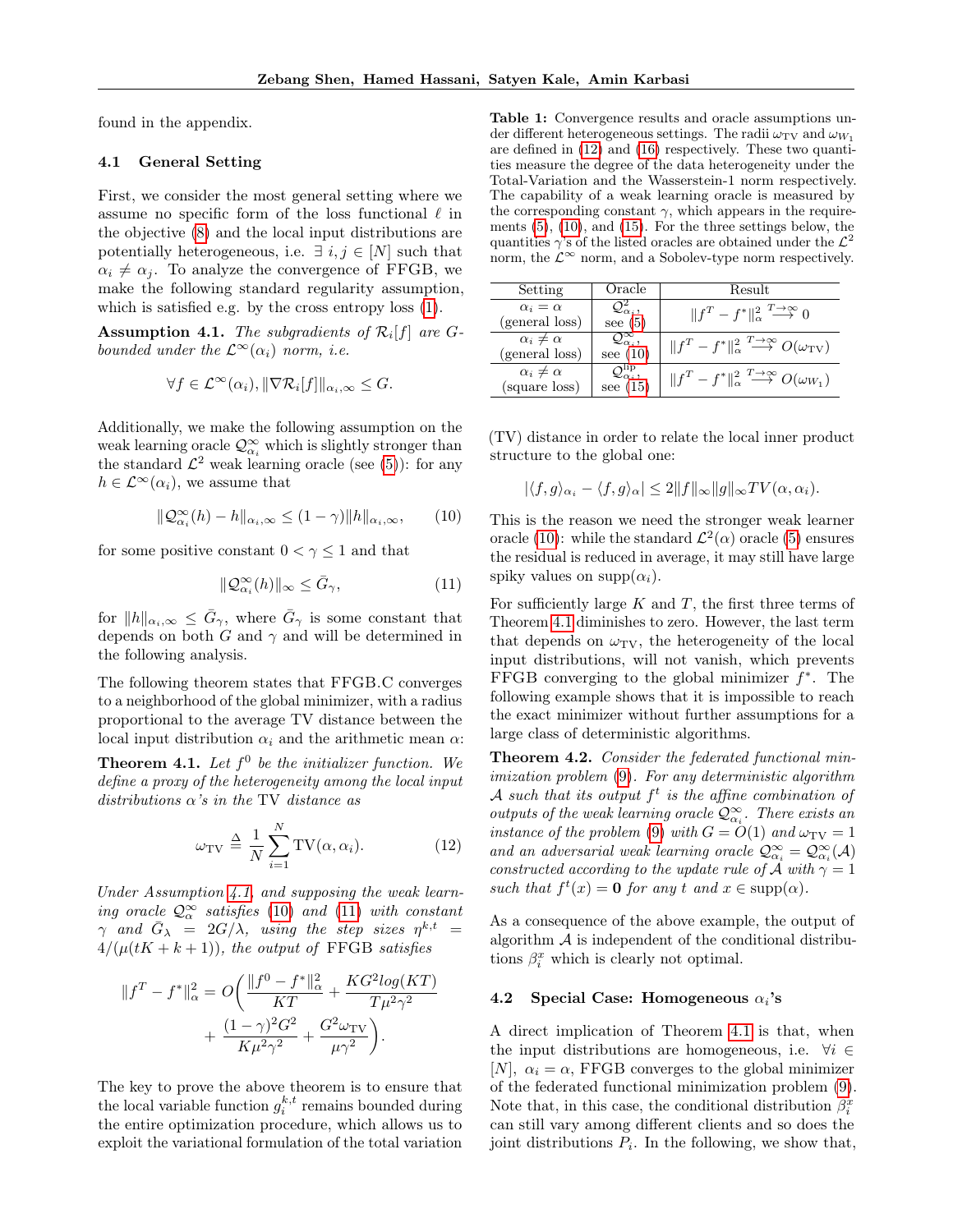found in the appendix.

### 4.1 General Setting

First, we consider the most general setting where we assume no specific form of the loss functional $\ell$ in the objective (8) and the local input distributions are potentially heterogeneous, i.e. $\exists\ i,j \in [N]$ such that $\alpha_i \neq \alpha_j$. To analyze the convergence of FFGB, we make the following standard regularity assumption, which is satisfied e.g. by the cross entropy loss (1).

**Assumption 4.1.** *The subgradients of $\mathcal{R}_i[f]$ are $G$-bounded under the $\mathcal{L}^\infty(\alpha_i)$ norm, i.e.*

$$\forall f \in \mathcal{L}^\infty(\alpha_i), \|\nabla \mathcal{R}_i[f]\|_{\alpha_i,\infty} \leq G.$$

Additionally, we make the following assumption on the weak learning oracle $\mathcal{Q}^\infty_{\alpha_i}$ which is slightly stronger than the standard $\mathcal{L}^2$ weak learning oracle (see (5)): for any $h \in \mathcal{L}^\infty(\alpha_i)$, we assume that

$$\|\mathcal{Q}^\infty_{\alpha_i}(h) - h\|_{\alpha_i,\infty} \leq (1-\gamma)\|h\|_{\alpha_i,\infty}, \tag{10}$$

for some positive constant $0 < \gamma \leq 1$ and that

$$\|\mathcal{Q}^\infty_{\alpha_i}(h)\|_\infty \leq \bar{G}_\gamma, \tag{11}$$

for $\|h\|_{\alpha_i,\infty} \leq \bar{G}_\gamma$, where $\bar{G}_\gamma$ is some constant that depends on both $G$ and $\gamma$ and will be determined in the following analysis.

The following theorem states that FFGB.C converges to a neighborhood of the global minimizer, with a radius proportional to the average TV distance between the local input distribution $\alpha_i$ and the arithmetic mean $\alpha$:

**Theorem 4.1.** *Let $f^0$ be the initializer function. We define a proxy of the heterogeneity among the local input distributions $\alpha$'s in the* TV *distance as*

$$\omega_{\mathrm{TV}} \triangleq \frac{1}{N}\sum_{i=1}^{N} \mathrm{TV}(\alpha, \alpha_i). \tag{12}$$

*Under Assumption 4.1 and supposing the weak learning oracle $\mathcal{Q}^\infty_\alpha$ satisfies (10) and (11) with constant $\gamma$ and $\bar{G}_\lambda = 2G/\lambda$, using the step sizes $\eta^{k,t} = 4/(\mu(tK+k+1))$, the output of* FFGB *satisfies*

$$\|f^T - f^*\|^2_\alpha = O\bigg(\frac{\|f^0 - f^*\|^2_\alpha}{KT} + \frac{KG^2 log(KT)}{T\mu^2\gamma^2} + \frac{(1-\gamma)^2G^2}{K\mu^2\gamma^2} + \frac{G^2\omega_{\mathrm{TV}}}{\mu\gamma^2}\bigg).$$

The key to prove the above theorem is to ensure that the local variable function $g_i^{k,t}$ remains bounded during the entire optimization procedure, which allows us to exploit the variational formulation of the total variation (TV) distance in order to relate the local inner product structure to the global one:

$$|\langle f, g\rangle_{\alpha_i} - \langle f, g\rangle_\alpha| \leq 2\|f\|_\infty\|g\|_\infty TV(\alpha, \alpha_i).$$

This is the reason we need the stronger weak learner oracle (10): while the standard $\mathcal{L}^2(\alpha)$ oracle (5) ensures the residual is reduced in average, it may still have large spiky values on $\mathrm{supp}(\alpha_i)$.

For sufficiently large $K$ and $T$, the first three terms of Theorem 4.1 diminishes to zero. However, the last term that depends on $\omega_{\mathrm{TV}}$, the heterogeneity of the local input distributions, will not vanish, which prevents FFGB converging to the global minimizer $f^*$. The following example shows that it is impossible to reach the exact minimizer without further assumptions for a large class of deterministic algorithms.

**Theorem 4.2.** *Consider the federated functional minimization problem (9). For any deterministic algorithm $\mathcal{A}$ such that its output $f^t$ is the affine combination of outputs of the weak learning oracle $\mathcal{Q}^\infty_{\alpha_i}$. There exists an instance of the problem (9) with $G = O(1)$ and $\omega_{\mathrm{TV}} = 1$ and an adversarial weak learning oracle $\mathcal{Q}^\infty_{\alpha_i} = \mathcal{Q}^\infty_{\alpha_i}(\mathcal{A})$ constructed according to the update rule of $\mathcal{A}$ with $\gamma = 1$ such that $f^t(x) = \mathbf{0}$ for any $t$ and $x \in \mathrm{supp}(\alpha)$.*

As a consequence of the above example, the output of algorithm $\mathcal{A}$ is independent of the conditional distributions $\beta^x_i$ which is clearly not optimal.

**Table 1:** Convergence results and oracle assumptions under different heterogeneous settings. The radii $\omega_{\mathrm{TV}}$ and $\omega_{W_1}$ are defined in (12) and (16) respectively. These two quantities measure the degree of the data heterogeneity under the Total-Variation and the Wasserstein-1 norm respectively. The capability of a weak learning oracle is measured by the corresponding constant $\gamma$, which appears in the requirements (5), (10), and (15). For the three settings below, the quantities $\gamma$'s of the listed oracles are obtained under the $\mathcal{L}^2$ norm, the $\mathcal{L}^\infty$ norm, and a Sobolev-type norm respectively.

| Setting | Oracle | Result |
|---|---|---|
| $\alpha_i = \alpha$ (general loss) | $\mathcal{Q}^2_{\alpha_i}$, see (5) | $\|f^T - f^*\|^2_\alpha \overset{T\to\infty}{\longrightarrow} 0$ |
| $\alpha_i \neq \alpha$ (general loss) | $\mathcal{Q}^\infty_{\alpha_i}$, see (10) | $\|f^T - f^*\|^2_\alpha \overset{T\to\infty}{\longrightarrow} O(\omega_{\mathrm{TV}})$ |
| $\alpha_i \neq \alpha$ (square loss) | $\mathcal{Q}^{\mathrm{lip}}_{\alpha_i}$, see (15) | $\|f^T - f^*\|^2_\alpha \overset{T\to\infty}{\longrightarrow} O(\omega_{W_1})$ |

### 4.2 Special Case: Homogeneous $\alpha_i$'s

A direct implication of Theorem 4.1 is that, when the input distributions are homogeneous, i.e. $\forall i \in [N],\ \alpha_i = \alpha$, FFGB converges to the global minimizer of the federated functional minimization problem (9). Note that, in this case, the conditional distribution $\beta^x_i$ can still vary among different clients and so does the joint distributions $P_i$. In the following, we show that,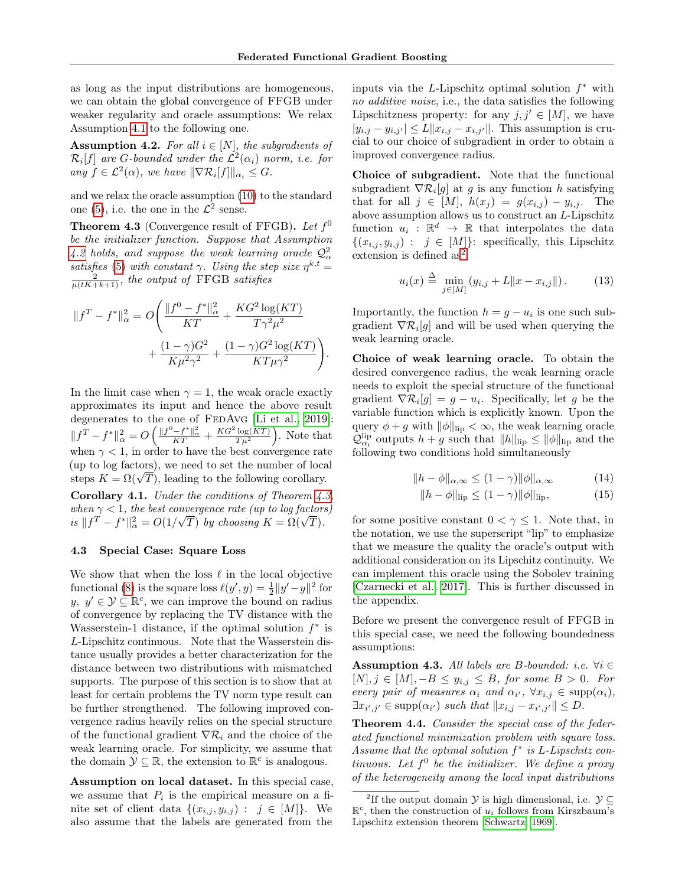as long as the input distributions are homogeneous, we can obtain the global convergence of FFGB under weaker regularity and oracle assumptions: We relax Assumption 4.1 to the following one.

**Assumption 4.2.** *For all $i \in [N]$, the subgradients of $\mathcal{R}_i[f]$ are $G$-bounded under the $\mathcal{L}^2(\alpha_i)$ norm, i.e. for any $f \in \mathcal{L}^2(\alpha)$, we have $\|\nabla \mathcal{R}_i[f]\|_{\alpha_i} \leq G$.*

and we relax the oracle assumption (10) to the standard one (5), i.e. the one in the $\mathcal{L}^2$ sense.

**Theorem 4.3** (Convergence result of FFGB)**.** *Let $f^0$ be the initializer function. Suppose that Assumption 4.2 holds, and suppose the weak learning oracle $\mathcal{Q}^2_\alpha$ satisfies (5) with constant $\gamma$. Using the step size $\eta^{k,t} = \frac{2}{\mu(tK+k+1)}$, the output of* FFGB *satisfies*

$$\|f^T - f^*\|^2_\alpha = O\Bigg(\frac{\|f^0 - f^*\|^2_\alpha}{KT} + \frac{KG^2\log(KT)}{T\gamma^2\mu^2} + \frac{(1-\gamma)G^2}{K\mu^2\gamma^2} + \frac{(1-\gamma)G^2\log(KT)}{KT\mu\gamma^2}\Bigg).$$

In the limit case when $\gamma = 1$, the weak oracle exactly approximates its input and hence the above result degenerates to the one of FedAvg [Li et al., 2019]: $\|f^T - f^*\|^2_\alpha = O\left(\frac{\|f^0-f^*\|^2_\alpha}{KT} + \frac{KG^2\log(KT)}{T\mu^2}\right)$. Note that when $\gamma < 1$, in order to have the best convergence rate (up to log factors), we need to set the number of local steps $K = \Omega(\sqrt{T})$, leading to the following corollary.

**Corollary 4.1.** *Under the conditions of Theorem 4.3, when $\gamma < 1$, the best convergence rate (up to log factors) is $\|f^T - f^*\|^2_\alpha = O(1/\sqrt{T})$ by choosing $K = \Omega(\sqrt{T})$.*

### 4.3 Special Case: Square Loss

We show that when the loss $\ell$ in the local objective functional (8) is the square loss $\ell(y', y) = \frac{1}{2}\|y' - y\|^2$ for $y,\ y' \in \mathcal{Y} \subseteq \mathbb{R}^c$, we can improve the bound on radius of convergence by replacing the TV distance with the Wasserstein-1 distance, if the optimal solution $f^*$ is $L$-Lipschitz continuous. Note that the Wasserstein distance usually provides a better characterization for the distance between two distributions with mismatched supports. The purpose of this section is to show that at least for certain problems the TV norm type result can be further strengthened. The following improved convergence radius heavily relies on the special structure of the functional gradient $\nabla \mathcal{R}_i$ and the choice of the weak learning oracle. For simplicity, we assume that the domain $\mathcal{Y} \subseteq \mathbb{R}$, the extension to $\mathbb{R}^c$ is analogous.

**Assumption on local dataset.** In this special case, we assume that $P_i$ is the empirical measure on a finite set of client data $\{(x_{i,j}, y_{i,j}) : \ j \in [M]\}$. We also assume that the labels are generated from the inputs via the $L$-Lipschitz optimal solution $f^*$ with *no additive noise*, i.e., the data satisfies the following Lipschitzness property: for any $j, j' \in [M]$, we have $|y_{i,j} - y_{i,j'}| \leq L\|x_{i,j} - x_{i,j'}\|$. This assumption is crucial to our choice of subgradient in order to obtain a improved convergence radius.

**Choice of subgradient.** Note that the functional subgradient $\nabla \mathcal{R}_i[g]$ at $g$ is any function $h$ satisfying that for all $j \in [M]$, $h(x_j) = g(x_{i,j}) - y_{i,j}$. The above assumption allows us to construct an $L$-Lipschitz function $u_i : \mathbb{R}^d \to \mathbb{R}$ that interpolates the data $\{(x_{i,j}, y_{i,j}) : \ j \in [M]\}$: specifically, this Lipschitz extension is defined as[2]

$$u_i(x) \triangleq \min_{j \in [M]} \left(y_{i,j} + L\|x - x_{i,j}\|\right). \tag{13}$$

Importantly, the function $h = g - u_i$ is one such subgradient $\nabla \mathcal{R}_i[g]$ and will be used when querying the weak learning oracle.

**Choice of weak learning oracle.** To obtain the desired convergence radius, the weak learning oracle needs to exploit the special structure of the functional gradient $\nabla \mathcal{R}_i[g] = g - u_i$. Specifically, let $g$ be the variable function which is explicitly known. Upon the query $\phi + g$ with $\|\phi\|_{\mathrm{lip}} < \infty$, the weak learning oracle $\mathcal{Q}^{\mathrm{lip}}_{\alpha_i}$ outputs $h + g$ such that $\|h\|_{\mathrm{lip}} \leq \|\phi\|_{\mathrm{lip}}$ and the following two conditions hold simultaneously

$$\|h - \phi\|_{\alpha,\infty} \leq (1-\gamma)\|\phi\|_{\alpha,\infty} \tag{14}$$

$$\|h - \phi\|_{\mathrm{lip}} \leq (1-\gamma)\|\phi\|_{\mathrm{lip}}, \tag{15}$$

for some positive constant $0 < \gamma \leq 1$. Note that, in the notation, we use the superscript "lip" to emphasize that we measure the quality the oracle's output with additional consideration on its Lipschitz continuity. We can implement this oracle using the Sobolev training [Czarnecki et al., 2017]. This is further discussed in the appendix.

Before we present the convergence result of FFGB in this special case, we need the following boundedness assumptions:

**Assumption 4.3.** *All labels are $B$-bounded: i.e. $\forall i \in [N], j \in [M], -B \leq y_{i,j} \leq B$, for some $B > 0$. For every pair of measures $\alpha_i$ and $\alpha_{i'}$, $\forall x_{i,j} \in \mathrm{supp}(\alpha_i)$, $\exists x_{i',j'} \in \mathrm{supp}(\alpha_{i'})$ such that $\|x_{i,j} - x_{i',j'}\| \leq D$.*

**Theorem 4.4.** *Consider the special case of the federated functional minimization problem with square loss. Assume that the optimal solution $f^*$ is $L$-Lipschitz continuous. Let $f^0$ be the initializer. We define a proxy of the heterogeneity among the local input distributions*

[2] If the output domain $\mathcal{Y}$ is high dimensional, i.e. $\mathcal{Y} \subseteq \mathbb{R}^c$, then the construction of $u_i$ follows from Kirszbaum's Lipschitz extension theorem [Schwartz, 1969].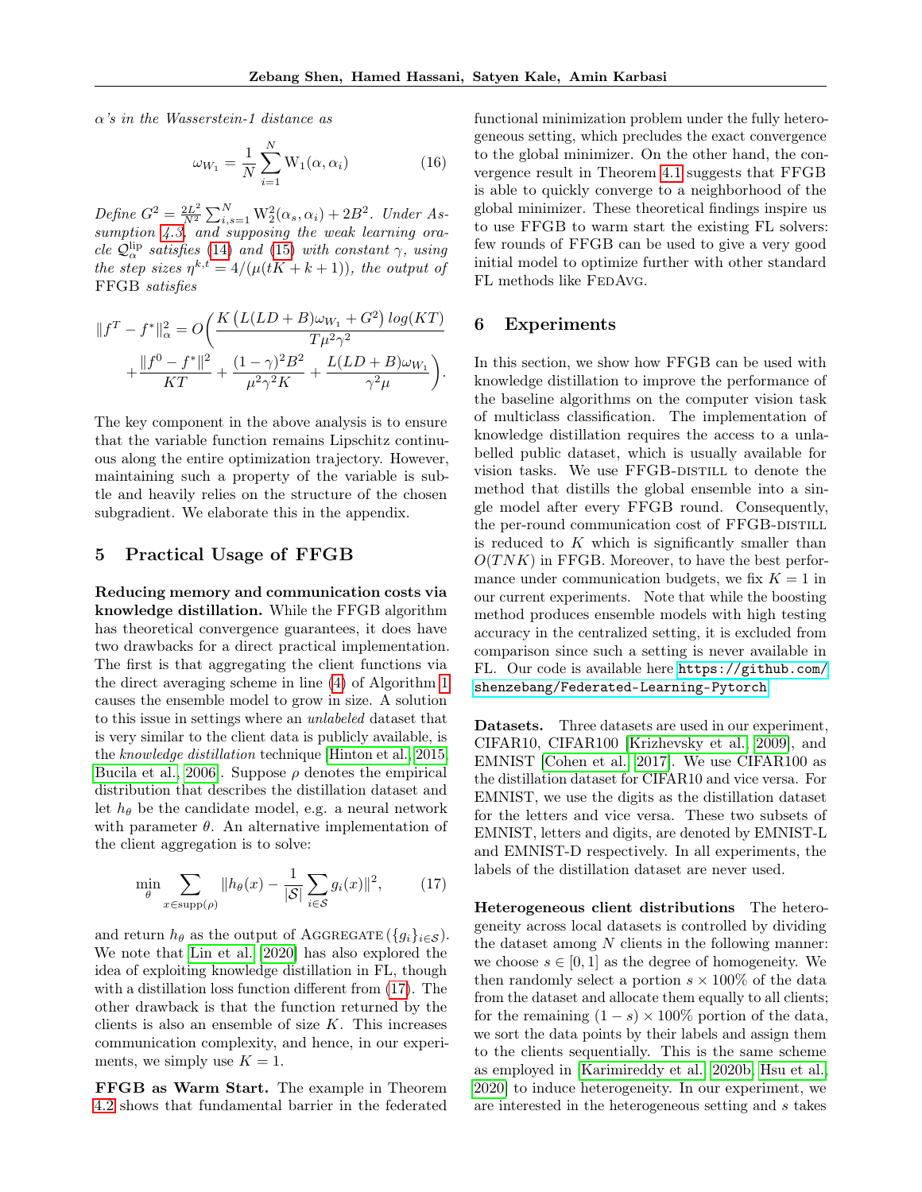$\alpha$*'s in the Wasserstein-1 distance as*

$$\omega_{W_1} = \frac{1}{N}\sum_{i=1}^{N} \mathrm{W}_1(\alpha, \alpha_i) \tag{16}$$

*Define* $G^2 = \frac{2L^2}{N^2}\sum_{i,s=1}^{N} \mathrm{W}_2^2(\alpha_s, \alpha_i) + 2B^2$*. Under Assumption 4.3, and supposing the weak learning oracle* $\mathcal{Q}_\alpha^{\mathrm{lip}}$ *satisfies (14) and (15) with constant* $\gamma$*, using the step sizes* $\eta^{k,t} = 4/(\mu(tK + k + 1))$*, the output of* FFGB *satisfies*

$$\|f^T - f^*\|_\alpha^2 = O\bigg(\frac{K\left(L(LD+B)\omega_{W_1} + G^2\right)\log(KT)}{T\mu^2\gamma^2} + \frac{\|f^0 - f^*\|^2}{KT} + \frac{(1-\gamma)^2 B^2}{\mu^2\gamma^2 K} + \frac{L(LD+B)\omega_{W_1}}{\gamma^2\mu}\bigg).$$

The key component in the above analysis is to ensure that the variable function remains Lipschitz continuous along the entire optimization trajectory. However, maintaining such a property of the variable is subtle and heavily relies on the structure of the chosen subgradient. We elaborate this in the appendix.

## 5 Practical Usage of FFGB

**Reducing memory and communication costs via knowledge distillation.** While the FFGB algorithm has theoretical convergence guarantees, it does have two drawbacks for a direct practical implementation. The first is that aggregating the client functions via the direct averaging scheme in line (4) of Algorithm 1 causes the ensemble model to grow in size. A solution to this issue in settings where an *unlabeled* dataset that is very similar to the client data is publicly available, is the *knowledge distillation* technique [Hinton et al., 2015, Bucila et al., 2006]. Suppose $\rho$ denotes the empirical distribution that describes the distillation dataset and let $h_\theta$ be the candidate model, e.g. a neural network with parameter $\theta$. An alternative implementation of the client aggregation is to solve:

$$\min_\theta \sum_{x\in\mathrm{supp}(\rho)} \|h_\theta(x) - \frac{1}{|\mathcal{S}|}\sum_{i\in\mathcal{S}} g_i(x)\|^2, \tag{17}$$

and return $h_\theta$ as the output of AGGREGATE $(\{g_i\}_{i\in\mathcal{S}})$. We note that Lin et al. [2020] has also explored the idea of exploiting knowledge distillation in FL, though with a distillation loss function different from (17). The other drawback is that the function returned by the clients is also an ensemble of size $K$. This increases communication complexity, and hence, in our experiments, we simply use $K = 1$.

**FFGB as Warm Start.** The example in Theorem 4.2 shows that fundamental barrier in the federated functional minimization problem under the fully heterogeneous setting, which precludes the exact convergence to the global minimizer. On the other hand, the convergence result in Theorem 4.1 suggests that FFGB is able to quickly converge to a neighborhood of the global minimizer. These theoretical findings inspire us to use FFGB to warm start the existing FL solvers: few rounds of FFGB can be used to give a very good initial model to optimize further with other standard FL methods like FEDAVG.

## 6 Experiments

In this section, we show how FFGB can be used with knowledge distillation to improve the performance of the baseline algorithms on the computer vision task of multiclass classification. The implementation of knowledge distillation requires the access to a unlabelled public dataset, which is usually available for vision tasks. We use FFGB-DISTILL to denote the method that distills the global ensemble into a single model after every FFGB round. Consequently, the per-round communication cost of FFGB-DISTILL is reduced to $K$ which is significantly smaller than $O(TNK)$ in FFGB. Moreover, to have the best performance under communication budgets, we fix $K = 1$ in our current experiments. Note that while the boosting method produces ensemble models with high testing accuracy in the centralized setting, it is excluded from comparison since such a setting is never available in FL. Our code is available here https://github.com/shenzebang/Federated-Learning-Pytorch.

**Datasets.** Three datasets are used in our experiment, CIFAR10, CIFAR100 [Krizhevsky et al., 2009], and EMNIST [Cohen et al., 2017]. We use CIFAR100 as the distillation dataset for CIFAR10 and vice versa. For EMNIST, we use the digits as the distillation dataset for the letters and vice versa. These two subsets of EMNIST, letters and digits, are denoted by EMNIST-L and EMNIST-D respectively. In all experiments, the labels of the distillation dataset are never used.

**Heterogeneous client distributions** The heterogeneity across local datasets is controlled by dividing the dataset among $N$ clients in the following manner: we choose $s \in [0, 1]$ as the degree of homogeneity. We then randomly select a portion $s \times 100\%$ of the data from the dataset and allocate them equally to all clients; for the remaining $(1 - s) \times 100\%$ portion of the data, we sort the data points by their labels and assign them to the clients sequentially. This is the same scheme as employed in [Karimireddy et al., 2020b, Hsu et al., 2020] to induce heterogeneity. In our experiment, we are interested in the heterogeneous setting and $s$ takes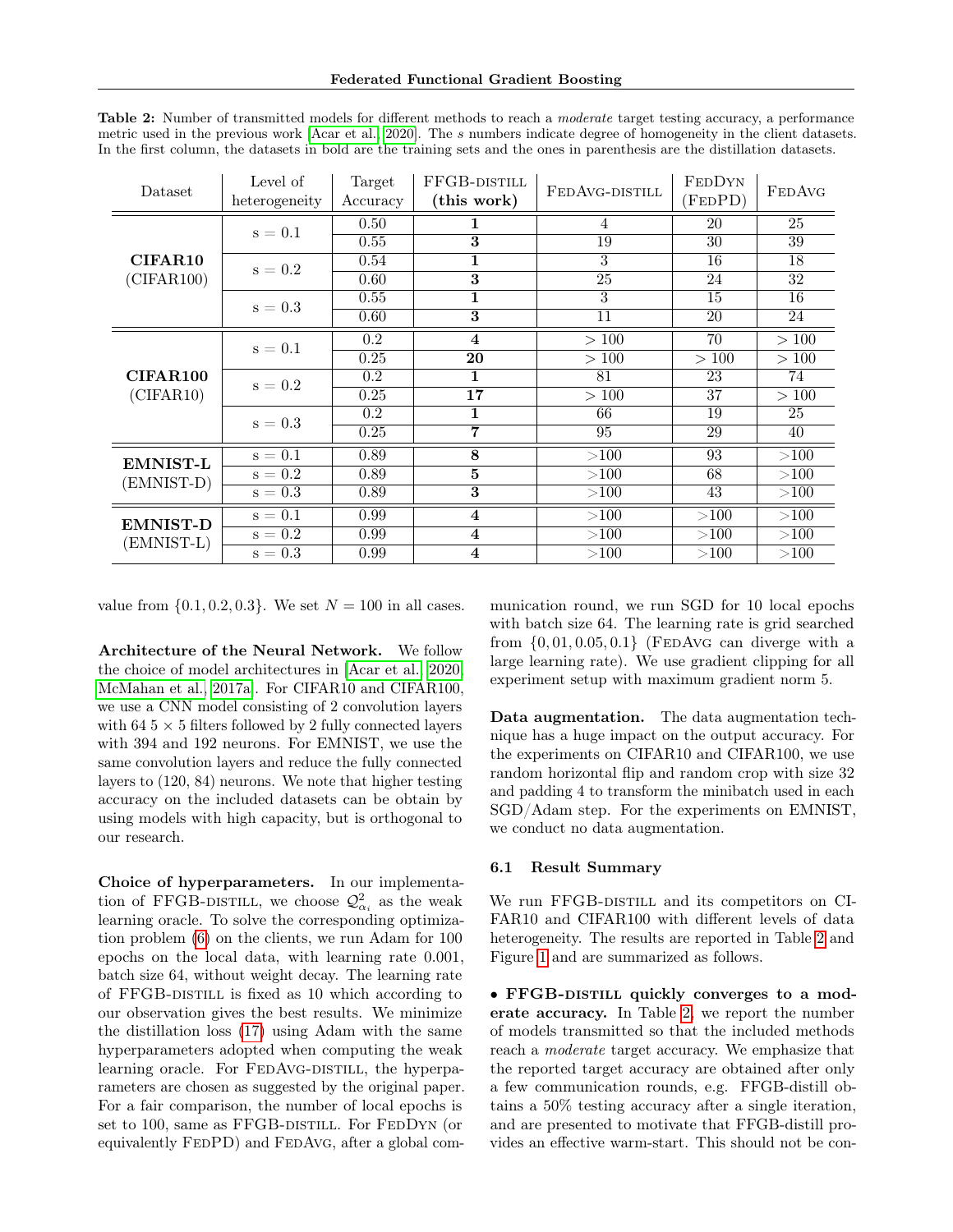**Table 2:** Number of transmitted models for different methods to reach a *moderate* target testing accuracy, a performance metric used in the previous work [Acar et al., 2020]. The $s$ numbers indicate degree of homogeneity in the client datasets. In the first column, the datasets in bold are the training sets and the ones in parenthesis are the distillation datasets.

| Dataset | Level of heterogeneity | Target Accuracy | FFGB-DISTILL (this work) | FEDAVG-DISTILL | FEDDYN (FEDPD) | FEDAVG |
|---|---|---|---|---|---|---|
| **CIFAR10** (CIFAR100) | s = 0.1 | 0.50 | **1** | 4 | 20 | 25 |
| | | 0.55 | **3** | 19 | 30 | 39 |
| | s = 0.2 | 0.54 | **1** | 3 | 16 | 18 |
| | | 0.60 | **3** | 25 | 24 | 32 |
| | s = 0.3 | 0.55 | **1** | 3 | 15 | 16 |
| | | 0.60 | **3** | 11 | 20 | 24 |
| **CIFAR100** (CIFAR10) | s = 0.1 | 0.2 | **4** | > 100 | 70 | > 100 |
| | | 0.25 | **20** | > 100 | > 100 | > 100 |
| | s = 0.2 | 0.2 | **1** | 81 | 23 | 74 |
| | | 0.25 | **17** | > 100 | 37 | > 100 |
| | s = 0.3 | 0.2 | **1** | 66 | 19 | 25 |
| | | 0.25 | **7** | 95 | 29 | 40 |
| **EMNIST-L** (EMNIST-D) | s = 0.1 | 0.89 | **8** | >100 | 93 | >100 |
| | s = 0.2 | 0.89 | **5** | >100 | 68 | >100 |
| | s = 0.3 | 0.89 | **3** | >100 | 43 | >100 |
| **EMNIST-D** (EMNIST-L) | s = 0.1 | 0.99 | **4** | >100 | >100 | >100 |
| | s = 0.2 | 0.99 | **4** | >100 | >100 | >100 |
| | s = 0.3 | 0.99 | **4** | >100 | >100 | >100 |

value from $\{0.1, 0.2, 0.3\}$. We set $N = 100$ in all cases.

**Architecture of the Neural Network.** We follow the choice of model architectures in [Acar et al., 2020, McMahan et al., 2017a]. For CIFAR10 and CIFAR100, we use a CNN model consisting of 2 convolution layers with 64 $5 \times 5$ filters followed by 2 fully connected layers with 394 and 192 neurons. For EMNIST, we use the same convolution layers and reduce the fully connected layers to (120, 84) neurons. We note that higher testing accuracy on the included datasets can be obtain by using models with high capacity, but is orthogonal to our research.

**Choice of hyperparameters.** In our implementation of FFGB-DISTILL, we choose $\mathcal{Q}^2_{\alpha_i}$ as the weak learning oracle. To solve the corresponding optimization problem (6) on the clients, we run Adam for 100 epochs on the local data, with learning rate 0.001, batch size 64, without weight decay. The learning rate of FFGB-DISTILL is fixed as 10 which according to our observation gives the best results. We minimize the distillation loss (17) using Adam with the same hyperparameters adopted when computing the weak learning oracle. For FEDAVG-DISTILL, the hyperparameters are chosen as suggested by the original paper. For a fair comparison, the number of local epochs is set to 100, same as FFGB-DISTILL. For FEDDYN (or equivalently FEDPD) and FEDAVG, after a global communication round, we run SGD for 10 local epochs with batch size 64. The learning rate is grid searched from $\{0, 01, 0.05, 0.1\}$ (FEDAVG can diverge with a large learning rate). We use gradient clipping for all experiment setup with maximum gradient norm 5.

**Data augmentation.** The data augmentation technique has a huge impact on the output accuracy. For the experiments on CIFAR10 and CIFAR100, we use random horizontal flip and random crop with size 32 and padding 4 to transform the minibatch used in each SGD/Adam step. For the experiments on EMNIST, we conduct no data augmentation.

### 6.1 Result Summary

We run FFGB-DISTILL and its competitors on CIFAR10 and CIFAR100 with different levels of data heterogeneity. The results are reported in Table 2 and Figure 1 and are summarized as follows.

- **FFGB-DISTILL quickly converges to a moderate accuracy.** In Table 2, we report the number of models transmitted so that the included methods reach a *moderate* target accuracy. We emphasize that the reported target accuracy are obtained after only a few communication rounds, e.g. FFGB-distill obtains a 50% testing accuracy after a single iteration, and are presented to motivate that FFGB-distill provides an effective warm-start. This should not be con-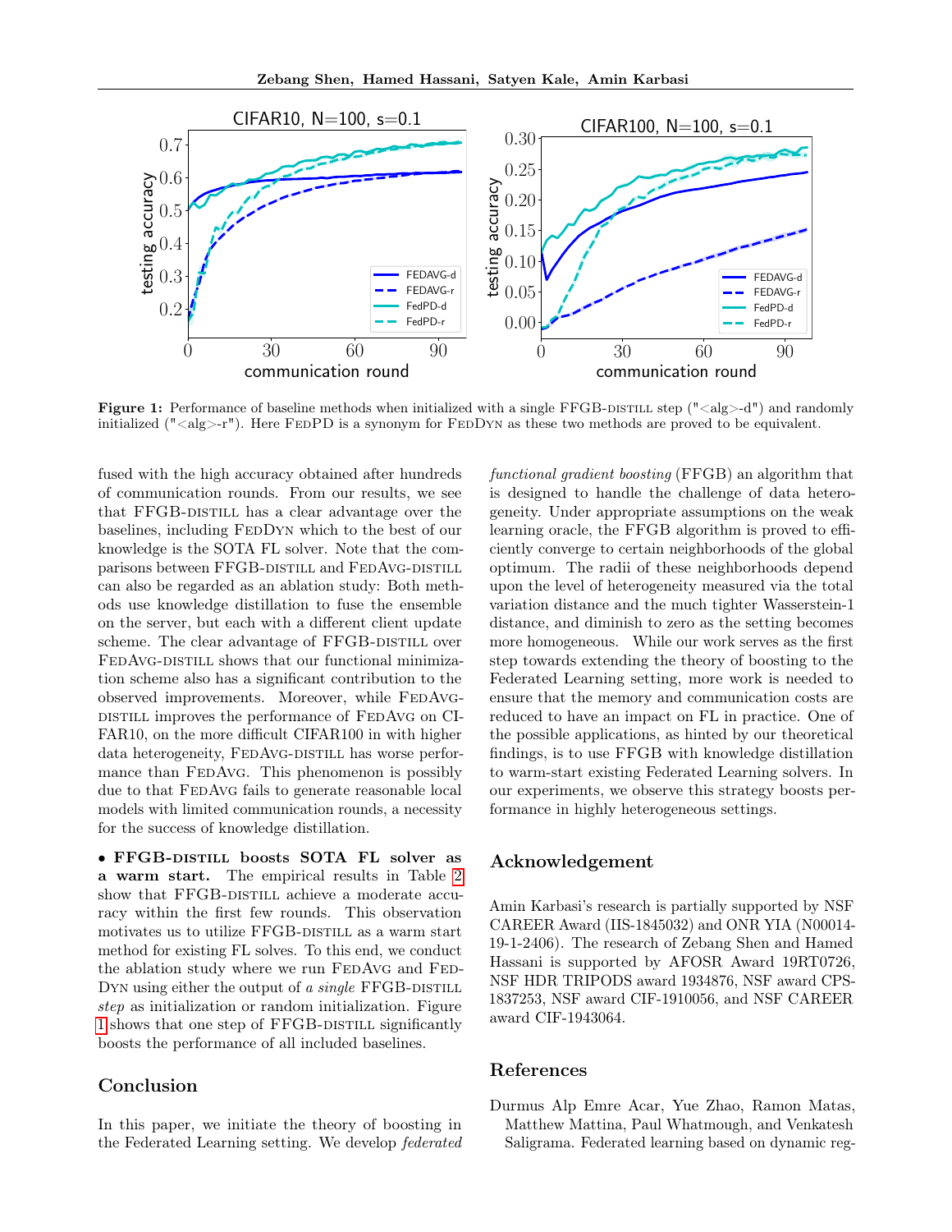**Figure 1:** Performance of baseline methods when initialized with a single FFGB-distill step ("<alg>-d") and randomly initialized ("<alg>-r"). Here FedPD is a synonym for FedDyn as these two methods are proved to be equivalent.

fused with the high accuracy obtained after hundreds of communication rounds. From our results, we see that FFGB-distill has a clear advantage over the baselines, including FedDyn which to the best of our knowledge is the SOTA FL solver. Note that the comparisons between FFGB-distill and FedAvg-distill can also be regarded as an ablation study: Both methods use knowledge distillation to fuse the ensemble on the server, but each with a different client update scheme. The clear advantage of FFGB-distill over FedAvg-distill shows that our functional minimization scheme also has a significant contribution to the observed improvements. Moreover, while FedAvg-distill improves the performance of FedAvg on CIFAR10, on the more difficult CIFAR100 in with higher data heterogeneity, FedAvg-distill has worse performance than FedAvg. This phenomenon is possibly due to that FedAvg fails to generate reasonable local models with limited communication rounds, a necessity for the success of knowledge distillation.

• **FFGB-distill boosts SOTA FL solver as a warm start.** The empirical results in Table 2 show that FFGB-distill achieve a moderate accuracy within the first few rounds. This observation motivates us to utilize FFGB-distill as a warm start method for existing FL solves. To this end, we conduct the ablation study where we run FedAvg and FedDyn using either the output of *a single* FFGB-distill *step* as initialization or random initialization. Figure 1 shows that one step of FFGB-distill significantly boosts the performance of all included baselines.

## Conclusion

In this paper, we initiate the theory of boosting in the Federated Learning setting. We develop *federated functional gradient boosting* (FFGB) an algorithm that is designed to handle the challenge of data heterogeneity. Under appropriate assumptions on the weak learning oracle, the FFGB algorithm is proved to efficiently converge to certain neighborhoods of the global optimum. The radii of these neighborhoods depend upon the level of heterogeneity measured via the total variation distance and the much tighter Wasserstein-1 distance, and diminish to zero as the setting becomes more homogeneous. While our work serves as the first step towards extending the theory of boosting to the Federated Learning setting, more work is needed to ensure that the memory and communication costs are reduced to have an impact on FL in practice. One of the possible applications, as hinted by our theoretical findings, is to use FFGB with knowledge distillation to warm-start existing Federated Learning solvers. In our experiments, we observe this strategy boosts performance in highly heterogeneous settings.

## Acknowledgement

Amin Karbasi's research is partially supported by NSF CAREER Award (IIS-1845032) and ONR YIA (N00014-19-1-2406). The research of Zebang Shen and Hamed Hassani is supported by AFOSR Award 19RT0726, NSF HDR TRIPODS award 1934876, NSF award CPS-1837253, NSF award CIF-1910056, and NSF CAREER award CIF-1943064.

## References

Durmus Alp Emre Acar, Yue Zhao, Ramon Matas, Matthew Mattina, Paul Whatmough, and Venkatesh Saligrama. Federated learning based on dynamic reg-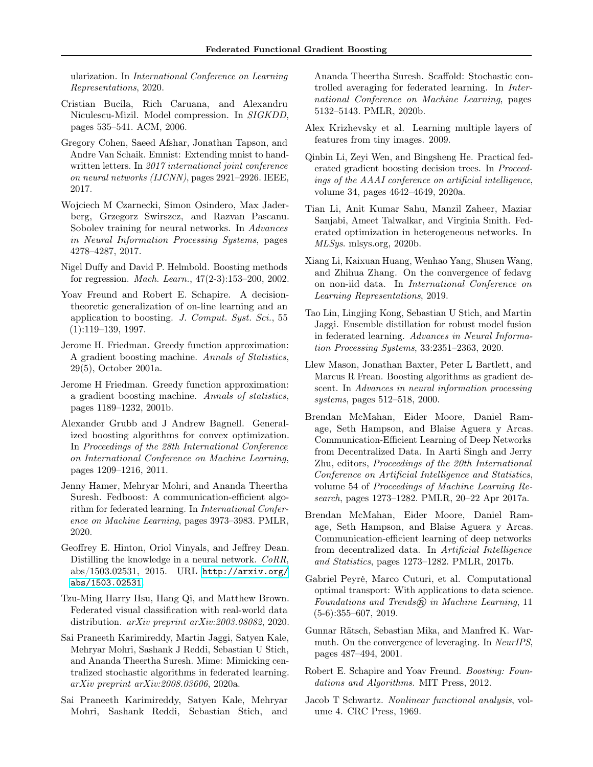ularization. In *International Conference on Learning Representations*, 2020.

Cristian Bucila, Rich Caruana, and Alexandru Niculescu-Mizil. Model compression. In *SIGKDD*, pages 535–541. ACM, 2006.

Gregory Cohen, Saeed Afshar, Jonathan Tapson, and Andre Van Schaik. Emnist: Extending mnist to handwritten letters. In *2017 international joint conference on neural networks (IJCNN)*, pages 2921–2926. IEEE, 2017.

Wojciech M Czarnecki, Simon Osindero, Max Jaderberg, Grzegorz Swirszcz, and Razvan Pascanu. Sobolev training for neural networks. In *Advances in Neural Information Processing Systems*, pages 4278–4287, 2017.

Nigel Duffy and David P. Helmbold. Boosting methods for regression. *Mach. Learn.*, 47(2-3):153–200, 2002.

Yoav Freund and Robert E. Schapire. A decision-theoretic generalization of on-line learning and an application to boosting. *J. Comput. Syst. Sci.*, 55 (1):119–139, 1997.

Jerome H. Friedman. Greedy function approximation: A gradient boosting machine. *Annals of Statistics*, 29(5), October 2001a.

Jerome H Friedman. Greedy function approximation: a gradient boosting machine. *Annals of statistics*, pages 1189–1232, 2001b.

Alexander Grubb and J Andrew Bagnell. Generalized boosting algorithms for convex optimization. In *Proceedings of the 28th International Conference on International Conference on Machine Learning*, pages 1209–1216, 2011.

Jenny Hamer, Mehryar Mohri, and Ananda Theertha Suresh. Fedboost: A communication-efficient algorithm for federated learning. In *International Conference on Machine Learning*, pages 3973–3983. PMLR, 2020.

Geoffrey E. Hinton, Oriol Vinyals, and Jeffrey Dean. Distilling the knowledge in a neural network. *CoRR*, abs/1503.02531, 2015. URL http://arxiv.org/abs/1503.02531.

Tzu-Ming Harry Hsu, Hang Qi, and Matthew Brown. Federated visual classification with real-world data distribution. *arXiv preprint arXiv:2003.08082*, 2020.

Sai Praneeth Karimireddy, Martin Jaggi, Satyen Kale, Mehryar Mohri, Sashank J Reddi, Sebastian U Stich, and Ananda Theertha Suresh. Mime: Mimicking centralized stochastic algorithms in federated learning. *arXiv preprint arXiv:2008.03606*, 2020a.

Sai Praneeth Karimireddy, Satyen Kale, Mehryar Mohri, Sashank Reddi, Sebastian Stich, and Ananda Theertha Suresh. Scaffold: Stochastic controlled averaging for federated learning. In *International Conference on Machine Learning*, pages 5132–5143. PMLR, 2020b.

Alex Krizhevsky et al. Learning multiple layers of features from tiny images. 2009.

Qinbin Li, Zeyi Wen, and Bingsheng He. Practical federated gradient boosting decision trees. In *Proceedings of the AAAI conference on artificial intelligence*, volume 34, pages 4642–4649, 2020a.

Tian Li, Anit Kumar Sahu, Manzil Zaheer, Maziar Sanjabi, Ameet Talwalkar, and Virginia Smith. Federated optimization in heterogeneous networks. In *MLSys*. mlsys.org, 2020b.

Xiang Li, Kaixuan Huang, Wenhao Yang, Shusen Wang, and Zhihua Zhang. On the convergence of fedavg on non-iid data. In *International Conference on Learning Representations*, 2019.

Tao Lin, Lingjing Kong, Sebastian U Stich, and Martin Jaggi. Ensemble distillation for robust model fusion in federated learning. *Advances in Neural Information Processing Systems*, 33:2351–2363, 2020.

Llew Mason, Jonathan Baxter, Peter L Bartlett, and Marcus R Frean. Boosting algorithms as gradient descent. In *Advances in neural information processing systems*, pages 512–518, 2000.

Brendan McMahan, Eider Moore, Daniel Ramage, Seth Hampson, and Blaise Aguera y Arcas. Communication-Efficient Learning of Deep Networks from Decentralized Data. In Aarti Singh and Jerry Zhu, editors, *Proceedings of the 20th International Conference on Artificial Intelligence and Statistics*, volume 54 of *Proceedings of Machine Learning Research*, pages 1273–1282. PMLR, 20–22 Apr 2017a.

Brendan McMahan, Eider Moore, Daniel Ramage, Seth Hampson, and Blaise Aguera y Arcas. Communication-efficient learning of deep networks from decentralized data. In *Artificial Intelligence and Statistics*, pages 1273–1282. PMLR, 2017b.

Gabriel Peyré, Marco Cuturi, et al. Computational optimal transport: With applications to data science. *Foundations and Trends® in Machine Learning*, 11 (5-6):355–607, 2019.

Gunnar Rätsch, Sebastian Mika, and Manfred K. Warmuth. On the convergence of leveraging. In *NeurIPS*, pages 487–494, 2001.

Robert E. Schapire and Yoav Freund. *Boosting: Foundations and Algorithms*. MIT Press, 2012.

Jacob T Schwartz. *Nonlinear functional analysis*, volume 4. CRC Press, 1969.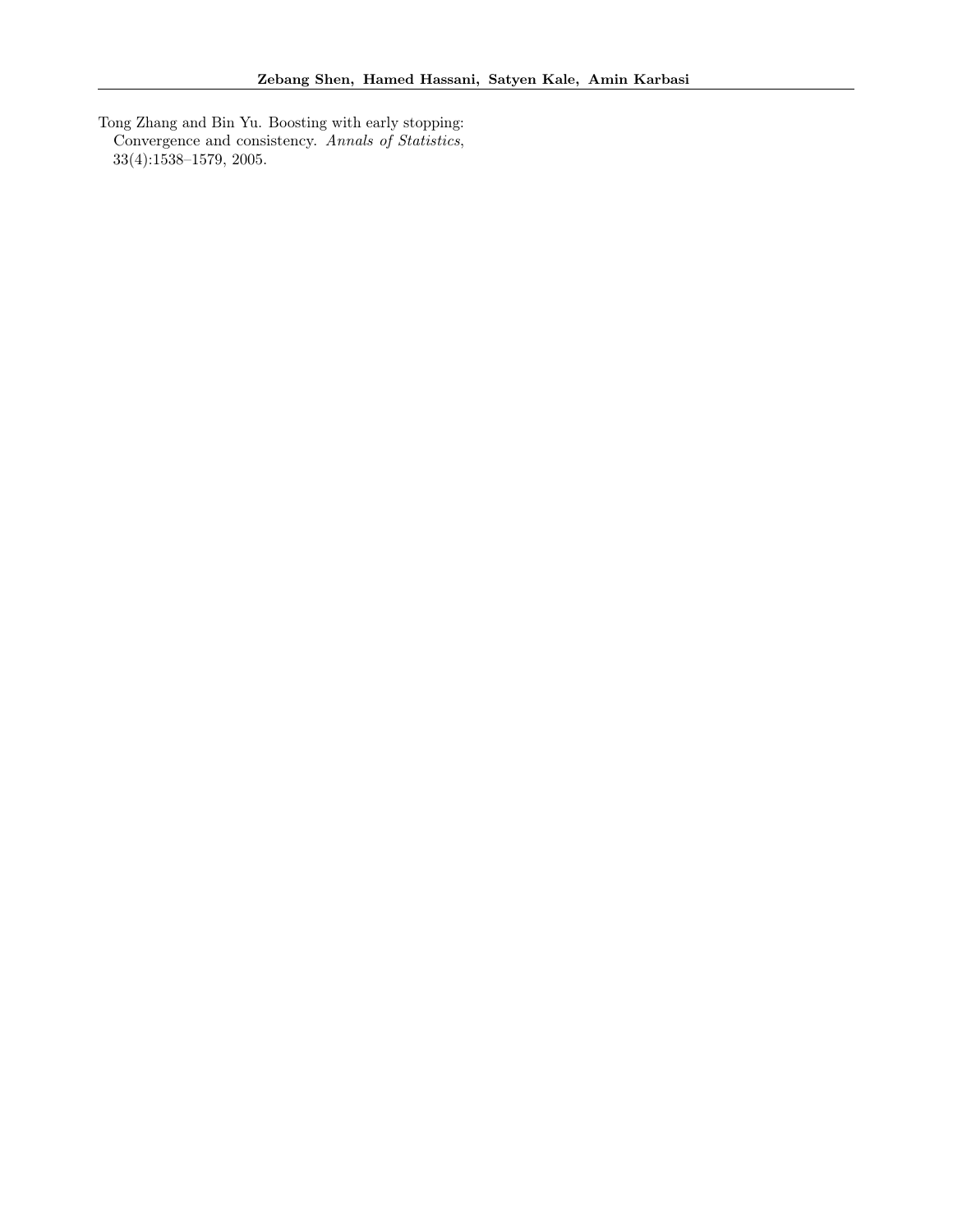Tong Zhang and Bin Yu. Boosting with early stopping: Convergence and consistency. *Annals of Statistics*, 33(4):1538–1579, 2005.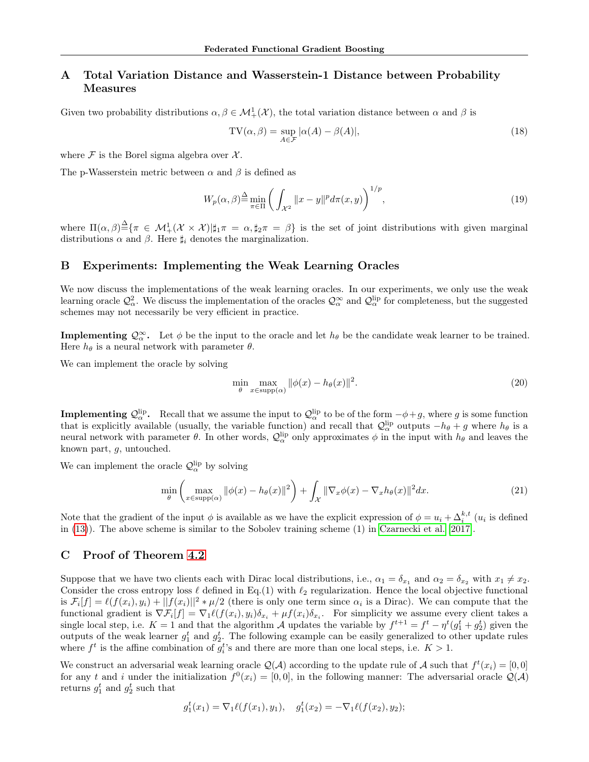## A Total Variation Distance and Wasserstein-1 Distance between Probability Measures

Given two probability distributions $\alpha, \beta \in \mathcal{M}_+^1(\mathcal{X})$, the total variation distance between $\alpha$ and $\beta$ is

$$\mathrm{TV}(\alpha, \beta) = \sup_{A \in \mathcal{F}} |\alpha(A) - \beta(A)|, \tag{18}$$

where $\mathcal{F}$ is the Borel sigma algebra over $\mathcal{X}$.

The p-Wasserstein metric between $\alpha$ and $\beta$ is defined as

$$W_p(\alpha, \beta) \triangleq \min_{\pi \in \Pi} \left( \int_{\mathcal{X}^2} \|x - y\|^p d\pi(x, y) \right)^{1/p}, \tag{19}$$

where $\Pi(\alpha, \beta) \triangleq \{\pi \in \mathcal{M}_+^1(\mathcal{X} \times \mathcal{X}) | \sharp_1 \pi = \alpha, \sharp_2 \pi = \beta\}$ is the set of joint distributions with given marginal distributions $\alpha$ and $\beta$. Here $\sharp_i$ denotes the marginalization.

## B Experiments: Implementing the Weak Learning Oracles

We now discuss the implementations of the weak learning oracles. In our experiments, we only use the weak learning oracle $\mathcal{Q}_\alpha^2$. We discuss the implementation of the oracles $\mathcal{Q}_\alpha^\infty$ and $\mathcal{Q}_\alpha^{\mathrm{lip}}$ for completeness, but the suggested schemes may not necessarily be very efficient in practice.

**Implementing $\mathcal{Q}_\alpha^\infty$.** Let $\phi$ be the input to the oracle and let $h_\theta$ be the candidate weak learner to be trained. Here $h_\theta$ is a neural network with parameter $\theta$.

We can implement the oracle by solving

$$\min_\theta \max_{x \in \mathrm{supp}(\alpha)} \|\phi(x) - h_\theta(x)\|^2. \tag{20}$$

**Implementing $\mathcal{Q}_\alpha^{\mathrm{lip}}$.** Recall that we assume the input to $\mathcal{Q}_\alpha^{\mathrm{lip}}$ to be of the form $-\phi + g$, where $g$ is some function that is explicitly available (usually, the variable function) and recall that $\mathcal{Q}_\alpha^{\mathrm{lip}}$ outputs $-h_\theta + g$ where $h_\theta$ is a neural network with parameter $\theta$. In other words, $\mathcal{Q}_\alpha^{\mathrm{lip}}$ only approximates $\phi$ in the input with $h_\theta$ and leaves the known part, $g$, untouched.

We can implement the oracle $\mathcal{Q}_\alpha^{\mathrm{lip}}$ by solving

$$\min_\theta \left( \max_{x \in \mathrm{supp}(\alpha)} \|\phi(x) - h_\theta(x)\|^2 \right) + \int_{\mathcal{X}} \|\nabla_x \phi(x) - \nabla_x h_\theta(x)\|^2 dx. \tag{21}$$

Note that the gradient of the input $\phi$ is available as we have the explicit expression of $\phi = u_i + \Delta_i^{k,t}$ ($u_i$ is defined in (13)). The above scheme is similar to the Sobolev training scheme (1) in Czarnecki et al. [2017].

## C Proof of Theorem 4.2

Suppose that we have two clients each with Dirac local distributions, i.e., $\alpha_1 = \delta_{x_1}$ and $\alpha_2 = \delta_{x_2}$ with $x_1 \neq x_2$. Consider the cross entropy loss $\ell$ defined in Eq.(1) with $\ell_2$ regularization. Hence the local objective functional is $\mathcal{F}_i[f] = \ell(f(x_i), y_i) + ||f(x_i)||^2 * \mu/2$ (there is only one term since $\alpha_i$ is a Dirac). We can compute that the functional gradient is $\nabla \mathcal{F}_i[f] = \nabla_1 \ell(f(x_i), y_i)\delta_{x_i} + \mu f(x_i)\delta_{x_i}$. For simplicity we assume every client takes a single local step, i.e. $K = 1$ and that the algorithm $\mathcal{A}$ updates the variable by $f^{t+1} = f^t - \eta^t(g_1^t + g_2^t)$ given the outputs of the weak learner $g_1^t$ and $g_2^t$. The following example can be easily generalized to other update rules where $f^t$ is the affine combination of $g_i^t$'s and there are more than one local steps, i.e. $K > 1$.

We construct an adversarial weak learning oracle $\mathcal{Q}(\mathcal{A})$ according to the update rule of $\mathcal{A}$ such that $f^t(x_i) = [0, 0]$ for any $t$ and $i$ under the initialization $f^0(x_i) = [0, 0]$, in the following manner: The adversarial oracle $\mathcal{Q}(\mathcal{A})$ returns $g_1^t$ and $g_2^t$ such that

$$g_1^t(x_1) = \nabla_1 \ell(f(x_1), y_1), \quad g_1^t(x_2) = -\nabla_1 \ell(f(x_2), y_2);$$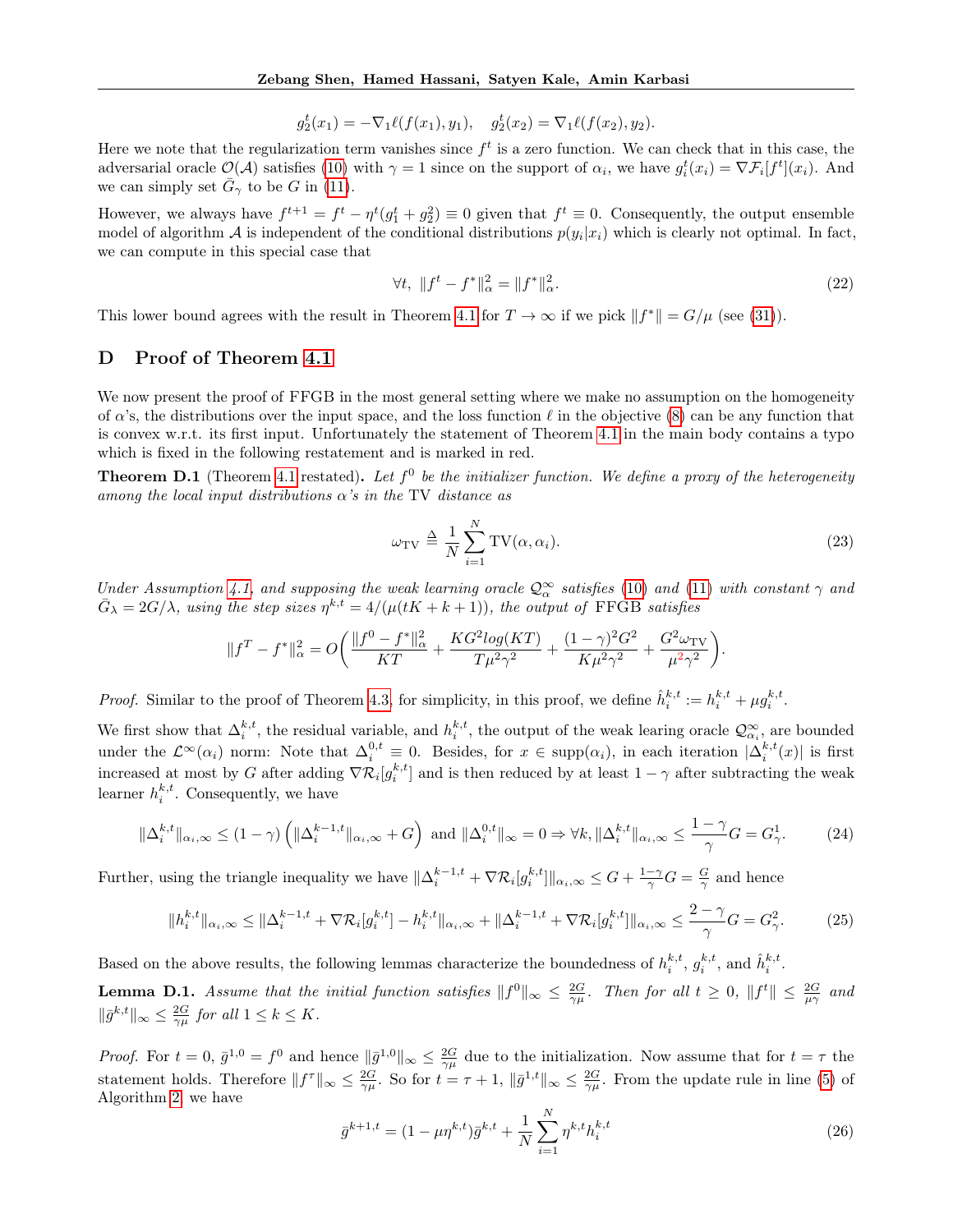$$g_2^t(x_1) = -\nabla_1 \ell(f(x_1), y_1), \quad g_2^t(x_2) = \nabla_1 \ell(f(x_2), y_2).$$

Here we note that the regularization term vanishes since $f^t$ is a zero function. We can check that in this case, the adversarial oracle $\mathcal{O}(\mathcal{A})$ satisfies (10) with $\gamma = 1$ since on the support of $\alpha_i$, we have $g_i^t(x_i) = \nabla \mathcal{F}_i[f^t](x_i)$. And we can simply set $\bar{G}_\gamma$ to be $G$ in (11).

However, we always have $f^{t+1} = f^t - \eta^t(g_1^t + g_2^t) \equiv 0$ given that $f^t \equiv 0$. Consequently, the output ensemble model of algorithm $\mathcal{A}$ is independent of the conditional distributions $p(y_i|x_i)$ which is clearly not optimal. In fact, we can compute in this special case that

$$\forall t, \ \|f^t - f^*\|_\alpha^2 = \|f^*\|_\alpha^2. \tag{22}$$

This lower bound agrees with the result in Theorem 4.1 for $T \to \infty$ if we pick $\|f^*\| = G/\mu$ (see (31)).

# D Proof of Theorem 4.1

We now present the proof of FFGB in the most general setting where we make no assumption on the homogeneity of $\alpha$'s, the distributions over the input space, and the loss function $\ell$ in the objective (8) can be any function that is convex w.r.t. its first input. Unfortunately the statement of Theorem 4.1 in the main body contains a typo which is fixed in the following restatement and is marked in red.

**Theorem D.1** (Theorem 4.1 restated)**.** *Let $f^0$ be the initializer function. We define a proxy of the heterogeneity among the local input distributions $\alpha$'s in the* TV *distance as*

$$\omega_{\mathrm{TV}} \triangleq \frac{1}{N}\sum_{i=1}^N \mathrm{TV}(\alpha, \alpha_i). \tag{23}$$

*Under Assumption 4.1, and supposing the weak learning oracle $\mathcal{Q}_\alpha^\infty$ satisfies (10) and (11) with constant $\gamma$ and $\bar{G}_\lambda = 2G/\lambda$, using the step sizes $\eta^{k,t} = 4/(\mu(tK+k+1))$, the output of* FFGB *satisfies*

$$\|f^T - f^*\|_\alpha^2 = O\bigg(\frac{\|f^0 - f^*\|_\alpha^2}{KT} + \frac{KG^2 log(KT)}{T\mu^2\gamma^2} + \frac{(1-\gamma)^2G^2}{K\mu^2\gamma^2} + \frac{G^2\omega_{\mathrm{TV}}}{\mu^2\gamma^2}\bigg).$$

*Proof.* Similar to the proof of Theorem 4.3, for simplicity, in this proof, we define $\hat{h}_i^{k,t} := h_i^{k,t} + \mu g_i^{k,t}$.

We first show that $\Delta_i^{k,t}$, the residual variable, and $h_i^{k,t}$, the output of the weak learing oracle $\mathcal{Q}_{\alpha_i}^\infty$, are bounded under the $\mathcal{L}^\infty(\alpha_i)$ norm: Note that $\Delta_i^{0,t} \equiv 0$. Besides, for $x \in \mathrm{supp}(\alpha_i)$, in each iteration $|\Delta_i^{k,t}(x)|$ is first increased at most by $G$ after adding $\nabla\mathcal{R}_i[g_i^{k,t}]$ and is then reduced by at least $1-\gamma$ after subtracting the weak learner $h_i^{k,t}$. Consequently, we have

$$\|\Delta_i^{k,t}\|_{\alpha_i,\infty} \le (1-\gamma)\left(\|\Delta_i^{k-1,t}\|_{\alpha_i,\infty} + G\right) \text{ and } \|\Delta_i^{0,t}\|_\infty = 0 \Rightarrow \forall k, \|\Delta_i^{k,t}\|_{\alpha_i,\infty} \le \frac{1-\gamma}{\gamma}G = G_\gamma^1. \tag{24}$$

Further, using the triangle inequality we have $\|\Delta_i^{k-1,t} + \nabla\mathcal{R}_i[g_i^{k,t}]\|_{\alpha_i,\infty} \le G + \frac{1-\gamma}{\gamma}G = \frac{G}{\gamma}$ and hence

$$\|h_i^{k,t}\|_{\alpha_i,\infty} \le \|\Delta_i^{k-1,t} + \nabla\mathcal{R}_i[g_i^{k,t}] - h_i^{k,t}\|_{\alpha_i,\infty} + \|\Delta_i^{k-1,t} + \nabla\mathcal{R}_i[g_i^{k,t}]\|_{\alpha_i,\infty} \le \frac{2-\gamma}{\gamma}G = G_\gamma^2. \tag{25}$$

Based on the above results, the following lemmas characterize the boundedness of $h_i^{k,t}$, $g_i^{k,t}$, and $\hat{h}_i^{k,t}$.

**Lemma D.1.** *Assume that the initial function satisfies $\|f^0\|_\infty \le \frac{2G}{\gamma\mu}$. Then for all $t \ge 0$, $\|f^t\| \le \frac{2G}{\mu\gamma}$ and $\|\bar{g}^{k,t}\|_\infty \le \frac{2G}{\gamma\mu}$ for all $1 \le k \le K$.*

*Proof.* For $t = 0$, $\bar{g}^{1,0} = f^0$ and hence $\|\bar{g}^{1,0}\|_\infty \le \frac{2G}{\gamma\mu}$ due to the initialization. Now assume that for $t = \tau$ the statement holds. Therefore $\|f^\tau\|_\infty \le \frac{2G}{\gamma\mu}$. So for $t = \tau + 1$, $\|\bar{g}^{1,t}\|_\infty \le \frac{2G}{\gamma\mu}$. From the update rule in line (5) of Algorithm 2, we have

$$\bar{g}^{k+1,t} = (1 - \mu\eta^{k,t})\bar{g}^{k,t} + \frac{1}{N}\sum_{i=1}^N \eta^{k,t}h_i^{k,t} \tag{26}$$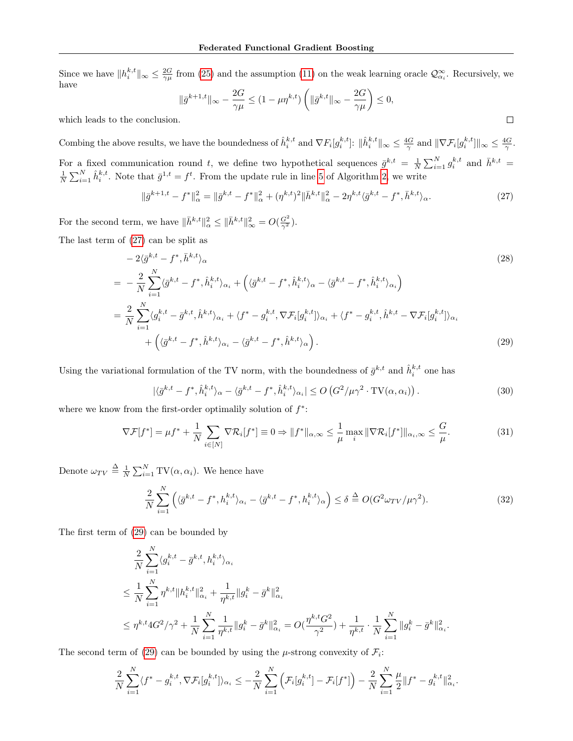Since we have $\|h_i^{k,t}\|_\infty \leq \frac{2G}{\gamma\mu}$ from (25) and the assumption (11) on the weak learning oracle $\mathcal{Q}_{\alpha_i}^\infty$. Recursively, we have

$$\|\bar{g}^{k+1,t}\|_\infty - \frac{2G}{\gamma\mu} \leq (1 - \mu\eta^{k,t})\left(\|\bar{g}^{k,t}\|_\infty - \frac{2G}{\gamma\mu}\right) \leq 0,$$

which leads to the conclusion. $\square$

Combing the above results, we have the boundedness of $\hat{h}_i^{k,t}$ and $\nabla F_i[g_i^{k,t}]$: $\|\hat{h}_i^{k,t}\|_\infty \leq \frac{4G}{\gamma}$ and $\|\nabla \mathcal{F}_i[g_i^{k,t}]\|_\infty \leq \frac{4G}{\gamma}$.

For a fixed communication round $t$, we define two hypothetical sequences $\bar{g}^{k,t} = \frac{1}{N}\sum_{i=1}^N g_i^{k,t}$ and $\bar{h}^{k,t} = \frac{1}{N}\sum_{i=1}^N \hat{h}_i^{k,t}$. Note that $\bar{g}^{1,t} = f^t$. From the update rule in line 5 of Algorithm 2, we write

$$\|\bar{g}^{k+1,t} - f^*\|_\alpha^2 = \|\bar{g}^{k,t} - f^*\|_\alpha^2 + (\eta^{k,t})^2\|\bar{h}^{k,t}\|_\alpha^2 - 2\eta^{k,t}\langle \bar{g}^{k,t} - f^*, \bar{h}^{k,t}\rangle_\alpha. \tag{27}$$

For the second term, we have $\|\bar{h}^{k,t}\|_\alpha^2 \leq \|\bar{h}^{k,t}\|_\infty^2 = O(\frac{G^2}{\gamma^2})$.

The last term of (27) can be split as

$$\begin{aligned}
&-2\langle \bar{g}^{k,t} - f^*, \bar{h}^{k,t}\rangle_\alpha && (28)\\
=\;& -\frac{2}{N}\sum_{i=1}^N \langle \bar{g}^{k,t} - f^*, \hat{h}_i^{k,t}\rangle_{\alpha_i} + \left(\langle \bar{g}^{k,t} - f^*, \hat{h}_i^{k,t}\rangle_\alpha - \langle \bar{g}^{k,t} - f^*, \hat{h}_i^{k,t}\rangle_{\alpha_i}\right) \\
=\;& \frac{2}{N}\sum_{i=1}^N \langle g_i^{k,t} - \bar{g}^{k,t}, \hat{h}_i^{k,t}\rangle_{\alpha_i} + \langle f^* - g_i^{k,t}, \nabla \mathcal{F}_i[g_i^{k,t}]\rangle_{\alpha_i} + \langle f^* - g_i^{k,t}, \hat{h}^{k,t} - \nabla \mathcal{F}_i[g_i^{k,t}]\rangle_{\alpha_i} \\
&+ \left(\langle \bar{g}^{k,t} - f^*, \hat{h}^{k,t}\rangle_{\alpha_i} - \langle \bar{g}^{k,t} - f^*, \hat{h}^{k,t}\rangle_\alpha\right). && (29)
\end{aligned}$$

Using the variational formulation of the TV norm, with the boundedness of $\bar{g}^{k,t}$ and $\hat{h}_i^{k,t}$ one has

$$|\langle \bar{g}^{k,t} - f^*, \hat{h}_i^{k,t}\rangle_\alpha - \langle \bar{g}^{k,t} - f^*, \hat{h}_i^{k,t}\rangle_{\alpha_i}| \leq O\left(G^2/\mu\gamma^2 \cdot \mathrm{TV}(\alpha, \alpha_i)\right). \tag{30}$$

where we know from the first-order optimalily solution of $f^*$:

$$\nabla \mathcal{F}[f^*] = \mu f^* + \frac{1}{N}\sum_{i\in[N]} \nabla \mathcal{R}_i[f^*] \equiv 0 \Rightarrow \|f^*\|_{\alpha,\infty} \leq \frac{1}{\mu}\max_i \|\nabla \mathcal{R}_i[f^*]\|_{\alpha_i,\infty} \leq \frac{G}{\mu}. \tag{31}$$

Denote $\omega_{TV} \triangleq \frac{1}{N}\sum_{i=1}^N \mathrm{TV}(\alpha, \alpha_i)$. We hence have

$$\frac{2}{N}\sum_{i=1}^N \left(\langle \bar{g}^{k,t} - f^*, h_i^{k,t}\rangle_{\alpha_i} - \langle \bar{g}^{k,t} - f^*, h_i^{k,t}\rangle_\alpha\right) \leq \delta \triangleq O(G^2\omega_{TV}/\mu\gamma^2). \tag{32}$$

The first term of (29) can be bounded by

$$\begin{aligned}
&\frac{2}{N}\sum_{i=1}^N \langle g_i^{k,t} - \bar{g}^{k,t}, h_i^{k,t}\rangle_{\alpha_i} \\
\leq\;& \frac{1}{N}\sum_{i=1}^N \eta^{k,t}\|h_i^{k,t}\|_{\alpha_i}^2 + \frac{1}{\eta^{k,t}}\|g_i^k - \bar{g}^k\|_{\alpha_i}^2 \\
\leq\;& \eta^{k,t}4G^2/\gamma^2 + \frac{1}{N}\sum_{i=1}^N \frac{1}{\eta^{k,t}}\|g_i^k - \bar{g}^k\|_{\alpha_i}^2 = O\left(\frac{\eta^{k,t}G^2}{\gamma^2}\right) + \frac{1}{\eta^{k,t}}\cdot\frac{1}{N}\sum_{i=1}^N \|g_i^k - \bar{g}^k\|_{\alpha_i}^2.
\end{aligned}$$

The second term of (29) can be bounded by using the $\mu$-strong convexity of $\mathcal{F}_i$:

$$\frac{2}{N}\sum_{i=1}^N \langle f^* - g_i^{k,t}, \nabla \mathcal{F}_i[g_i^{k,t}]\rangle_{\alpha_i} \leq -\frac{2}{N}\sum_{i=1}^N \left(\mathcal{F}_i[g_i^{k,t}] - \mathcal{F}_i[f^*]\right) - \frac{2}{N}\sum_{i=1}^N \frac{\mu}{2}\|f^* - g_i^{k,t}\|_{\alpha_i}^2.$$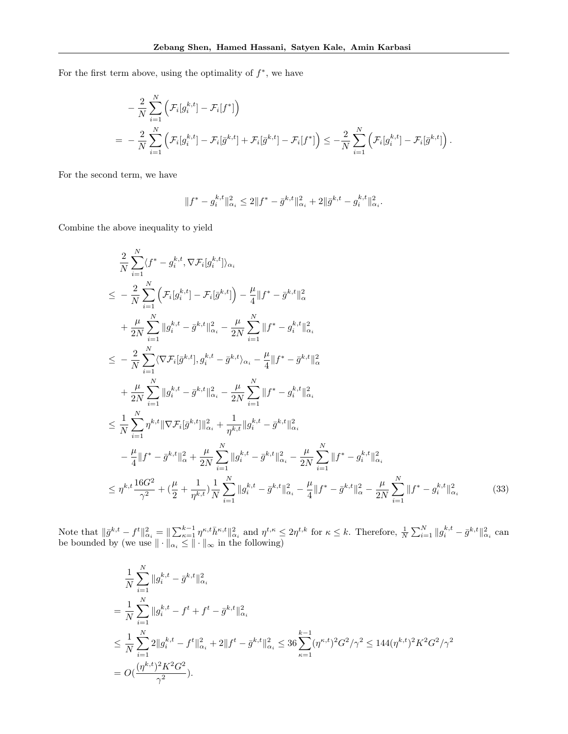For the first term above, using the optimality of $f^*$, we have

$$
\begin{aligned}
& -\frac{2}{N}\sum_{i=1}^{N}\Big(\mathcal{F}_i[g_i^{k,t}] - \mathcal{F}_i[f^*]\Big) \\
=\ & -\frac{2}{N}\sum_{i=1}^{N}\Big(\mathcal{F}_i[g_i^{k,t}] - \mathcal{F}_i[\bar{g}^{k,t}] + \mathcal{F}_i[\bar{g}^{k,t}] - \mathcal{F}_i[f^*]\Big) \le -\frac{2}{N}\sum_{i=1}^{N}\Big(\mathcal{F}_i[g_i^{k,t}] - \mathcal{F}_i[\bar{g}^{k,t}]\Big).
\end{aligned}
$$

For the second term, we have

$$
\|f^* - g_i^{k,t}\|_{\alpha_i}^2 \le 2\|f^* - \bar{g}^{k,t}\|_{\alpha_i}^2 + 2\|\bar{g}^{k,t} - g_i^{k,t}\|_{\alpha_i}^2.
$$

Combine the above inequality to yield

$$
\begin{aligned}
& \frac{2}{N}\sum_{i=1}^{N}\langle f^* - g_i^{k,t}, \nabla\mathcal{F}_i[g_i^{k,t}]\rangle_{\alpha_i} \\
\le\ & -\frac{2}{N}\sum_{i=1}^{N}\Big(\mathcal{F}_i[g_i^{k,t}] - \mathcal{F}_i[\bar{g}^{k,t}]\Big) - \frac{\mu}{4}\|f^* - \bar{g}^{k,t}\|_{\alpha}^2 \\
& + \frac{\mu}{2N}\sum_{i=1}^{N}\|g_i^{k,t} - \bar{g}^{k,t}\|_{\alpha_i}^2 - \frac{\mu}{2N}\sum_{i=1}^{N}\|f^* - g_i^{k,t}\|_{\alpha_i}^2 \\
\le\ & -\frac{2}{N}\sum_{i=1}^{N}\langle \nabla\mathcal{F}_i[\bar{g}^{k,t}], g_i^{k,t} - \bar{g}^{k,t}\rangle_{\alpha_i} - \frac{\mu}{4}\|f^* - \bar{g}^{k,t}\|_{\alpha}^2 \\
& + \frac{\mu}{2N}\sum_{i=1}^{N}\|g_i^{k,t} - \bar{g}^{k,t}\|_{\alpha_i}^2 - \frac{\mu}{2N}\sum_{i=1}^{N}\|f^* - g_i^{k,t}\|_{\alpha_i}^2 \\
\le\ & \frac{1}{N}\sum_{i=1}^{N}\eta^{k,t}\|\nabla\mathcal{F}_i[\bar{g}^{k,t}]\|_{\alpha_i}^2 + \frac{1}{\eta^{k,t}}\|g_i^{k,t} - \bar{g}^{k,t}\|_{\alpha_i}^2 \\
& - \frac{\mu}{4}\|f^* - \bar{g}^{k,t}\|_{\alpha}^2 + \frac{\mu}{2N}\sum_{i=1}^{N}\|g_i^{k,t} - \bar{g}^{k,t}\|_{\alpha_i}^2 - \frac{\mu}{2N}\sum_{i=1}^{N}\|f^* - g_i^{k,t}\|_{\alpha_i}^2 \\
\le\ & \eta^{k,t}\frac{16G^2}{\gamma^2} + (\frac{\mu}{2} + \frac{1}{\eta^{k,t}})\frac{1}{N}\sum_{i=1}^{N}\|g_i^{k,t} - \bar{g}^{k,t}\|_{\alpha_i}^2 - \frac{\mu}{4}\|f^* - \bar{g}^{k,t}\|_{\alpha}^2 - \frac{\mu}{2N}\sum_{i=1}^{N}\|f^* - g_i^{k,t}\|_{\alpha_i}^2 \qquad (33)
\end{aligned}
$$

Note that $\|\bar{g}^{k,t} - f^t\|_{\alpha_i}^2 = \|\sum_{\kappa=1}^{k-1}\eta^{\kappa,t}\bar{h}^{\kappa,t}\|_{\alpha_i}^2$ and $\eta^{t,\kappa} \le 2\eta^{t,k}$ for $\kappa \le k$. Therefore, $\frac{1}{N}\sum_{i=1}^{N}\|g_i^{k,t} - \bar{g}^{k,t}\|_{\alpha_i}^2$ can be bounded by (we use $\|\cdot\|_{\alpha_i} \le \|\cdot\|_\infty$ in the following)

$$
\begin{aligned}
& \frac{1}{N}\sum_{i=1}^{N}\|g_i^{k,t} - \bar{g}^{k,t}\|_{\alpha_i}^2 \\
=\ & \frac{1}{N}\sum_{i=1}^{N}\|g_i^{k,t} - f^t + f^t - \bar{g}^{k,t}\|_{\alpha_i}^2 \\
\le\ & \frac{1}{N}\sum_{i=1}^{N}2\|g_i^{k,t} - f^t\|_{\alpha_i}^2 + 2\|f^t - \bar{g}^{k,t}\|_{\alpha_i}^2 \le 36\sum_{\kappa=1}^{k-1}(\eta^{\kappa,t})^2G^2/\gamma^2 \le 144(\eta^{k,t})^2K^2G^2/\gamma^2 \\
=\ & O(\frac{(\eta^{k,t})^2K^2G^2}{\gamma^2}).
\end{aligned}
$$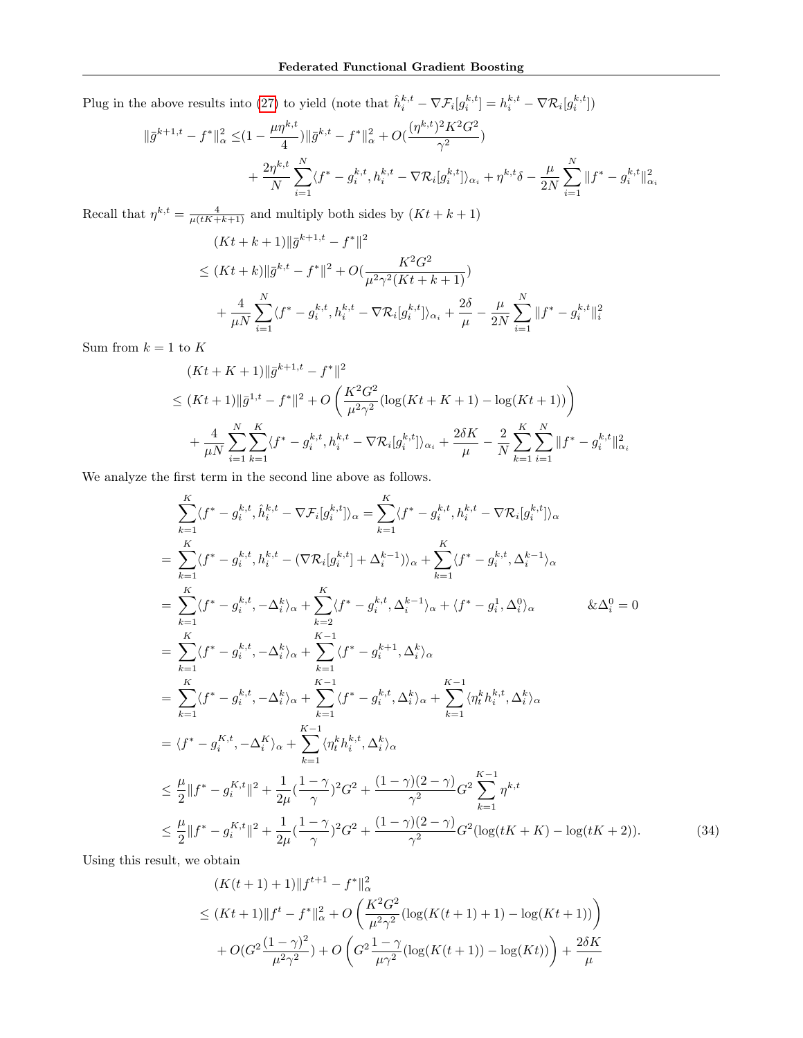Plug in the above results into (27) to yield (note that $\hat{h}_i^{k,t} - \nabla\mathcal{F}_i[g_i^{k,t}] = h_i^{k,t} - \nabla\mathcal{R}_i[g_i^{k,t}]$)

$$
\begin{aligned}
\|\bar{g}^{k+1,t} - f^*\|_\alpha^2 \leq& (1 - \frac{\mu\eta^{k,t}}{4})\|\bar{g}^{k,t} - f^*\|_\alpha^2 + O(\frac{(\eta^{k,t})^2 K^2 G^2}{\gamma^2}) \\
&+ \frac{2\eta^{k,t}}{N}\sum_{i=1}^{N}\langle f^* - g_i^{k,t}, h_i^{k,t} - \nabla\mathcal{R}_i[g_i^{k,t}]\rangle_{\alpha_i} + \eta^{k,t}\delta - \frac{\mu}{2N}\sum_{i=1}^{N}\|f^* - g_i^{k,t}\|_{\alpha_i}^2
\end{aligned}
$$

Recall that $\eta^{k,t} = \frac{4}{\mu(tK+k+1)}$ and multiply both sides by $(Kt+k+1)$

$$
\begin{aligned}
&(Kt+k+1)\|\bar{g}^{k+1,t} - f^*\|^2 \\
&\leq (Kt+k)\|\bar{g}^{k,t} - f^*\|^2 + O(\frac{K^2G^2}{\mu^2\gamma^2(Kt+k+1)}) \\
&\quad + \frac{4}{\mu N}\sum_{i=1}^{N}\langle f^* - g_i^{k,t}, h_i^{k,t} - \nabla\mathcal{R}_i[g_i^{k,t}]\rangle_{\alpha_i} + \frac{2\delta}{\mu} - \frac{\mu}{2N}\sum_{i=1}^{N}\|f^* - g_i^{k,t}\|_i^2
\end{aligned}
$$

Sum from $k=1$ to $K$

$$
\begin{aligned}
&(Kt+K+1)\|\bar{g}^{k+1,t} - f^*\|^2 \\
\leq& (Kt+1)\|\bar{g}^{1,t} - f^*\|^2 + O\left(\frac{K^2G^2}{\mu^2\gamma^2}(\log(Kt+K+1) - \log(Kt+1))\right) \\
&+ \frac{4}{\mu N}\sum_{i=1}^{N}\sum_{k=1}^{K}\langle f^* - g_i^{k,t}, h_i^{k,t} - \nabla\mathcal{R}_i[g_i^{k,t}]\rangle_{\alpha_i} + \frac{2\delta K}{\mu} - \frac{2}{N}\sum_{k=1}^{K}\sum_{i=1}^{N}\|f^* - g_i^{k,t}\|_{\alpha_i}^2
\end{aligned}
$$

We analyze the first term in the second line above as follows.

$$
\begin{aligned}
&\sum_{k=1}^{K}\langle f^* - g_i^{k,t}, \hat{h}_i^{k,t} - \nabla\mathcal{F}_i[g_i^{k,t}]\rangle_\alpha = \sum_{k=1}^{K}\langle f^* - g_i^{k,t}, h_i^{k,t} - \nabla\mathcal{R}_i[g_i^{k,t}]\rangle_\alpha \\
=& \sum_{k=1}^{K}\langle f^* - g_i^{k,t}, h_i^{k,t} - (\nabla\mathcal{R}_i[g_i^{k,t}] + \Delta_i^{k-1})\rangle_\alpha + \sum_{k=1}^{K}\langle f^* - g_i^{k,t}, \Delta_i^{k-1}\rangle_\alpha \\
=& \sum_{k=1}^{K}\langle f^* - g_i^{k,t}, -\Delta_i^{k}\rangle_\alpha + \sum_{k=2}^{K}\langle f^* - g_i^{k,t}, \Delta_i^{k-1}\rangle_\alpha + \langle f^* - g_i^1, \Delta_i^0\rangle_\alpha \qquad \&\Delta_i^0 = 0 \\
=& \sum_{k=1}^{K}\langle f^* - g_i^{k,t}, -\Delta_i^{k}\rangle_\alpha + \sum_{k=1}^{K-1}\langle f^* - g_i^{k+1}, \Delta_i^{k}\rangle_\alpha \\
=& \sum_{k=1}^{K}\langle f^* - g_i^{k,t}, -\Delta_i^{k}\rangle_\alpha + \sum_{k=1}^{K-1}\langle f^* - g_i^{k,t}, \Delta_i^{k}\rangle_\alpha + \sum_{k=1}^{K-1}\langle \eta_t^k h_i^{k,t}, \Delta_i^{k}\rangle_\alpha \\
=& \langle f^* - g_i^{K,t}, -\Delta_i^{K}\rangle_\alpha + \sum_{k=1}^{K-1}\langle \eta_t^k h_i^{k,t}, \Delta_i^{k}\rangle_\alpha \\
\leq& \frac{\mu}{2}\|f^* - g_i^{K,t}\|^2 + \frac{1}{2\mu}(\frac{1-\gamma}{\gamma})^2G^2 + \frac{(1-\gamma)(2-\gamma)}{\gamma^2}G^2\sum_{k=1}^{K-1}\eta^{k,t} \\
\leq& \frac{\mu}{2}\|f^* - g_i^{K,t}\|^2 + \frac{1}{2\mu}(\frac{1-\gamma}{\gamma})^2G^2 + \frac{(1-\gamma)(2-\gamma)}{\gamma^2}G^2(\log(tK+K) - \log(tK+2)). \qquad (34)
\end{aligned}
$$

Using this result, we obtain

$$
\begin{aligned}
&(K(t+1)+1)\|f^{t+1} - f^*\|_\alpha^2 \\
&\leq (Kt+1)\|f^t - f^*\|_\alpha^2 + O\left(\frac{K^2G^2}{\mu^2\gamma^2}(\log(K(t+1)+1) - \log(Kt+1))\right) \\
&\quad + O(G^2\frac{(1-\gamma)^2}{\mu^2\gamma^2}) + O\left(G^2\frac{1-\gamma}{\mu\gamma^2}(\log(K(t+1)) - \log(Kt))\right) + \frac{2\delta K}{\mu}
\end{aligned}
$$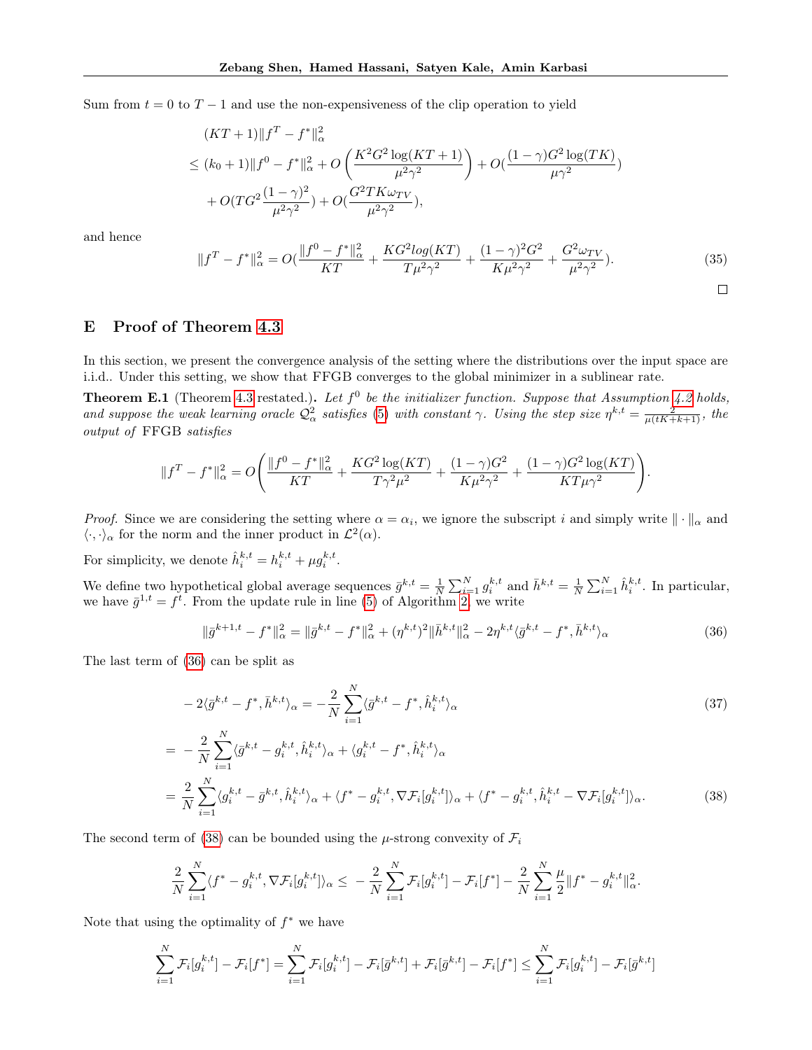Sum from $t = 0$ to $T-1$ and use the non-expensiveness of the clip operation to yield

$$
\begin{aligned}
&(KT+1)\|f^T - f^*\|_\alpha^2 \\
&\leq (k_0+1)\|f^0 - f^*\|_\alpha^2 + O\left(\frac{K^2G^2\log(KT+1)}{\mu^2\gamma^2}\right) + O(\frac{(1-\gamma)G^2\log(TK)}{\mu\gamma^2}) \\
&\quad + O(TG^2\frac{(1-\gamma)^2}{\mu^2\gamma^2}) + O(\frac{G^2TK\omega_{TV}}{\mu^2\gamma^2}),
\end{aligned}
$$

and hence

$$
\|f^T - f^*\|_\alpha^2 = O(\frac{\|f^0 - f^*\|_\alpha^2}{KT} + \frac{KG^2log(KT)}{T\mu^2\gamma^2} + \frac{(1-\gamma)^2G^2}{K\mu^2\gamma^2} + \frac{G^2\omega_{TV}}{\mu^2\gamma^2}). \tag{35}
$$

□

## E Proof of Theorem 4.3

In this section, we present the convergence analysis of the setting where the distributions over the input space are i.i.d.. Under this setting, we show that FFGB converges to the global minimizer in a sublinear rate.

**Theorem E.1** (Theorem 4.3 restated.). *Let $f^0$ be the initializer function. Suppose that Assumption 4.2 holds, and suppose the weak learning oracle $\mathcal{Q}_\alpha^2$ satisfies (5) with constant $\gamma$. Using the step size $\eta^{k,t} = \frac{2}{\mu(tK+k+1)}$, the output of* FFGB *satisfies*

$$
\|f^T - f^*\|_\alpha^2 = O\left(\frac{\|f^0 - f^*\|_\alpha^2}{KT} + \frac{KG^2\log(KT)}{T\gamma^2\mu^2} + \frac{(1-\gamma)G^2}{K\mu^2\gamma^2} + \frac{(1-\gamma)G^2\log(KT)}{KT\mu\gamma^2}\right).
$$

*Proof.* Since we are considering the setting where $\alpha = \alpha_i$, we ignore the subscript $i$ and simply write $\|\cdot\|_\alpha$ and $\langle\cdot,\cdot\rangle_\alpha$ for the norm and the inner product in $\mathcal{L}^2(\alpha)$.

For simplicity, we denote $\hat{h}_i^{k,t} = h_i^{k,t} + \mu g_i^{k,t}$.

We define two hypothetical global average sequences $\bar{g}^{k,t} = \frac{1}{N}\sum_{i=1}^N g_i^{k,t}$ and $\bar{h}^{k,t} = \frac{1}{N}\sum_{i=1}^N \hat{h}_i^{k,t}$. In particular, we have $\bar{g}^{1,t} = f^t$. From the update rule in line (5) of Algorithm 2, we write

$$
\|\bar{g}^{k+1,t} - f^*\|_\alpha^2 = \|\bar{g}^{k,t} - f^*\|_\alpha^2 + (\eta^{k,t})^2\|\bar{h}^{k,t}\|_\alpha^2 - 2\eta^{k,t}\langle\bar{g}^{k,t} - f^*, \bar{h}^{k,t}\rangle_\alpha \tag{36}
$$

The last term of (36) can be split as

$$
-2\langle\bar{g}^{k,t} - f^*, \bar{h}^{k,t}\rangle_\alpha = -\frac{2}{N}\sum_{i=1}^N\langle\bar{g}^{k,t} - f^*, \hat{h}_i^{k,t}\rangle_\alpha \tag{37}
$$

$$
= -\frac{2}{N}\sum_{i=1}^N\langle\bar{g}^{k,t} - g_i^{k,t}, \hat{h}_i^{k,t}\rangle_\alpha + \langle g_i^{k,t} - f^*, \hat{h}_i^{k,t}\rangle_\alpha
$$

$$
= \frac{2}{N}\sum_{i=1}^N\langle g_i^{k,t} - \bar{g}^{k,t}, \hat{h}_i^{k,t}\rangle_\alpha + \langle f^* - g_i^{k,t}, \nabla\mathcal{F}_i[g_i^{k,t}]\rangle_\alpha + \langle f^* - g_i^{k,t}, \hat{h}_i^{k,t} - \nabla\mathcal{F}_i[g_i^{k,t}]\rangle_\alpha. \tag{38}
$$

The second term of (38) can be bounded using the $\mu$-strong convexity of $\mathcal{F}_i$

$$
\frac{2}{N}\sum_{i=1}^N\langle f^* - g_i^{k,t}, \nabla\mathcal{F}_i[g_i^{k,t}]\rangle_\alpha \leq -\frac{2}{N}\sum_{i=1}^N\mathcal{F}_i[g_i^{k,t}] - \mathcal{F}_i[f^*] - \frac{2}{N}\sum_{i=1}^N\frac{\mu}{2}\|f^* - g_i^{k,t}\|_\alpha^2.
$$

Note that using the optimality of $f^*$ we have

$$
\sum_{i=1}^N\mathcal{F}_i[g_i^{k,t}] - \mathcal{F}_i[f^*] = \sum_{i=1}^N\mathcal{F}_i[g_i^{k,t}] - \mathcal{F}_i[\bar{g}^{k,t}] + \mathcal{F}_i[\bar{g}^{k,t}] - \mathcal{F}_i[f^*] \leq \sum_{i=1}^N\mathcal{F}_i[g_i^{k,t}] - \mathcal{F}_i[\bar{g}^{k,t}]
$$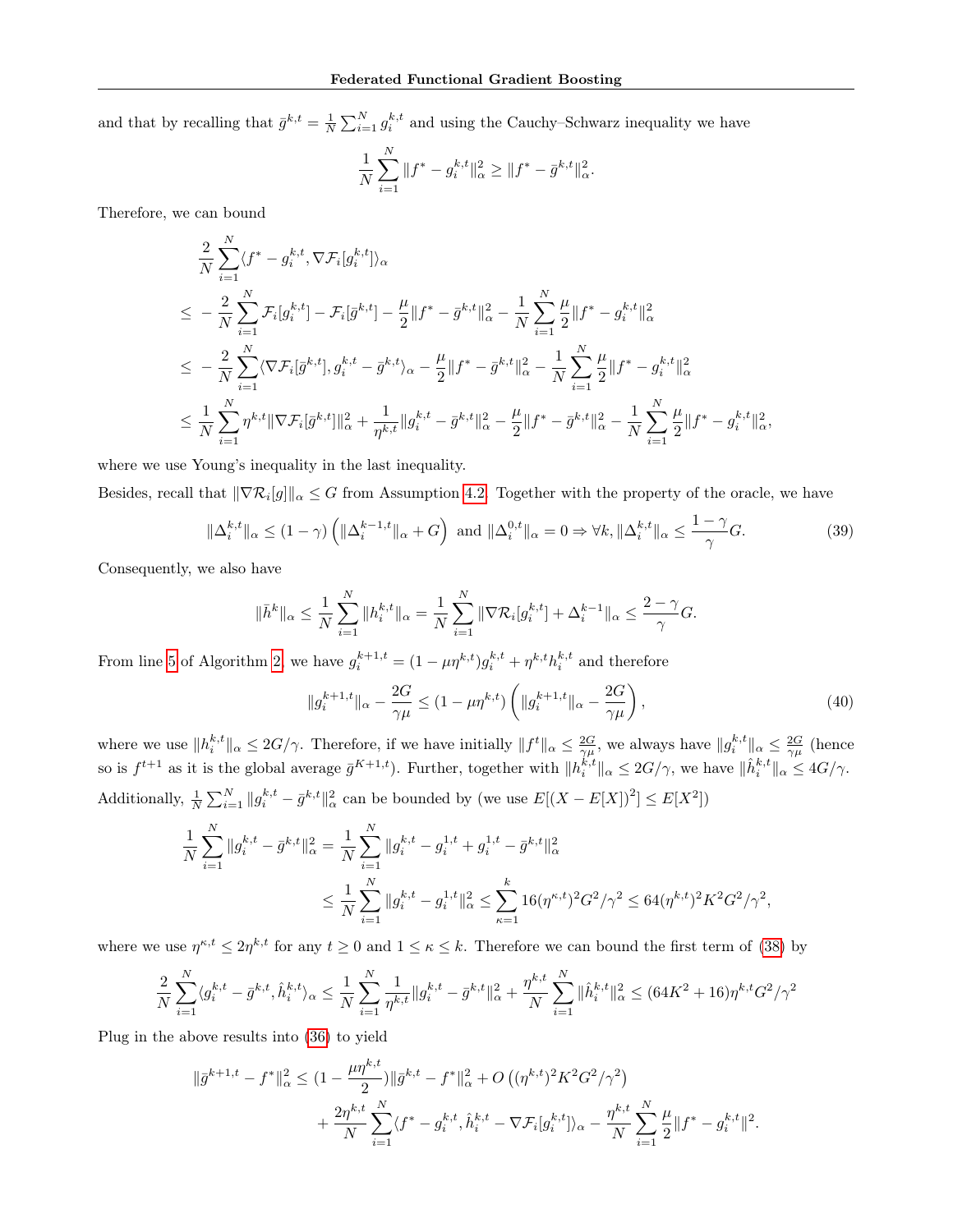and that by recalling that $\bar{g}^{k,t} = \frac{1}{N}\sum_{i=1}^{N} g_i^{k,t}$ and using the Cauchy–Schwarz inequality we have

$$\frac{1}{N}\sum_{i=1}^{N} \|f^* - g_i^{k,t}\|_\alpha^2 \geq \|f^* - \bar{g}^{k,t}\|_\alpha^2.$$

Therefore, we can bound

$$\begin{aligned}
&\frac{2}{N}\sum_{i=1}^{N}\langle f^* - g_i^{k,t}, \nabla\mathcal{F}_i[g_i^{k,t}]\rangle_\alpha \\
\leq\; & -\frac{2}{N}\sum_{i=1}^{N}\mathcal{F}_i[g_i^{k,t}] - \mathcal{F}_i[\bar{g}^{k,t}] - \frac{\mu}{2}\|f^* - \bar{g}^{k,t}\|_\alpha^2 - \frac{1}{N}\sum_{i=1}^{N}\frac{\mu}{2}\|f^* - g_i^{k,t}\|_\alpha^2 \\
\leq\; & -\frac{2}{N}\sum_{i=1}^{N}\langle\nabla\mathcal{F}_i[\bar{g}^{k,t}], g_i^{k,t} - \bar{g}^{k,t}\rangle_\alpha - \frac{\mu}{2}\|f^* - \bar{g}^{k,t}\|_\alpha^2 - \frac{1}{N}\sum_{i=1}^{N}\frac{\mu}{2}\|f^* - g_i^{k,t}\|_\alpha^2 \\
\leq\; & \frac{1}{N}\sum_{i=1}^{N}\eta^{k,t}\|\nabla\mathcal{F}_i[\bar{g}^{k,t}]\|_\alpha^2 + \frac{1}{\eta^{k,t}}\|g_i^{k,t} - \bar{g}^{k,t}\|_\alpha^2 - \frac{\mu}{2}\|f^* - \bar{g}^{k,t}\|_\alpha^2 - \frac{1}{N}\sum_{i=1}^{N}\frac{\mu}{2}\|f^* - g_i^{k,t}\|_\alpha^2,
\end{aligned}$$

where we use Young's inequality in the last inequality.

Besides, recall that $\|\nabla\mathcal{R}_i[g]\|_\alpha \leq G$ from Assumption 4.2. Together with the property of the oracle, we have

$$\|\Delta_i^{k,t}\|_\alpha \leq (1-\gamma)\left(\|\Delta_i^{k-1,t}\|_\alpha + G\right) \text{ and } \|\Delta_i^{0,t}\|_\alpha = 0 \Rightarrow \forall k, \|\Delta_i^{k,t}\|_\alpha \leq \frac{1-\gamma}{\gamma}G. \tag{39}$$

Consequently, we also have

$$\|\bar{h}^k\|_\alpha \leq \frac{1}{N}\sum_{i=1}^{N}\|h_i^{k,t}\|_\alpha = \frac{1}{N}\sum_{i=1}^{N}\|\nabla\mathcal{R}_i[g_i^{k,t}] + \Delta_i^{k-1}\|_\alpha \leq \frac{2-\gamma}{\gamma}G.$$

From line 5 of Algorithm 2, we have $g_i^{k+1,t} = (1-\mu\eta^{k,t})g_i^{k,t} + \eta^{k,t}h_i^{k,t}$ and therefore

$$\|g_i^{k+1,t}\|_\alpha - \frac{2G}{\gamma\mu} \leq (1-\mu\eta^{k,t})\left(\|g_i^{k+1,t}\|_\alpha - \frac{2G}{\gamma\mu}\right), \tag{40}$$

where we use $\|h_i^{k,t}\|_\alpha \leq 2G/\gamma$. Therefore, if we have initially $\|f^t\|_\alpha \leq \frac{2G}{\gamma\mu}$, we always have $\|g_i^{k,t}\|_\alpha \leq \frac{2G}{\gamma\mu}$ (hence so is $f^{t+1}$ as it is the global average $\bar{g}^{K+1,t}$). Further, together with $\|h_i^{k,t}\|_\alpha \leq 2G/\gamma$, we have $\|\hat{h}_i^{k,t}\|_\alpha \leq 4G/\gamma$. Additionally, $\frac{1}{N}\sum_{i=1}^{N}\|g_i^{k,t} - \bar{g}^{k,t}\|_\alpha^2$ can be bounded by (we use $E[(X-E[X])^2] \leq E[X^2]$)

$$\begin{aligned}
\frac{1}{N}\sum_{i=1}^{N}\|g_i^{k,t} - \bar{g}^{k,t}\|_\alpha^2 &= \frac{1}{N}\sum_{i=1}^{N}\|g_i^{k,t} - g_i^{1,t} + g_i^{1,t} - \bar{g}^{k,t}\|_\alpha^2 \\
&\leq \frac{1}{N}\sum_{i=1}^{N}\|g_i^{k,t} - g_i^{1,t}\|_\alpha^2 \leq \sum_{\kappa=1}^{k}16(\eta^{\kappa,t})^2G^2/\gamma^2 \leq 64(\eta^{k,t})^2K^2G^2/\gamma^2,
\end{aligned}$$

where we use $\eta^{\kappa,t} \leq 2\eta^{k,t}$ for any $t \geq 0$ and $1 \leq \kappa \leq k$. Therefore we can bound the first term of (38) by

$$\frac{2}{N}\sum_{i=1}^{N}\langle g_i^{k,t} - \bar{g}^{k,t}, \hat{h}_i^{k,t}\rangle_\alpha \leq \frac{1}{N}\sum_{i=1}^{N}\frac{1}{\eta^{k,t}}\|g_i^{k,t} - \bar{g}^{k,t}\|_\alpha^2 + \frac{\eta^{k,t}}{N}\sum_{i=1}^{N}\|\hat{h}_i^{k,t}\|_\alpha^2 \leq (64K^2 + 16)\eta^{k,t}G^2/\gamma^2$$

Plug in the above results into (36) to yield

$$\begin{aligned}
\|\bar{g}^{k+1,t} - f^*\|_\alpha^2 \leq\; & (1 - \frac{\mu\eta^{k,t}}{2})\|\bar{g}^{k,t} - f^*\|_\alpha^2 + O\left((\eta^{k,t})^2K^2G^2/\gamma^2\right) \\
& + \frac{2\eta^{k,t}}{N}\sum_{i=1}^{N}\langle f^* - g_i^{k,t}, \hat{h}_i^{k,t} - \nabla\mathcal{F}_i[g_i^{k,t}]\rangle_\alpha - \frac{\eta^{k,t}}{N}\sum_{i=1}^{N}\frac{\mu}{2}\|f^* - g_i^{k,t}\|^2.
\end{aligned}$$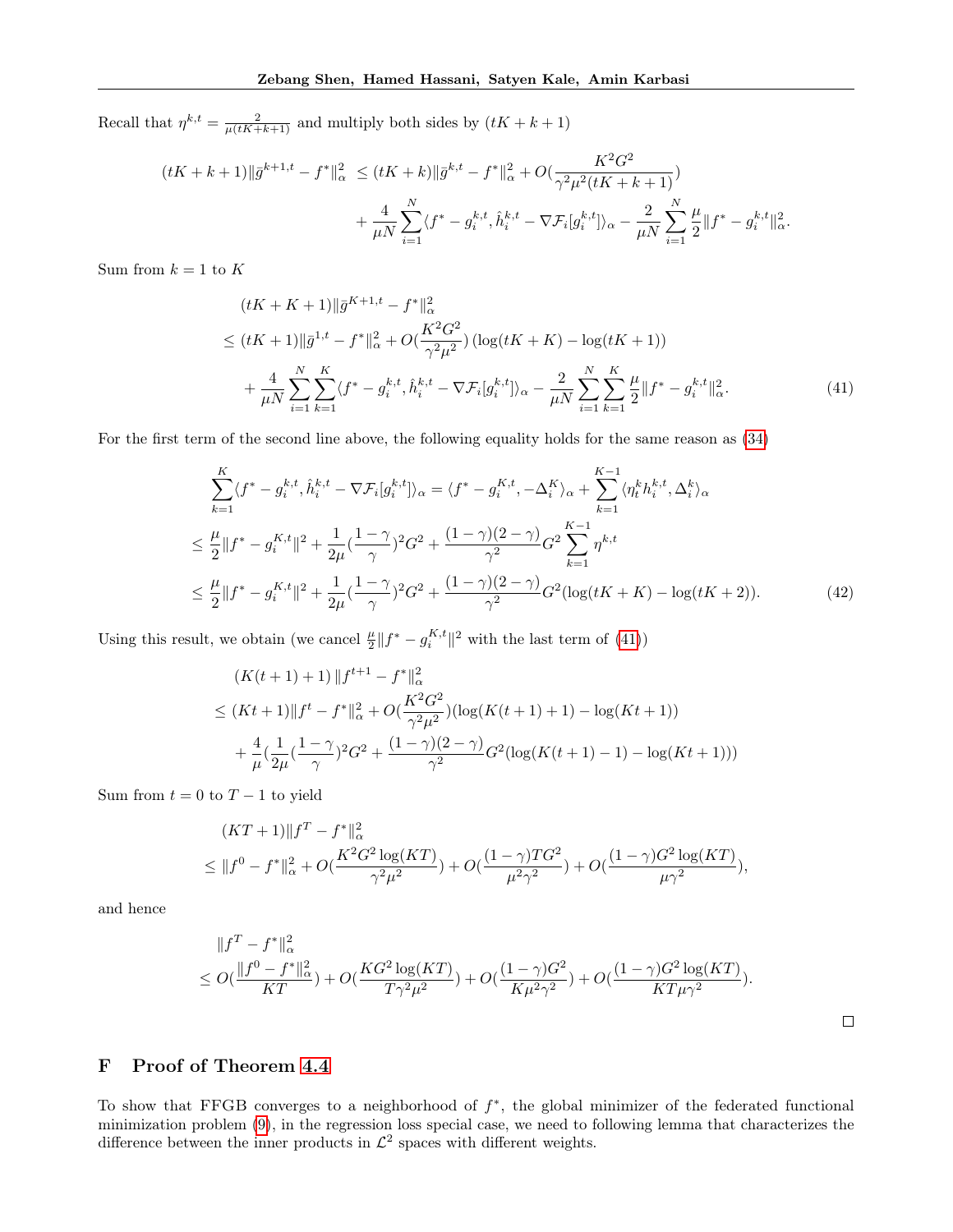Recall that $\eta^{k,t} = \frac{2}{\mu(tK+k+1)}$ and multiply both sides by $(tK+k+1)$

$$
\begin{aligned}
(tK+k+1)\|\bar{g}^{k+1,t} - f^*\|_\alpha^2 \ &\le (tK+k)\|\bar{g}^{k,t} - f^*\|_\alpha^2 + O(\frac{K^2G^2}{\gamma^2\mu^2(tK+k+1)}) \\
&\quad + \frac{4}{\mu N}\sum_{i=1}^N \langle f^* - g_i^{k,t}, \hat{h}_i^{k,t} - \nabla\mathcal{F}_i[g_i^{k,t}]\rangle_\alpha - \frac{2}{\mu N}\sum_{i=1}^N \frac{\mu}{2}\|f^* - g_i^{k,t}\|_\alpha^2.
\end{aligned}
$$

Sum from $k=1$ to $K$

$$
\begin{aligned}
&(tK+K+1)\|\bar{g}^{K+1,t} - f^*\|_\alpha^2 \\
&\le (tK+1)\|\bar{g}^{1,t} - f^*\|_\alpha^2 + O(\frac{K^2G^2}{\gamma^2\mu^2})\left(\log(tK+K) - \log(tK+1)\right) \\
&\quad + \frac{4}{\mu N}\sum_{i=1}^N\sum_{k=1}^K \langle f^* - g_i^{k,t}, \hat{h}_i^{k,t} - \nabla\mathcal{F}_i[g_i^{k,t}]\rangle_\alpha - \frac{2}{\mu N}\sum_{i=1}^N\sum_{k=1}^K \frac{\mu}{2}\|f^* - g_i^{k,t}\|_\alpha^2. \qquad (41)
\end{aligned}
$$

For the first term of the second line above, the following equality holds for the same reason as (34)

$$
\begin{aligned}
&\sum_{k=1}^K \langle f^* - g_i^{k,t}, \hat{h}_i^{k,t} - \nabla\mathcal{F}_i[g_i^{k,t}]\rangle_\alpha = \langle f^* - g_i^{K,t}, -\Delta_i^K\rangle_\alpha + \sum_{k=1}^{K-1}\langle \eta_t^k h_i^{k,t}, \Delta_i^k\rangle_\alpha \\
&\le \frac{\mu}{2}\|f^* - g_i^{K,t}\|^2 + \frac{1}{2\mu}(\frac{1-\gamma}{\gamma})^2G^2 + \frac{(1-\gamma)(2-\gamma)}{\gamma^2}G^2\sum_{k=1}^{K-1}\eta^{k,t} \\
&\le \frac{\mu}{2}\|f^* - g_i^{K,t}\|^2 + \frac{1}{2\mu}(\frac{1-\gamma}{\gamma})^2G^2 + \frac{(1-\gamma)(2-\gamma)}{\gamma^2}G^2(\log(tK+K) - \log(tK+2)). \qquad (42)
\end{aligned}
$$

Using this result, we obtain (we cancel $\frac{\mu}{2}\|f^* - g_i^{K,t}\|^2$ with the last term of (41))

$$
\begin{aligned}
&(K(t+1)+1)\,\|f^{t+1} - f^*\|_\alpha^2 \\
&\le (Kt+1)\|f^t - f^*\|_\alpha^2 + O(\frac{K^2G^2}{\gamma^2\mu^2})(\log(K(t+1)+1) - \log(Kt+1)) \\
&\quad + \frac{4}{\mu}(\frac{1}{2\mu}(\frac{1-\gamma}{\gamma})^2G^2 + \frac{(1-\gamma)(2-\gamma)}{\gamma^2}G^2(\log(K(t+1)-1) - \log(Kt+1)))
\end{aligned}
$$

Sum from $t=0$ to $T-1$ to yield

$$
\begin{aligned}
&(KT+1)\|f^T - f^*\|_\alpha^2 \\
&\le \|f^0 - f^*\|_\alpha^2 + O(\frac{K^2G^2\log(KT)}{\gamma^2\mu^2}) + O(\frac{(1-\gamma)TG^2}{\mu^2\gamma^2}) + O(\frac{(1-\gamma)G^2\log(KT)}{\mu\gamma^2}),
\end{aligned}
$$

and hence

$$
\begin{aligned}
&\|f^T - f^*\|_\alpha^2 \\
&\le O(\frac{\|f^0 - f^*\|_\alpha^2}{KT}) + O(\frac{KG^2\log(KT)}{T\gamma^2\mu^2}) + O(\frac{(1-\gamma)G^2}{K\mu^2\gamma^2}) + O(\frac{(1-\gamma)G^2\log(KT)}{KT\mu\gamma^2}).
\end{aligned}
$$

□

## F Proof of Theorem 4.4

To show that FFGB converges to a neighborhood of $f^*$, the global minimizer of the federated functional minimization problem (9), in the regression loss special case, we need to following lemma that characterizes the difference between the inner products in $\mathcal{L}^2$ spaces with different weights.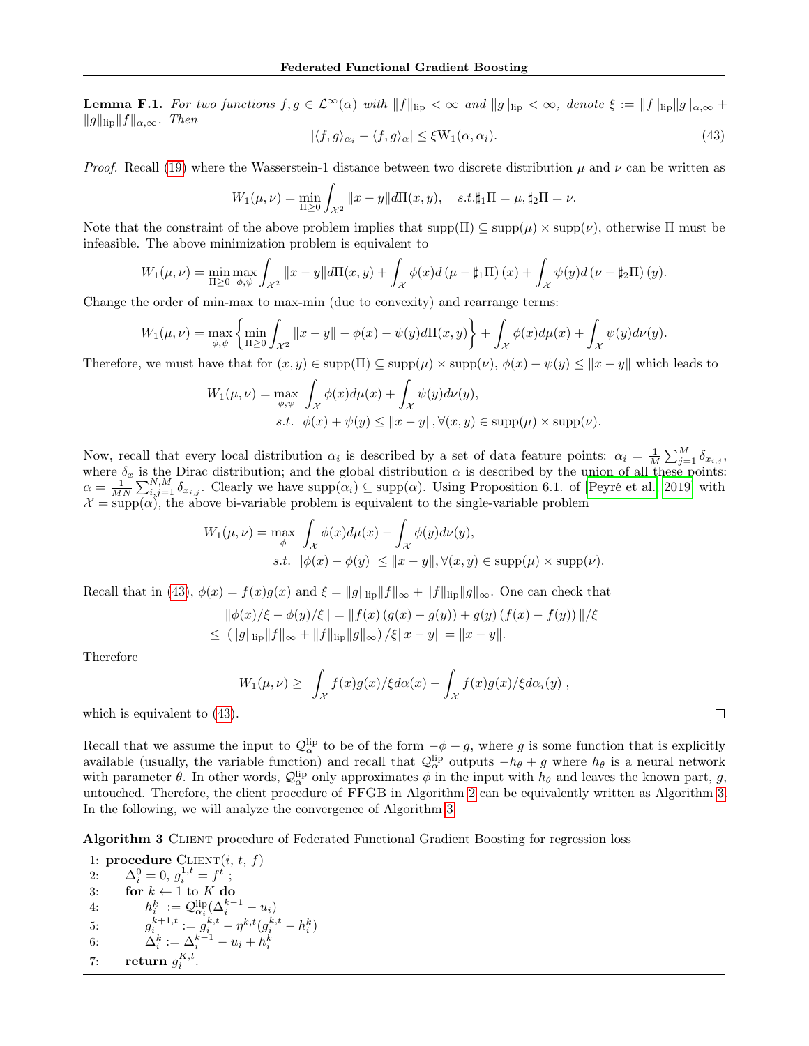**Lemma F.1.** *For two functions $f, g \in \mathcal{L}^\infty(\alpha)$ with $\|f\|_{\rm lip} < \infty$ and $\|g\|_{\rm lip} < \infty$, denote $\xi := \|f\|_{\rm lip}\|g\|_{\alpha,\infty} + \|g\|_{\rm lip}\|f\|_{\alpha,\infty}$. Then*

$$|\langle f, g\rangle_{\alpha_i} - \langle f, g\rangle_\alpha| \leq \xi \mathrm{W}_1(\alpha, \alpha_i). \tag{43}$$

*Proof.* Recall (19) where the Wasserstein-1 distance between two discrete distribution $\mu$ and $\nu$ can be written as

$$W_1(\mu, \nu) = \min_{\Pi \geq 0} \int_{\mathcal{X}^2} \|x - y\| d\Pi(x, y), \quad s.t. \sharp_1 \Pi = \mu, \sharp_2 \Pi = \nu.$$

Note that the constraint of the above problem implies that $\mathrm{supp}(\Pi) \subseteq \mathrm{supp}(\mu) \times \mathrm{supp}(\nu)$, otherwise $\Pi$ must be infeasible. The above minimization problem is equivalent to

$$W_1(\mu, \nu) = \min_{\Pi \geq 0} \max_{\phi, \psi} \int_{\mathcal{X}^2} \|x - y\| d\Pi(x, y) + \int_{\mathcal{X}} \phi(x) d\left(\mu - \sharp_1 \Pi\right)(x) + \int_{\mathcal{X}} \psi(y) d\left(\nu - \sharp_2 \Pi\right)(y).$$

Change the order of min-max to max-min (due to convexity) and rearrange terms:

$$W_1(\mu, \nu) = \max_{\phi, \psi} \left\{ \min_{\Pi \geq 0} \int_{\mathcal{X}^2} \|x - y\| - \phi(x) - \psi(y) d\Pi(x, y) \right\} + \int_{\mathcal{X}} \phi(x) d\mu(x) + \int_{\mathcal{X}} \psi(y) d\nu(y).$$

Therefore, we must have that for $(x, y) \in \mathrm{supp}(\Pi) \subseteq \mathrm{supp}(\mu) \times \mathrm{supp}(\nu)$, $\phi(x) + \psi(y) \leq \|x - y\|$ which leads to

$$\begin{aligned}
W_1(\mu, \nu) = \max_{\phi, \psi} \ & \int_{\mathcal{X}} \phi(x) d\mu(x) + \int_{\mathcal{X}} \psi(y) d\nu(y), \\
s.t. \ \ & \phi(x) + \psi(y) \leq \|x - y\|, \forall (x, y) \in \mathrm{supp}(\mu) \times \mathrm{supp}(\nu).
\end{aligned}$$

Now, recall that every local distribution $\alpha_i$ is described by a set of data feature points: $\alpha_i = \frac{1}{M} \sum_{j=1}^M \delta_{x_{i,j}}$, where $\delta_x$ is the Dirac distribution; and the global distribution $\alpha$ is described by the union of all these points: $\alpha = \frac{1}{MN} \sum_{i,j=1}^{N,M} \delta_{x_{i,j}}$. Clearly we have $\mathrm{supp}(\alpha_i) \subseteq \mathrm{supp}(\alpha)$. Using Proposition 6.1. of [Peyré et al., 2019] with $\mathcal{X} = \mathrm{supp}(\alpha)$, the above bi-variable problem is equivalent to the single-variable problem

$$\begin{aligned}
W_1(\mu, \nu) = \max_{\phi} \ & \int_{\mathcal{X}} \phi(x) d\mu(x) - \int_{\mathcal{X}} \phi(y) d\nu(y), \\
s.t. \ \ & |\phi(x) - \phi(y)| \leq \|x - y\|, \forall (x, y) \in \mathrm{supp}(\mu) \times \mathrm{supp}(\nu).
\end{aligned}$$

Recall that in (43), $\phi(x) = f(x)g(x)$ and $\xi = \|g\|_{\rm lip}\|f\|_\infty + \|f\|_{\rm lip}\|g\|_\infty$. One can check that

$$\begin{aligned}
&\|\phi(x)/\xi - \phi(y)/\xi\| = \|f(x)\left(g(x) - g(y)\right) + g(y)\left(f(x) - f(y)\right)\|/\xi \\
\leq \ & \left(\|g\|_{\rm lip}\|f\|_\infty + \|f\|_{\rm lip}\|g\|_\infty\right)/\xi \|x - y\| = \|x - y\|.
\end{aligned}$$

Therefore

$$W_1(\mu, \nu) \geq |\int_{\mathcal{X}} f(x)g(x)/\xi d\alpha(x) - \int_{\mathcal{X}} f(x)g(x)/\xi d\alpha_i(y)|,$$

which is equivalent to (43). □

Recall that we assume the input to $\mathcal{Q}_\alpha^{\rm lip}$ to be of the form $-\phi + g$, where $g$ is some function that is explicitly available (usually, the variable function) and recall that $\mathcal{Q}_\alpha^{\rm lip}$ outputs $-h_\theta + g$ where $h_\theta$ is a neural network with parameter $\theta$. In other words, $\mathcal{Q}_\alpha^{\rm lip}$ only approximates $\phi$ in the input with $h_\theta$ and leaves the known part, $g$, untouched. Therefore, the client procedure of FFGB in Algorithm 2 can be equivalently written as Algorithm 3. In the following, we will analyze the convergence of Algorithm 3.

**Algorithm 3** CLIENT procedure of Federated Functional Gradient Boosting for regression loss

```
1: procedure CLIENT(i, t, f)
2:     Δ_i^0 = 0, g_i^{1,t} = f^t ;
3:     for k ← 1 to K do
4:         h_i^k := Q_{α_i}^{lip}(Δ_i^{k-1} − u_i)
5:         g_i^{k+1,t} := g_i^{k,t} − η^{k,t}(g_i^{k,t} − h_i^k)
6:         Δ_i^k := Δ_i^{k-1} − u_i + h_i^k
7:     return g_i^{K,t}.
```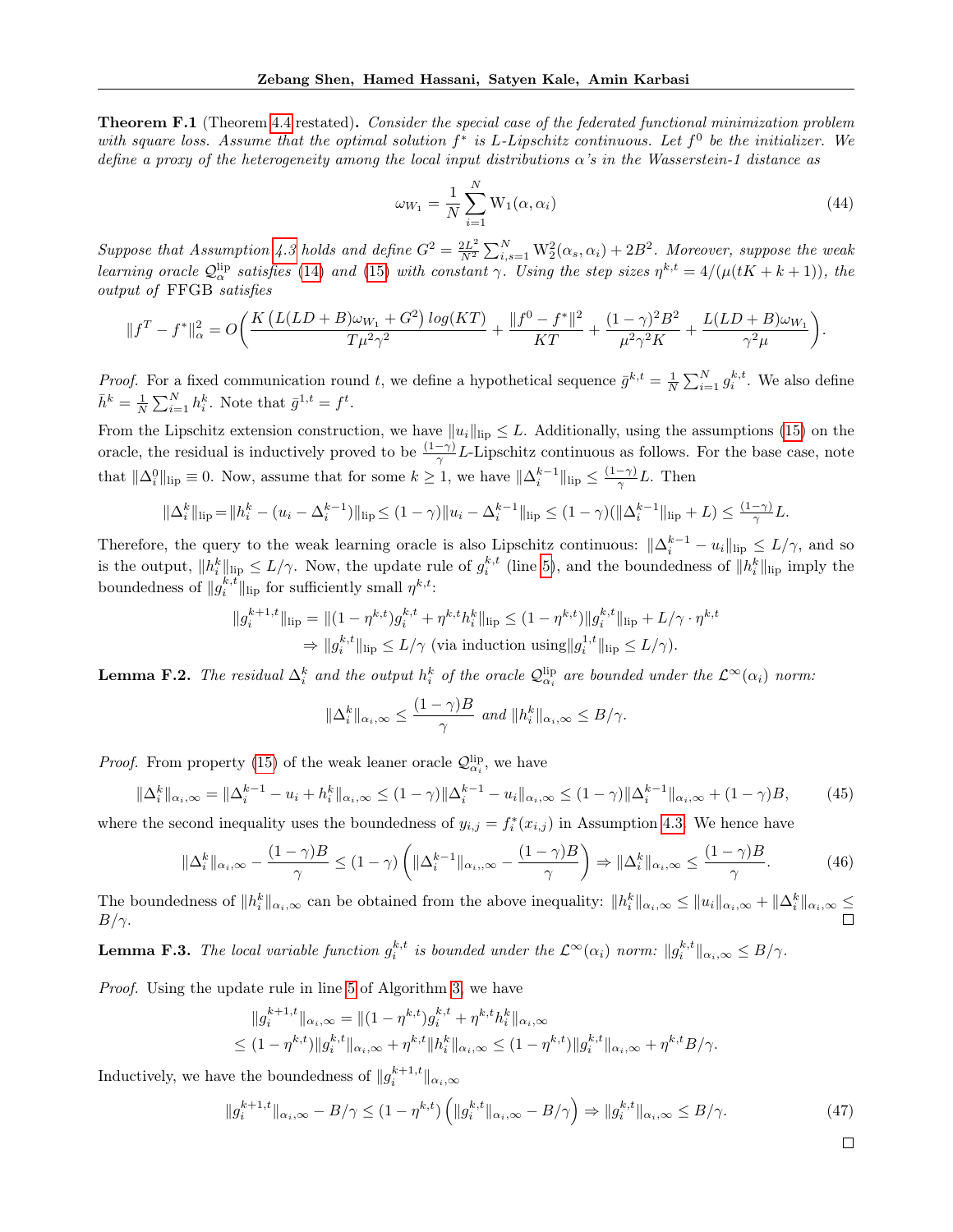**Theorem F.1** (Theorem 4.4 restated)**.** *Consider the special case of the federated functional minimization problem with square loss. Assume that the optimal solution $f^*$ is $L$-Lipschitz continuous. Let $f^0$ be the initializer. We define a proxy of the heterogeneity among the local input distributions $\alpha$'s in the Wasserstein-1 distance as*

$$\omega_{W_1} = \frac{1}{N}\sum_{i=1}^{N} \mathrm{W}_1(\alpha, \alpha_i) \tag{44}$$

*Suppose that Assumption 4.3 holds and define $G^2 = \frac{2L^2}{N^2}\sum_{i,s=1}^{N} \mathrm{W}_2^2(\alpha_s, \alpha_i) + 2B^2$. Moreover, suppose the weak learning oracle $\mathcal{Q}_\alpha^{\mathrm{lip}}$ satisfies (14) and (15) with constant $\gamma$. Using the step sizes $\eta^{k,t} = 4/(\mu(tK+k+1))$, the output of* FFGB *satisfies*

$$\|f^T - f^*\|_\alpha^2 = O\bigg(\frac{K\left(L(LD+B)\omega_{W_1} + G^2\right)log(KT)}{T\mu^2\gamma^2} + \frac{\|f^0 - f^*\|^2}{KT} + \frac{(1-\gamma)^2B^2}{\mu^2\gamma^2 K} + \frac{L(LD+B)\omega_{W_1}}{\gamma^2\mu}\bigg).$$

*Proof.* For a fixed communication round $t$, we define a hypothetical sequence $\bar{g}^{k,t} = \frac{1}{N}\sum_{i=1}^{N} g_i^{k,t}$. We also define $\bar{h}^k = \frac{1}{N}\sum_{i=1}^{N} h_i^k$. Note that $\bar{g}^{1,t} = f^t$.

From the Lipschitz extension construction, we have $\|u_i\|_{\mathrm{lip}} \le L$. Additionally, using the assumptions (15) on the oracle, the residual is inductively proved to be $\frac{(1-\gamma)}{\gamma}L$-Lipschitz continuous as follows. For the base case, note that $\|\Delta_i^0\|_{\mathrm{lip}} \equiv 0$. Now, assume that for some $k \ge 1$, we have $\|\Delta_i^{k-1}\|_{\mathrm{lip}} \le \frac{(1-\gamma)}{\gamma}L$. Then

$$\|\Delta_i^k\|_{\mathrm{lip}} = \|h_i^k - (u_i - \Delta_i^{k-1})\|_{\mathrm{lip}} \le (1-\gamma)\|u_i - \Delta_i^{k-1}\|_{\mathrm{lip}} \le (1-\gamma)(\|\Delta_i^{k-1}\|_{\mathrm{lip}} + L) \le \tfrac{(1-\gamma)}{\gamma}L.$$

Therefore, the query to the weak learning oracle is also Lipschitz continuous: $\|\Delta_i^{k-1} - u_i\|_{\mathrm{lip}} \le L/\gamma$, and so is the output, $\|h_i^k\|_{\mathrm{lip}} \le L/\gamma$. Now, the update rule of $g_i^{k,t}$ (line 5), and the boundedness of $\|h_i^k\|_{\mathrm{lip}}$ imply the boundedness of $\|g_i^{k,t}\|_{\mathrm{lip}}$ for sufficiently small $\eta^{k,t}$:

$$\|g_i^{k+1,t}\|_{\mathrm{lip}} = \|(1-\eta^{k,t})g_i^{k,t} + \eta^{k,t}h_i^k\|_{\mathrm{lip}} \le (1-\eta^{k,t})\|g_i^{k,t}\|_{\mathrm{lip}} + L/\gamma \cdot \eta^{k,t}$$
$$\Rightarrow \|g_i^{k,t}\|_{\mathrm{lip}} \le L/\gamma \text{ (via induction using} \|g_i^{1,t}\|_{\mathrm{lip}} \le L/\gamma).$$

**Lemma F.2.** *The residual $\Delta_i^k$ and the output $h_i^k$ of the oracle $\mathcal{Q}_{\alpha_i}^{\mathrm{lip}}$ are bounded under the $\mathcal{L}^\infty(\alpha_i)$ norm:*

$$\|\Delta_i^k\|_{\alpha_i,\infty} \le \frac{(1-\gamma)B}{\gamma} \text{ and } \|h_i^k\|_{\alpha_i,\infty} \le B/\gamma.$$

*Proof.* From property (15) of the weak leaner oracle $\mathcal{Q}_{\alpha_i}^{\mathrm{lip}}$, we have

$$\|\Delta_i^k\|_{\alpha_i,\infty} = \|\Delta_i^{k-1} - u_i + h_i^k\|_{\alpha_i,\infty} \le (1-\gamma)\|\Delta_i^{k-1} - u_i\|_{\alpha_i,\infty} \le (1-\gamma)\|\Delta_i^{k-1}\|_{\alpha_i,\infty} + (1-\gamma)B, \tag{45}$$

where the second inequality uses the boundedness of $y_{i,j} = f_i^*(x_{i,j})$ in Assumption 4.3. We hence have

$$\|\Delta_i^k\|_{\alpha_i,\infty} - \frac{(1-\gamma)B}{\gamma} \le (1-\gamma)\left(\|\Delta_i^{k-1}\|_{\alpha_i,,\infty} - \frac{(1-\gamma)B}{\gamma}\right) \Rightarrow \|\Delta_i^k\|_{\alpha_i,\infty} \le \frac{(1-\gamma)B}{\gamma}. \tag{46}$$

The boundedness of $\|h_i^k\|_{\alpha_i,\infty}$ can be obtained from the above inequality: $\|h_i^k\|_{\alpha_i,\infty} \le \|u_i\|_{\alpha_i,\infty} + \|\Delta_i^k\|_{\alpha_i,\infty} \le B/\gamma$. □

**Lemma F.3.** *The local variable function $g_i^{k,t}$ is bounded under the $\mathcal{L}^\infty(\alpha_i)$ norm: $\|g_i^{k,t}\|_{\alpha_i,\infty} \le B/\gamma$.*

*Proof.* Using the update rule in line 5 of Algorithm 3, we have

$$\|g_i^{k+1,t}\|_{\alpha_i,\infty} = \|(1-\eta^{k,t})g_i^{k,t} + \eta^{k,t}h_i^k\|_{\alpha_i,\infty}$$
$$\le (1-\eta^{k,t})\|g_i^{k,t}\|_{\alpha_i,\infty} + \eta^{k,t}\|h_i^k\|_{\alpha_i,\infty} \le (1-\eta^{k,t})\|g_i^{k,t}\|_{\alpha_i,\infty} + \eta^{k,t}B/\gamma.$$

Inductively, we have the boundedness of $\|g_i^{k+1,t}\|_{\alpha_i,\infty}$

$$\|g_i^{k+1,t}\|_{\alpha_i,\infty} - B/\gamma \le (1-\eta^{k,t})\left(\|g_i^{k,t}\|_{\alpha_i,\infty} - B/\gamma\right) \Rightarrow \|g_i^{k,t}\|_{\alpha_i,\infty} \le B/\gamma. \tag{47}$$

□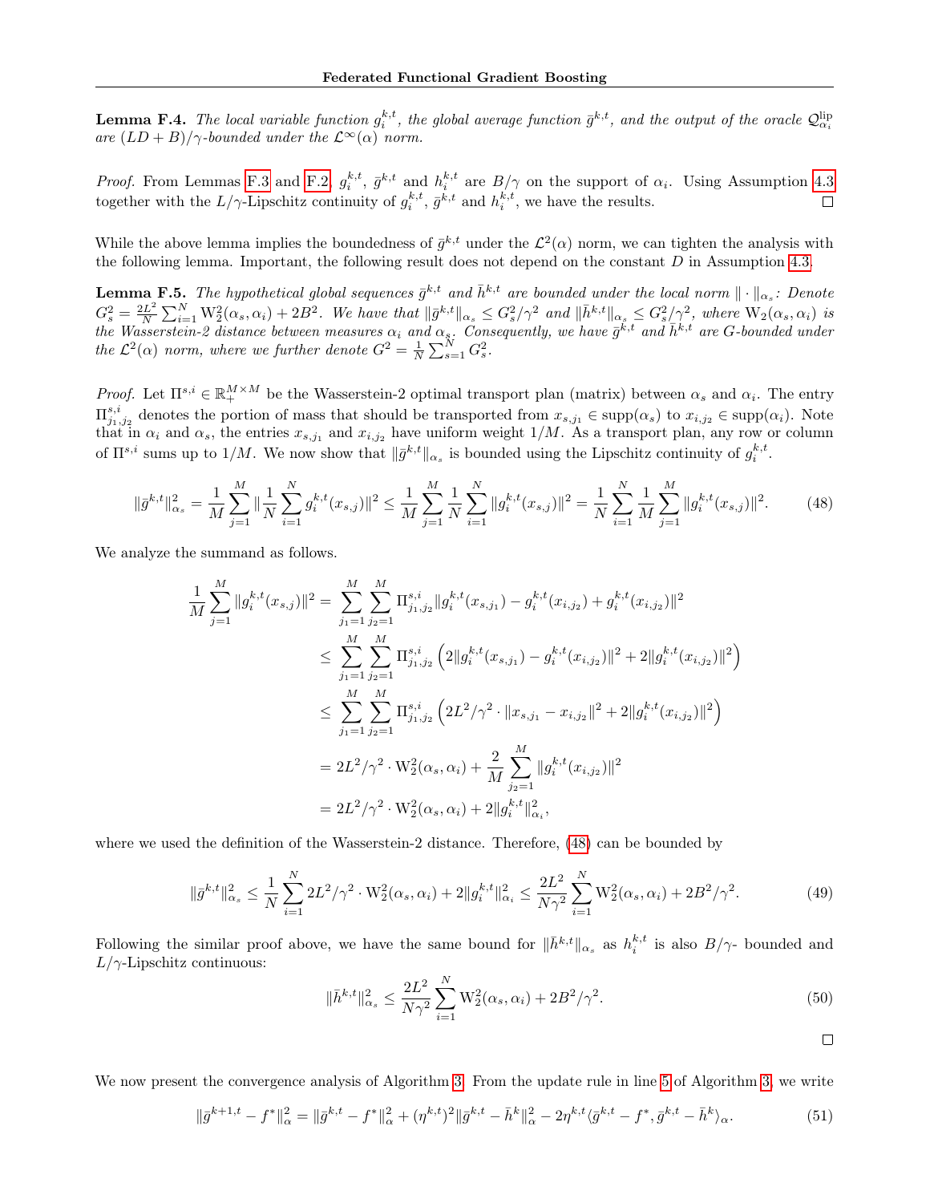**Lemma F.4.** *The local variable function $g_i^{k,t}$, the global average function $\bar{g}^{k,t}$, and the output of the oracle $\mathcal{Q}_{\alpha_i}^{\text{lip}}$ are $(LD+B)/\gamma$-bounded under the $\mathcal{L}^\infty(\alpha)$ norm.*

*Proof.* From Lemmas F.3 and F.2, $g_i^{k,t}$, $\bar{g}^{k,t}$ and $h_i^{k,t}$ are $B/\gamma$ on the support of $\alpha_i$. Using Assumption 4.3 together with the $L/\gamma$-Lipschitz continuity of $g_i^{k,t}$, $\bar{g}^{k,t}$ and $h_i^{k,t}$, we have the results. □

While the above lemma implies the boundedness of $\bar{g}^{k,t}$ under the $\mathcal{L}^2(\alpha)$ norm, we can tighten the analysis with the following lemma. Important, the following result does not depend on the constant $D$ in Assumption 4.3.

**Lemma F.5.** *The hypothetical global sequences $\bar{g}^{k,t}$ and $\bar{h}^{k,t}$ are bounded under the local norm $\|\cdot\|_{\alpha_s}$: Denote $G_s^2 = \frac{2L^2}{N}\sum_{i=1}^N \mathrm{W}_2^2(\alpha_s,\alpha_i) + 2B^2$. We have that $\|\bar{g}^{k,t}\|_{\alpha_s} \leq G_s^2/\gamma^2$ and $\|\bar{h}^{k,t}\|_{\alpha_s} \leq G_s^2/\gamma^2$, where $\mathrm{W}_2(\alpha_s,\alpha_i)$ is the Wasserstein-2 distance between measures $\alpha_i$ and $\alpha_s$. Consequently, we have $\bar{g}^{k,t}$ and $\bar{h}^{k,t}$ are $G$-bounded under the $\mathcal{L}^2(\alpha)$ norm, where we further denote $G^2 = \frac{1}{N}\sum_{s=1}^N G_s^2$.*

*Proof.* Let $\Pi^{s,i} \in \mathbb{R}_+^{M\times M}$ be the Wasserstein-2 optimal transport plan (matrix) between $\alpha_s$ and $\alpha_i$. The entry $\Pi^{s,i}_{j_1,j_2}$ denotes the portion of mass that should be transported from $x_{s,j_1} \in \mathrm{supp}(\alpha_s)$ to $x_{i,j_2} \in \mathrm{supp}(\alpha_i)$. Note that in $\alpha_i$ and $\alpha_s$, the entries $x_{s,j_1}$ and $x_{i,j_2}$ have uniform weight $1/M$. As a transport plan, any row or column of $\Pi^{s,i}$ sums up to $1/M$. We now show that $\|\bar{g}^{k,t}\|_{\alpha_s}$ is bounded using the Lipschitz continuity of $g_i^{k,t}$.

$$\|\bar{g}^{k,t}\|_{\alpha_s}^2 = \frac{1}{M}\sum_{j=1}^M \|\frac{1}{N}\sum_{i=1}^N g_i^{k,t}(x_{s,j})\|^2 \leq \frac{1}{M}\sum_{j=1}^M \frac{1}{N}\sum_{i=1}^N \|g_i^{k,t}(x_{s,j})\|^2 = \frac{1}{N}\sum_{i=1}^N \frac{1}{M}\sum_{j=1}^M \|g_i^{k,t}(x_{s,j})\|^2. \tag{48}$$

We analyze the summand as follows.

$$\begin{aligned}
\frac{1}{M}\sum_{j=1}^M \|g_i^{k,t}(x_{s,j})\|^2 &= \sum_{j_1=1}^M\sum_{j_2=1}^M \Pi^{s,i}_{j_1,j_2}\|g_i^{k,t}(x_{s,j_1}) - g_i^{k,t}(x_{i,j_2}) + g_i^{k,t}(x_{i,j_2})\|^2 \\
&\leq \sum_{j_1=1}^M\sum_{j_2=1}^M \Pi^{s,i}_{j_1,j_2}\left(2\|g_i^{k,t}(x_{s,j_1}) - g_i^{k,t}(x_{i,j_2})\|^2 + 2\|g_i^{k,t}(x_{i,j_2})\|^2\right) \\
&\leq \sum_{j_1=1}^M\sum_{j_2=1}^M \Pi^{s,i}_{j_1,j_2}\left(2L^2/\gamma^2\cdot\|x_{s,j_1} - x_{i,j_2}\|^2 + 2\|g_i^{k,t}(x_{i,j_2})\|^2\right) \\
&= 2L^2/\gamma^2\cdot \mathrm{W}_2^2(\alpha_s,\alpha_i) + \frac{2}{M}\sum_{j_2=1}^M \|g_i^{k,t}(x_{i,j_2})\|^2 \\
&= 2L^2/\gamma^2\cdot \mathrm{W}_2^2(\alpha_s,\alpha_i) + 2\|g_i^{k,t}\|_{\alpha_i}^2,
\end{aligned}$$

where we used the definition of the Wasserstein-2 distance. Therefore, (48) can be bounded by

$$\|\bar{g}^{k,t}\|_{\alpha_s}^2 \leq \frac{1}{N}\sum_{i=1}^N 2L^2/\gamma^2\cdot\mathrm{W}_2^2(\alpha_s,\alpha_i) + 2\|g_i^{k,t}\|_{\alpha_i}^2 \leq \frac{2L^2}{N\gamma^2}\sum_{i=1}^N \mathrm{W}_2^2(\alpha_s,\alpha_i) + 2B^2/\gamma^2. \tag{49}$$

Following the similar proof above, we have the same bound for $\|\bar{h}^{k,t}\|_{\alpha_s}$ as $h_i^{k,t}$ is also $B/\gamma$- bounded and $L/\gamma$-Lipschitz continuous:

$$\|\bar{h}^{k,t}\|_{\alpha_s}^2 \leq \frac{2L^2}{N\gamma^2}\sum_{i=1}^N \mathrm{W}_2^2(\alpha_s,\alpha_i) + 2B^2/\gamma^2. \tag{50}$$

□

We now present the convergence analysis of Algorithm 3. From the update rule in line 5 of Algorithm 3, we write

$$\|\bar{g}^{k+1,t} - f^*\|_\alpha^2 = \|\bar{g}^{k,t} - f^*\|_\alpha^2 + (\eta^{k,t})^2\|\bar{g}^{k,t} - \bar{h}^k\|_\alpha^2 - 2\eta^{k,t}\langle\bar{g}^{k,t} - f^*, \bar{g}^{k,t} - \bar{h}^k\rangle_\alpha. \tag{51}$$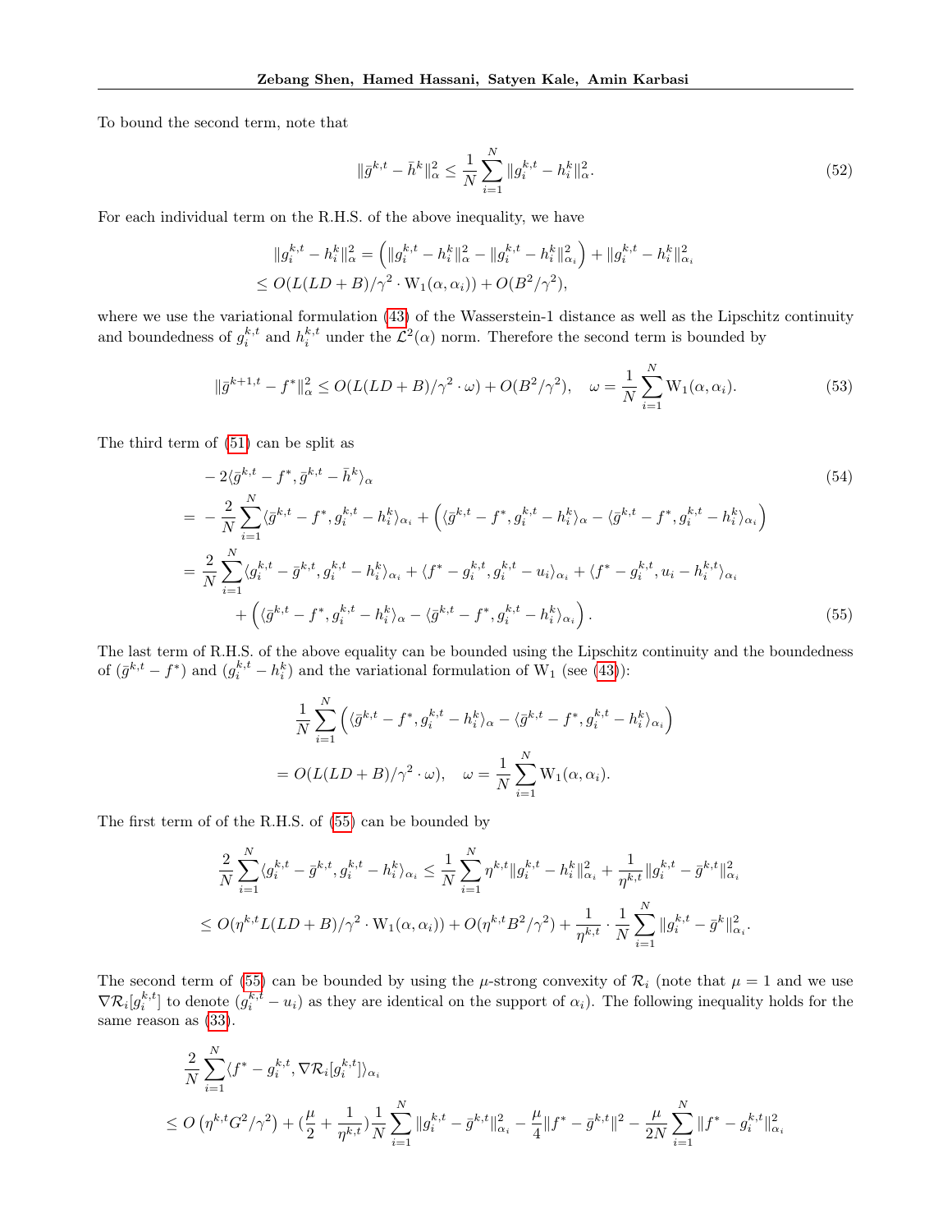To bound the second term, note that

$$\|\bar{g}^{k,t} - \bar{h}^k\|_\alpha^2 \le \frac{1}{N}\sum_{i=1}^N \|g_i^{k,t} - h_i^k\|_\alpha^2. \tag{52}$$

For each individual term on the R.H.S. of the above inequality, we have

$$\begin{aligned}
\|g_i^{k,t} - h_i^k\|_\alpha^2 &= \left(\|g_i^{k,t} - h_i^k\|_\alpha^2 - \|g_i^{k,t} - h_i^k\|_{\alpha_i}^2\right) + \|g_i^{k,t} - h_i^k\|_{\alpha_i}^2 \\
&\le O(L(LD+B)/\gamma^2 \cdot \mathrm{W}_1(\alpha,\alpha_i)) + O(B^2/\gamma^2),
\end{aligned}$$

where we use the variational formulation (43) of the Wasserstein-1 distance as well as the Lipschitz continuity and boundedness of $g_i^{k,t}$ and $h_i^{k,t}$ under the $\mathcal{L}^2(\alpha)$ norm. Therefore the second term is bounded by

$$\|\bar{g}^{k+1,t} - f^*\|_\alpha^2 \le O(L(LD+B)/\gamma^2 \cdot \omega) + O(B^2/\gamma^2), \quad \omega = \frac{1}{N}\sum_{i=1}^N \mathrm{W}_1(\alpha,\alpha_i). \tag{53}$$

The third term of (51) can be split as

$$\begin{aligned}
&-2\langle \bar{g}^{k,t} - f^*, \bar{g}^{k,t} - \bar{h}^k\rangle_\alpha \qquad (54)\\
=& -\frac{2}{N}\sum_{i=1}^N \langle \bar{g}^{k,t} - f^*, g_i^{k,t} - h_i^k\rangle_{\alpha_i} + \left(\langle \bar{g}^{k,t} - f^*, g_i^{k,t} - h_i^k\rangle_\alpha - \langle \bar{g}^{k,t} - f^*, g_i^{k,t} - h_i^k\rangle_{\alpha_i}\right)\\
=& \frac{2}{N}\sum_{i=1}^N \langle g_i^{k,t} - \bar{g}^{k,t}, g_i^{k,t} - h_i^k\rangle_{\alpha_i} + \langle f^* - g_i^{k,t}, g_i^{k,t} - u_i\rangle_{\alpha_i} + \langle f^* - g_i^{k,t}, u_i - h_i^{k,t}\rangle_{\alpha_i}\\
&+ \left(\langle \bar{g}^{k,t} - f^*, g_i^{k,t} - h_i^k\rangle_\alpha - \langle \bar{g}^{k,t} - f^*, g_i^{k,t} - h_i^k\rangle_{\alpha_i}\right). \qquad (55)
\end{aligned}$$

The last term of R.H.S. of the above equality can be bounded using the Lipschitz continuity and the boundedness of $(\bar{g}^{k,t} - f^*)$ and $(g_i^{k,t} - h_i^k)$ and the variational formulation of $\mathrm{W}_1$ (see (43)):

$$\begin{aligned}
&\frac{1}{N}\sum_{i=1}^N \left(\langle \bar{g}^{k,t} - f^*, g_i^{k,t} - h_i^k\rangle_\alpha - \langle \bar{g}^{k,t} - f^*, g_i^{k,t} - h_i^k\rangle_{\alpha_i}\right)\\
=& O(L(LD+B)/\gamma^2 \cdot \omega), \quad \omega = \frac{1}{N}\sum_{i=1}^N \mathrm{W}_1(\alpha,\alpha_i).
\end{aligned}$$

The first term of of the R.H.S. of (55) can be bounded by

$$\begin{aligned}
&\frac{2}{N}\sum_{i=1}^N \langle g_i^{k,t} - \bar{g}^{k,t}, g_i^{k,t} - h_i^k\rangle_{\alpha_i} \le \frac{1}{N}\sum_{i=1}^N \eta^{k,t}\|g_i^{k,t} - h_i^k\|_{\alpha_i}^2 + \frac{1}{\eta^{k,t}}\|g_i^{k,t} - \bar{g}^{k,t}\|_{\alpha_i}^2\\
\le& O(\eta^{k,t}L(LD+B)/\gamma^2 \cdot \mathrm{W}_1(\alpha,\alpha_i)) + O(\eta^{k,t}B^2/\gamma^2) + \frac{1}{\eta^{k,t}}\cdot\frac{1}{N}\sum_{i=1}^N \|g_i^{k,t} - \bar{g}^k\|_{\alpha_i}^2.
\end{aligned}$$

The second term of (55) can be bounded by using the $\mu$-strong convexity of $\mathcal{R}_i$ (note that $\mu = 1$ and we use $\nabla\mathcal{R}_i[g_i^{k,t}]$ to denote $(g_i^{k,t} - u_i)$ as they are identical on the support of $\alpha_i$). The following inequality holds for the same reason as (33).

$$\begin{aligned}
&\frac{2}{N}\sum_{i=1}^N \langle f^* - g_i^{k,t}, \nabla\mathcal{R}_i[g_i^{k,t}]\rangle_{\alpha_i}\\
\le& O\left(\eta^{k,t}G^2/\gamma^2\right) + \left(\frac{\mu}{2} + \frac{1}{\eta^{k,t}}\right)\frac{1}{N}\sum_{i=1}^N \|g_i^{k,t} - \bar{g}^{k,t}\|_{\alpha_i}^2 - \frac{\mu}{4}\|f^* - \bar{g}^{k,t}\|^2 - \frac{\mu}{2N}\sum_{i=1}^N \|f^* - g_i^{k,t}\|_{\alpha_i}^2
\end{aligned}$$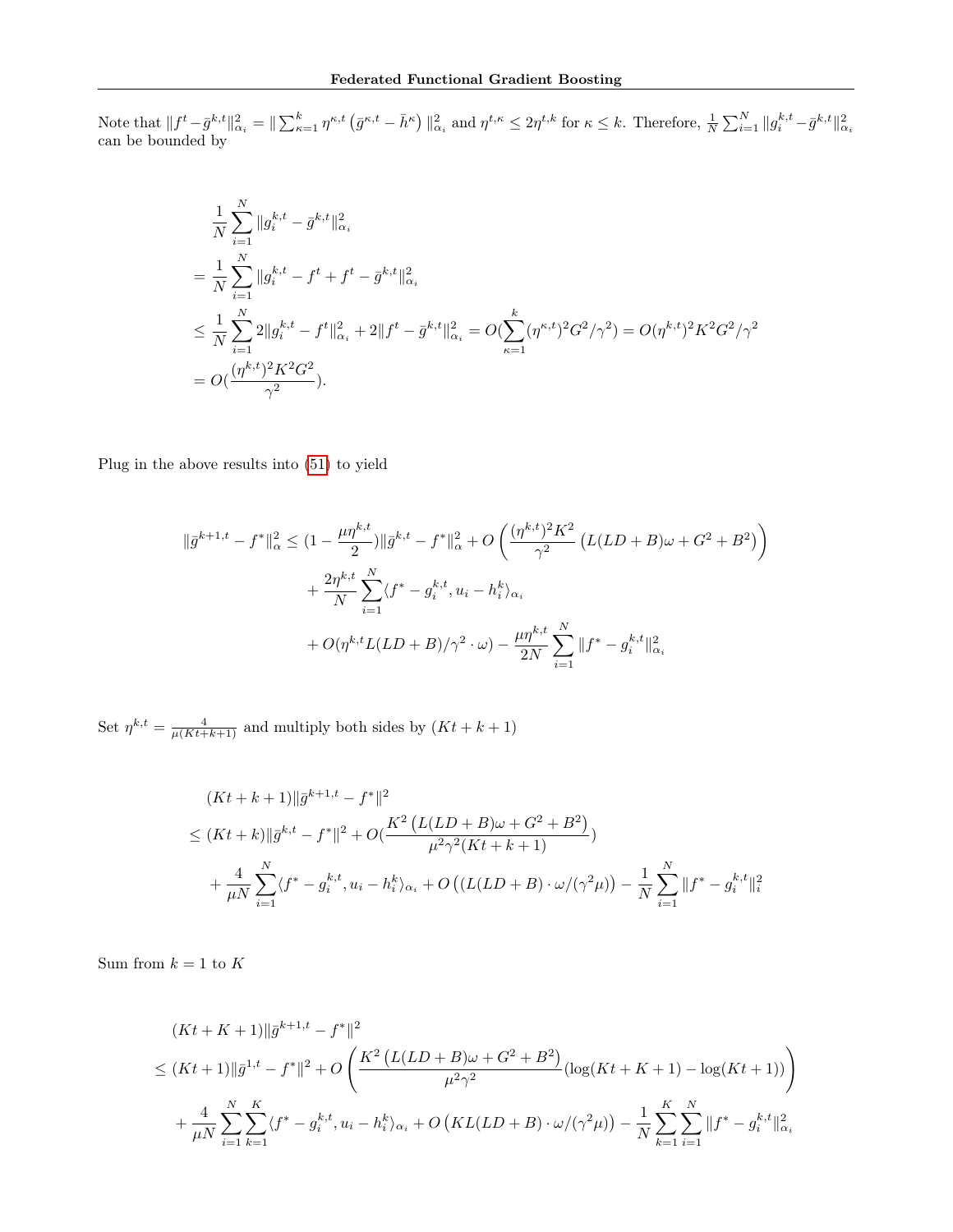Note that $\|f^t - \bar{g}^{k,t}\|_{\alpha_i}^2 = \|\sum_{\kappa=1}^{k} \eta^{\kappa,t}\left(\bar{g}^{\kappa,t} - \bar{h}^{\kappa}\right)\|_{\alpha_i}^2$ and $\eta^{t,\kappa} \leq 2\eta^{t,k}$ for $\kappa \leq k$. Therefore, $\frac{1}{N}\sum_{i=1}^{N}\|g_i^{k,t} - \bar{g}^{k,t}\|_{\alpha_i}^2$ can be bounded by

$$
\begin{aligned}
&\frac{1}{N}\sum_{i=1}^{N}\|g_i^{k,t} - \bar{g}^{k,t}\|_{\alpha_i}^2 \\
&= \frac{1}{N}\sum_{i=1}^{N}\|g_i^{k,t} - f^t + f^t - \bar{g}^{k,t}\|_{\alpha_i}^2 \\
&\leq \frac{1}{N}\sum_{i=1}^{N} 2\|g_i^{k,t} - f^t\|_{\alpha_i}^2 + 2\|f^t - \bar{g}^{k,t}\|_{\alpha_i}^2 = O(\sum_{\kappa=1}^{k}(\eta^{\kappa,t})^2 G^2/\gamma^2) = O(\eta^{k,t})^2 K^2 G^2/\gamma^2 \\
&= O(\frac{(\eta^{k,t})^2 K^2 G^2}{\gamma^2}).
\end{aligned}
$$

Plug in the above results into (51) to yield

$$
\begin{aligned}
\|\bar{g}^{k+1,t} - f^*\|_\alpha^2 \leq\ & (1 - \frac{\mu\eta^{k,t}}{2})\|\bar{g}^{k,t} - f^*\|_\alpha^2 + O\left(\frac{(\eta^{k,t})^2 K^2}{\gamma^2}\left(L(LD+B)\omega + G^2 + B^2\right)\right) \\
&+ \frac{2\eta^{k,t}}{N}\sum_{i=1}^{N}\langle f^* - g_i^{k,t}, u_i - h_i^k\rangle_{\alpha_i} \\
&+ O(\eta^{k,t} L(LD+B)/\gamma^2 \cdot \omega) - \frac{\mu\eta^{k,t}}{2N}\sum_{i=1}^{N}\|f^* - g_i^{k,t}\|_{\alpha_i}^2
\end{aligned}
$$

Set $\eta^{k,t} = \frac{4}{\mu(Kt+k+1)}$ and multiply both sides by $(Kt+k+1)$

$$
\begin{aligned}
&(Kt+k+1)\|\bar{g}^{k+1,t} - f^*\|^2 \\
&\leq (Kt+k)\|\bar{g}^{k,t} - f^*\|^2 + O(\frac{K^2\left(L(LD+B)\omega + G^2 + B^2\right)}{\mu^2\gamma^2(Kt+k+1)}) \\
&\quad + \frac{4}{\mu N}\sum_{i=1}^{N}\langle f^* - g_i^{k,t}, u_i - h_i^k\rangle_{\alpha_i} + O\left((L(LD+B)\cdot\omega/(\gamma^2\mu)\right) - \frac{1}{N}\sum_{i=1}^{N}\|f^* - g_i^{k,t}\|_i^2
\end{aligned}
$$

Sum from $k = 1$ to $K$

$$
\begin{aligned}
&(Kt+K+1)\|\bar{g}^{k+1,t} - f^*\|^2 \\
&\leq (Kt+1)\|\bar{g}^{1,t} - f^*\|^2 + O\left(\frac{K^2\left(L(LD+B)\omega + G^2 + B^2\right)}{\mu^2\gamma^2}(\log(Kt+K+1) - \log(Kt+1))\right) \\
&\quad + \frac{4}{\mu N}\sum_{i=1}^{N}\sum_{k=1}^{K}\langle f^* - g_i^{k,t}, u_i - h_i^k\rangle_{\alpha_i} + O\left(KL(LD+B)\cdot\omega/(\gamma^2\mu)\right) - \frac{1}{N}\sum_{k=1}^{K}\sum_{i=1}^{N}\|f^* - g_i^{k,t}\|_{\alpha_i}^2
\end{aligned}
$$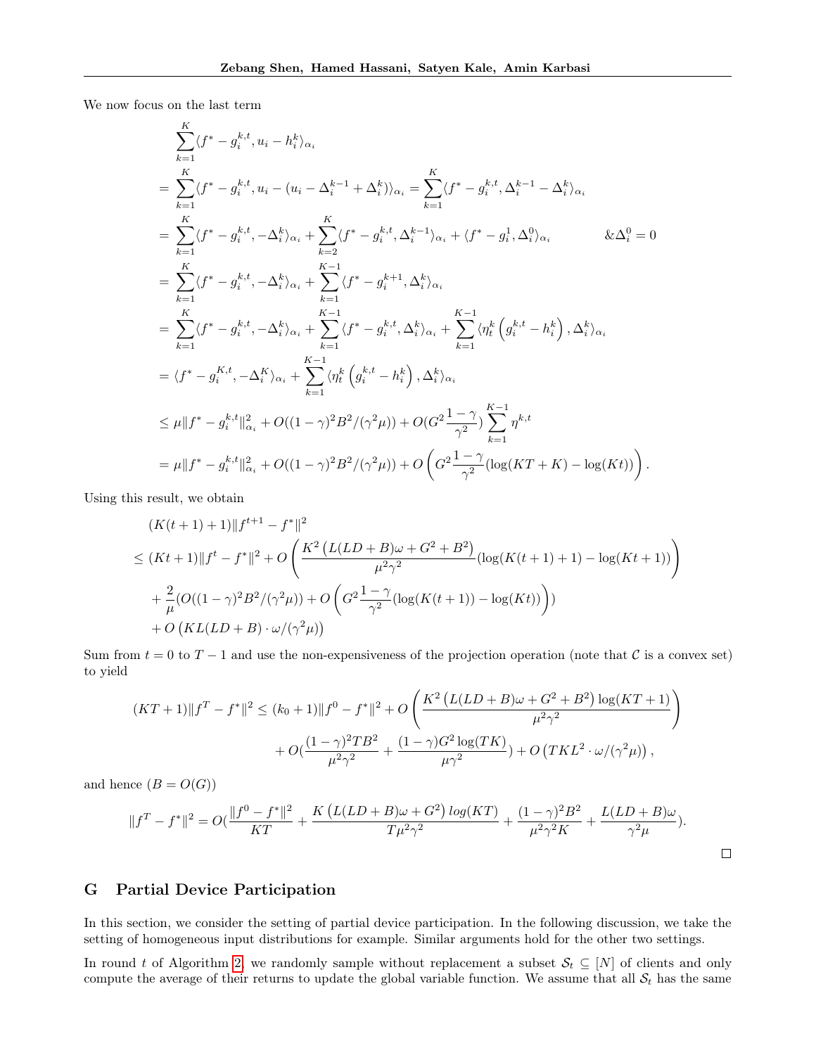We now focus on the last term

$$
\begin{aligned}
&\sum_{k=1}^{K}\langle f^* - g_i^{k,t}, u_i - h_i^k\rangle_{\alpha_i} \\
=& \sum_{k=1}^{K}\langle f^* - g_i^{k,t}, u_i - (u_i - \Delta_i^{k-1} + \Delta_i^k)\rangle_{\alpha_i} = \sum_{k=1}^{K}\langle f^* - g_i^{k,t}, \Delta_i^{k-1} - \Delta_i^k\rangle_{\alpha_i} \\
=& \sum_{k=1}^{K}\langle f^* - g_i^{k,t}, -\Delta_i^k\rangle_{\alpha_i} + \sum_{k=2}^{K}\langle f^* - g_i^{k,t}, \Delta_i^{k-1}\rangle_{\alpha_i} + \langle f^* - g_i^1, \Delta_i^0\rangle_{\alpha_i} \qquad \& \Delta_i^0 = 0 \\
=& \sum_{k=1}^{K}\langle f^* - g_i^{k,t}, -\Delta_i^k\rangle_{\alpha_i} + \sum_{k=1}^{K-1}\langle f^* - g_i^{k+1}, \Delta_i^k\rangle_{\alpha_i} \\
=& \sum_{k=1}^{K}\langle f^* - g_i^{k,t}, -\Delta_i^k\rangle_{\alpha_i} + \sum_{k=1}^{K-1}\langle f^* - g_i^{k,t}, \Delta_i^k\rangle_{\alpha_i} + \sum_{k=1}^{K-1}\langle \eta_t^k\left(g_i^{k,t} - h_i^k\right), \Delta_i^k\rangle_{\alpha_i} \\
=& \langle f^* - g_i^{K,t}, -\Delta_i^K\rangle_{\alpha_i} + \sum_{k=1}^{K-1}\langle \eta_t^k\left(g_i^{k,t} - h_i^k\right), \Delta_i^k\rangle_{\alpha_i} \\
\leq& \mu\|f^* - g_i^{k,t}\|_{\alpha_i}^2 + O((1-\gamma)^2B^2/(\gamma^2\mu)) + O(G^2\frac{1-\gamma}{\gamma^2})\sum_{k=1}^{K-1}\eta^{k,t} \\
=& \mu\|f^* - g_i^{k,t}\|_{\alpha_i}^2 + O((1-\gamma)^2B^2/(\gamma^2\mu)) + O\left(G^2\frac{1-\gamma}{\gamma^2}(\log(KT+K) - \log(Kt))\right).
\end{aligned}
$$

Using this result, we obtain

$$
\begin{aligned}
&(K(t+1)+1)\|f^{t+1} - f^*\|^2 \\
\leq& (Kt+1)\|f^t - f^*\|^2 + O\left(\frac{K^2\left(L(LD+B)\omega + G^2 + B^2\right)}{\mu^2\gamma^2}(\log(K(t+1)+1) - \log(Kt+1))\right) \\
&+ \frac{2}{\mu}(O((1-\gamma)^2B^2/(\gamma^2\mu)) + O\left(G^2\frac{1-\gamma}{\gamma^2}(\log(K(t+1)) - \log(Kt))\right)) \\
&+ O\left(KL(LD+B)\cdot\omega/(\gamma^2\mu)\right)
\end{aligned}
$$

Sum from $t = 0$ to $T-1$ and use the non-expensiveness of the projection operation (note that $\mathcal{C}$ is a convex set) to yield

$$
\begin{aligned}
(KT+1)\|f^T - f^*\|^2 \leq& (k_0+1)\|f^0 - f^*\|^2 + O\left(\frac{K^2\left(L(LD+B)\omega + G^2 + B^2\right)\log(KT+1)}{\mu^2\gamma^2}\right) \\
&+ O(\frac{(1-\gamma)^2TB^2}{\mu^2\gamma^2} + \frac{(1-\gamma)G^2\log(TK)}{\mu\gamma^2}) + O\left(TKL^2\cdot\omega/(\gamma^2\mu)\right),
\end{aligned}
$$

and hence ($B = O(G)$)

$$
\|f^T - f^*\|^2 = O(\frac{\|f^0 - f^*\|^2}{KT} + \frac{K\left(L(LD+B)\omega + G^2\right)log(KT)}{T\mu^2\gamma^2} + \frac{(1-\gamma)^2B^2}{\mu^2\gamma^2K} + \frac{L(LD+B)\omega}{\gamma^2\mu}).
$$

□

## G Partial Device Participation

In this section, we consider the setting of partial device participation. In the following discussion, we take the setting of homogeneous input distributions for example. Similar arguments hold for the other two settings.

In round $t$ of Algorithm 2, we randomly sample without replacement a subset $\mathcal{S}_t \subseteq [N]$ of clients and only compute the average of their returns to update the global variable function. We assume that all $\mathcal{S}_t$ has the same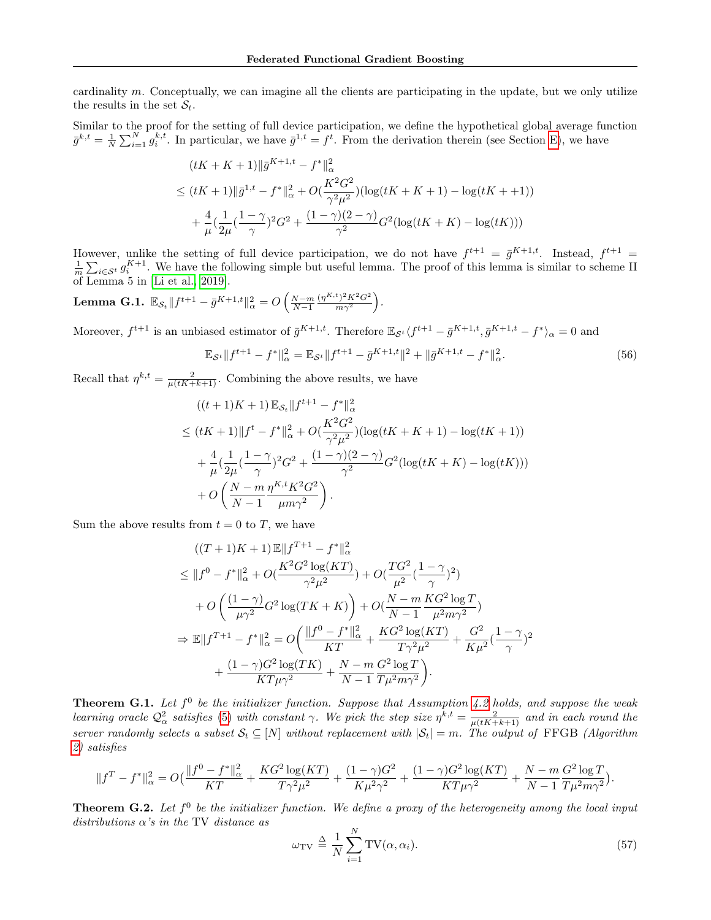cardinality $m$. Conceptually, we can imagine all the clients are participating in the update, but we only utilize the results in the set $\mathcal{S}_t$.

Similar to the proof for the setting of full device participation, we define the hypothetical global average function $\bar{g}^{k,t} = \frac{1}{N}\sum_{i=1}^N g_i^{k,t}$. In particular, we have $\bar{g}^{1,t} = f^t$. From the derivation therein (see Section E), we have

$$
\begin{aligned}
&(tK+K+1)\|\bar{g}^{K+1,t} - f^*\|_\alpha^2 \\
&\leq (tK+1)\|\bar{g}^{1,t} - f^*\|_\alpha^2 + O(\frac{K^2G^2}{\gamma^2\mu^2})(\log(tK+K+1) - \log(tK++1)) \\
&\quad + \frac{4}{\mu}(\frac{1}{2\mu}(\frac{1-\gamma}{\gamma})^2 G^2 + \frac{(1-\gamma)(2-\gamma)}{\gamma^2}G^2(\log(tK+K) - \log(tK)))
\end{aligned}
$$

However, unlike the setting of full device participation, we do not have $f^{t+1} = \bar{g}^{K+1,t}$. Instead, $f^{t+1} = \frac{1}{m}\sum_{i\in\mathcal{S}^t} g_i^{K+1}$. We have the following simple but useful lemma. The proof of this lemma is similar to scheme II of Lemma 5 in [Li et al., 2019].

**Lemma G.1.** $\mathbb{E}_{\mathcal{S}_t}\|f^{t+1} - \bar{g}^{K+1,t}\|_\alpha^2 = O\left(\frac{N-m}{N-1}\frac{(\eta^{K,t})^2K^2G^2}{m\gamma^2}\right)$.

Moreover, $f^{t+1}$ is an unbiased estimator of $\bar{g}^{K+1,t}$. Therefore $\mathbb{E}_{\mathcal{S}^t}\langle f^{t+1} - \bar{g}^{K+1,t}, \bar{g}^{K+1,t} - f^*\rangle_\alpha = 0$ and

$$
\mathbb{E}_{\mathcal{S}^t}\|f^{t+1} - f^*\|_\alpha^2 = \mathbb{E}_{\mathcal{S}^t}\|f^{t+1} - \bar{g}^{K+1,t}\|^2 + \|\bar{g}^{K+1,t} - f^*\|_\alpha^2. \tag{56}
$$

Recall that $\eta^{k,t} = \frac{2}{\mu(tK+k+1)}$. Combining the above results, we have

$$
\begin{aligned}
&((t+1)K+1)\,\mathbb{E}_{\mathcal{S}_t}\|f^{t+1} - f^*\|_\alpha^2 \\
&\leq (tK+1)\|f^t - f^*\|_\alpha^2 + O(\frac{K^2G^2}{\gamma^2\mu^2})(\log(tK+K+1) - \log(tK+1)) \\
&\quad + \frac{4}{\mu}(\frac{1}{2\mu}(\frac{1-\gamma}{\gamma})^2G^2 + \frac{(1-\gamma)(2-\gamma)}{\gamma^2}G^2(\log(tK+K) - \log(tK))) \\
&\quad + O\left(\frac{N-m}{N-1}\frac{\eta^{K,t}K^2G^2}{\mu m\gamma^2}\right).
\end{aligned}
$$

Sum the above results from $t=0$ to $T$, we have

$$
\begin{aligned}
&((T+1)K+1)\,\mathbb{E}\|f^{T+1} - f^*\|_\alpha^2 \\
&\leq \|f^0 - f^*\|_\alpha^2 + O(\frac{K^2G^2\log(KT)}{\gamma^2\mu^2}) + O(\frac{TG^2}{\mu^2}(\frac{1-\gamma}{\gamma})^2) \\
&\quad + O\left(\frac{(1-\gamma)}{\mu\gamma^2}G^2\log(TK+K)\right) + O(\frac{N-m}{N-1}\frac{KG^2\log T}{\mu^2 m\gamma^2}) \\
\Rightarrow\ &\mathbb{E}\|f^{T+1} - f^*\|_\alpha^2 = O\Bigg(\frac{\|f^0 - f^*\|_\alpha^2}{KT} + \frac{KG^2\log(KT)}{T\gamma^2\mu^2} + \frac{G^2}{K\mu^2}(\frac{1-\gamma}{\gamma})^2 \\
&\quad + \frac{(1-\gamma)G^2\log(TK)}{KT\mu\gamma^2} + \frac{N-m}{N-1}\frac{G^2\log T}{T\mu^2 m\gamma^2}\Bigg).
\end{aligned}
$$

**Theorem G.1.** *Let $f^0$ be the initializer function. Suppose that Assumption 4.2 holds, and suppose the weak learning oracle $\mathcal{Q}_\alpha^2$ satisfies (5) with constant $\gamma$. We pick the step size $\eta^{k,t} = \frac{2}{\mu(tK+k+1)}$ and in each round the server randomly selects a subset $\mathcal{S}_t \subseteq [N]$ without replacement with $|\mathcal{S}_t| = m$. The output of* FFGB *(Algorithm 2) satisfies*

$$
\|f^T - f^*\|_\alpha^2 = O\big(\frac{\|f^0 - f^*\|_\alpha^2}{KT} + \frac{KG^2\log(KT)}{T\gamma^2\mu^2} + \frac{(1-\gamma)G^2}{K\mu^2\gamma^2} + \frac{(1-\gamma)G^2\log(KT)}{KT\mu\gamma^2} + \frac{N-m}{N-1}\frac{G^2\log T}{T\mu^2 m\gamma^2}\big).
$$

**Theorem G.2.** *Let $f^0$ be the initializer function. We define a proxy of the heterogeneity among the local input distributions $\alpha$'s in the* TV *distance as*

$$
\omega_{\mathrm{TV}} \triangleq \frac{1}{N}\sum_{i=1}^N \mathrm{TV}(\alpha, \alpha_i). \tag{57}
$$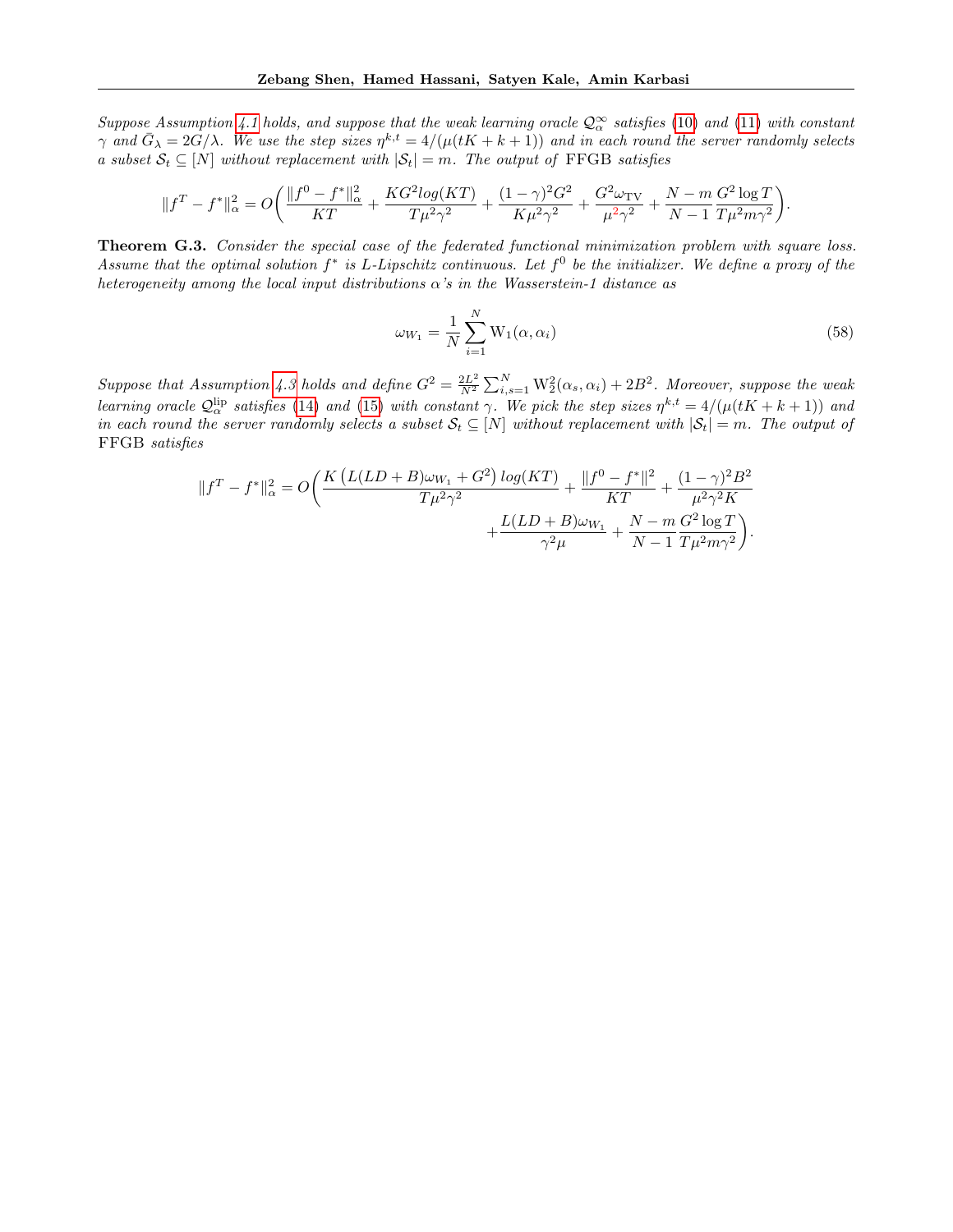*Suppose Assumption 4.1 holds, and suppose that the weak learning oracle $\mathcal{Q}_\alpha^\infty$ satisfies (10) and (11) with constant $\gamma$ and $\bar{G}_\lambda = 2G/\lambda$. We use the step sizes $\eta^{k,t} = 4/(\mu(tK+k+1))$ and in each round the server randomly selects a subset $\mathcal{S}_t \subseteq [N]$ without replacement with $|\mathcal{S}_t| = m$. The output of* FFGB *satisfies*

$$\|f^T - f^*\|_\alpha^2 = O\bigg(\frac{\|f^0 - f^*\|_\alpha^2}{KT} + \frac{KG^2 log(KT)}{T\mu^2\gamma^2} + \frac{(1-\gamma)^2 G^2}{K\mu^2\gamma^2} + \frac{G^2\omega_{\mathrm{TV}}}{\mu^2\gamma^2} + \frac{N-m}{N-1}\frac{G^2\log T}{T\mu^2 m\gamma^2}\bigg).$$

**Theorem G.3.** *Consider the special case of the federated functional minimization problem with square loss. Assume that the optimal solution $f^*$ is $L$-Lipschitz continuous. Let $f^0$ be the initializer. We define a proxy of the heterogeneity among the local input distributions $\alpha$'s in the Wasserstein-1 distance as*

$$\omega_{W_1} = \frac{1}{N}\sum_{i=1}^N \mathrm{W}_1(\alpha, \alpha_i) \tag{58}$$

*Suppose that Assumption 4.3 holds and define $G^2 = \frac{2L^2}{N^2}\sum_{i,s=1}^N \mathrm{W}_2^2(\alpha_s, \alpha_i) + 2B^2$. Moreover, suppose the weak learning oracle $\mathcal{Q}_\alpha^{\mathrm{lip}}$ satisfies (14) and (15) with constant $\gamma$. We pick the step sizes $\eta^{k,t} = 4/(\mu(tK+k+1))$ and in each round the server randomly selects a subset $\mathcal{S}_t \subseteq [N]$ without replacement with $|\mathcal{S}_t| = m$. The output of* FFGB *satisfies*

$$\|f^T - f^*\|_\alpha^2 = O\bigg(\frac{K\left(L(LD+B)\omega_{W_1} + G^2\right) log(KT)}{T\mu^2\gamma^2} + \frac{\|f^0 - f^*\|^2}{KT} + \frac{(1-\gamma)^2 B^2}{\mu^2\gamma^2 K} + \frac{L(LD+B)\omega_{W_1}}{\gamma^2\mu} + \frac{N-m}{N-1}\frac{G^2\log T}{T\mu^2 m\gamma^2}\bigg).$$